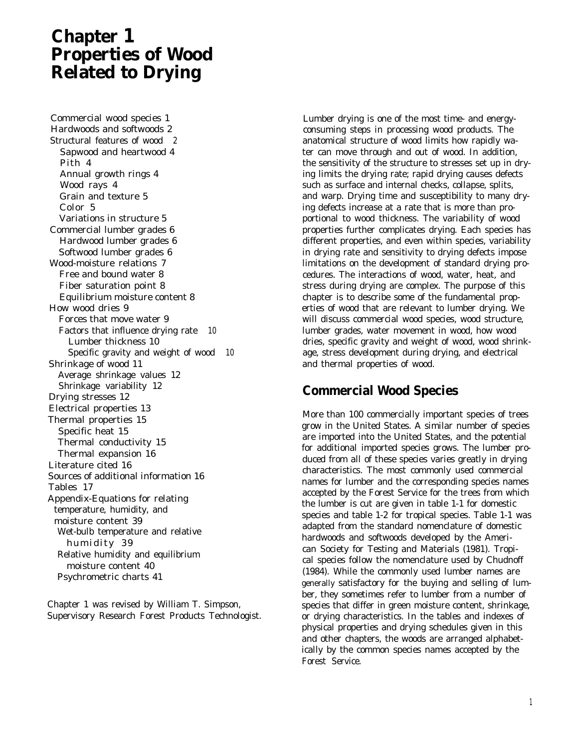# Chapter 1
# Properties of Wood Related to Drying

Commercial wood species 1
Hardwoods and softwoods 2
Structural features of wood 2
  Sapwood and heartwood 4
  Pith 4
  Annual growth rings 4
  Wood rays 4
  Grain and texture 5
  Color 5
  Variations in structure 5
Commercial lumber grades 6
  Hardwood lumber grades 6
  Softwood lumber grades 6
Wood-moisture relations 7
  Free and bound water 8
  Fiber saturation point 8
  Equilibrium moisture content 8
How wood dries 9
  Forces that move water 9
  Factors that influence drying rate 10
    Lumber thickness 10
    Specific gravity and weight of wood 10
Shrinkage of wood 11
  Average shrinkage values 12
  Shrinkage variability 12
Drying stresses 12
Electrical properties 13
Thermal properties 15
  Specific heat 15
  Thermal conductivity 15
  Thermal expansion 16
Literature cited 16
Sources of additional information 16
Tables 17
Appendix-Equations for relating temperature, humidity, and moisture content 39
  Wet-bulb temperature and relative humidity 39
  Relative humidity and equilibrium moisture content 40
  Psychrometric charts 41

Chapter 1 was revised by William T. Simpson, Supervisory Research Forest Products Technologist.

Lumber drying is one of the most time- and energy-consuming steps in processing wood products. The anatomical structure of wood limits how rapidly water can move through and out of wood. In addition, the sensitivity of the structure to stresses set up in drying limits the drying rate; rapid drying causes defects such as surface and internal checks, collapse, splits, and warp. Drying time and susceptibility to many drying defects increase at a rate that is more than proportional to wood thickness. The variability of wood properties further complicates drying. Each species has different properties, and even within species, variability in drying rate and sensitivity to drying defects impose limitations on the development of standard drying procedures. The interactions of wood, water, heat, and stress during drying are complex. The purpose of this chapter is to describe some of the fundamental properties of wood that are relevant to lumber drying. We will discuss commercial wood species, wood structure, lumber grades, water movement in wood, how wood dries, specific gravity and weight of wood, wood shrinkage, stress development during drying, and electrical and thermal properties of wood.

## Commercial Wood Species

More than 100 commercially important species of trees grow in the United States. A similar number of species are imported into the United States, and the potential for additional imported species grows. The lumber produced from all of these species varies greatly in drying characteristics. The most commonly used commercial names for lumber and the corresponding species names accepted by the Forest Service for the trees from which the lumber is cut are given in table 1-1 for domestic species and table 1-2 for tropical species. Table 1-1 was adapted from the standard nomenclature of domestic hardwoods and softwoods developed by the American Society for Testing and Materials (1981). Tropical species follow the nomenclature used by Chudnoff (1984). While the commonly used lumber names are generally satisfactory for the buying and selling of lumber, they sometimes refer to lumber from a number of species that differ in green moisture content, shrinkage, or drying characteristics. In the tables and indexes of physical properties and drying schedules given in this and other chapters, the woods are arranged alphabetically by the common species names accepted by the Forest Service.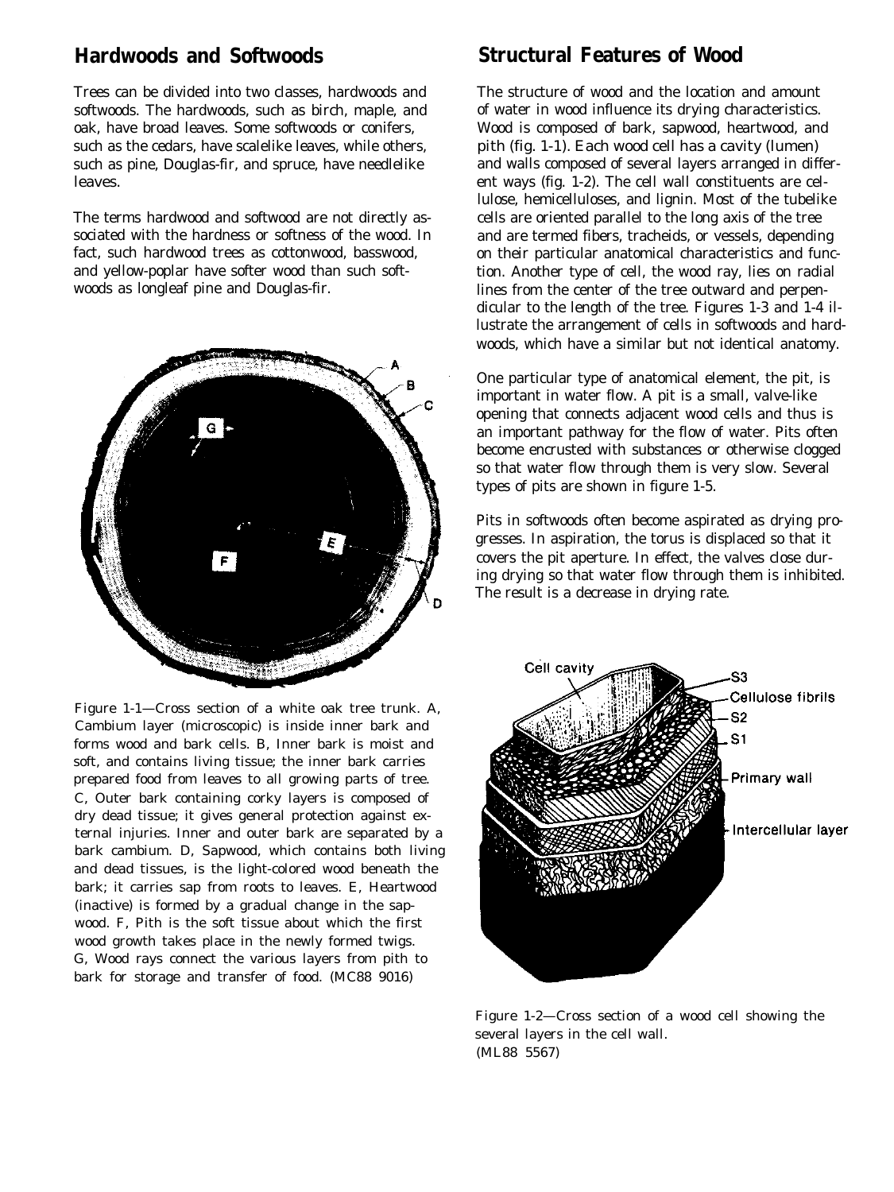## Hardwoods and Softwoods

Trees can be divided into two classes, hardwoods and softwoods. The hardwoods, such as birch, maple, and oak, have broad leaves. Some softwoods or conifers, such as the cedars, have scalelike leaves, while others, such as pine, Douglas-fir, and spruce, have needlelike leaves.

The terms hardwood and softwood are not directly associated with the hardness or softness of the wood. In fact, such hardwood trees as cottonwood, basswood, and yellow-poplar have softer wood than such softwoods as longleaf pine and Douglas-fir.

Figure 1-1—Cross section of a white oak tree trunk. A, Cambium layer (microscopic) is inside inner bark and forms wood and bark cells. B, Inner bark is moist and soft, and contains living tissue; the inner bark carries prepared food from leaves to all growing parts of tree. C, Outer bark containing corky layers is composed of dry dead tissue; it gives general protection against external injuries. Inner and outer bark are separated by a bark cambium. D, Sapwood, which contains both living and dead tissues, is the light-colored wood beneath the bark; it carries sap from roots to leaves. E, Heartwood (inactive) is formed by a gradual change in the sapwood. F, Pith is the soft tissue about which the first wood growth takes place in the newly formed twigs. G, Wood rays connect the various layers from pith to bark for storage and transfer of food. (MC88 9016)

## Structural Features of Wood

The structure of wood and the location and amount of water in wood influence its drying characteristics. Wood is composed of bark, sapwood, heartwood, and pith (fig. 1-1). Each wood cell has a cavity (lumen) and walls composed of several layers arranged in different ways (fig. 1-2). The cell wall constituents are cellulose, hemicelluloses, and lignin. Most of the tubelike cells are oriented parallel to the long axis of the tree and are termed fibers, tracheids, or vessels, depending on their particular anatomical characteristics and function. Another type of cell, the wood ray, lies on radial lines from the center of the tree outward and perpendicular to the length of the tree. Figures 1-3 and 1-4 illustrate the arrangement of cells in softwoods and hardwoods, which have a similar but not identical anatomy.

One particular type of anatomical element, the pit, is important in water flow. A pit is a small, valve-like opening that connects adjacent wood cells and thus is an important pathway for the flow of water. Pits often become encrusted with substances or otherwise clogged so that water flow through them is very slow. Several types of pits are shown in figure 1-5.

Pits in softwoods often become aspirated as drying progresses. In aspiration, the torus is displaced so that it covers the pit aperture. In effect, the valves close during drying so that water flow through them is inhibited. The result is a decrease in drying rate.

Figure 1-2—Cross section of a wood cell showing the several layers in the cell wall. (ML88 5567)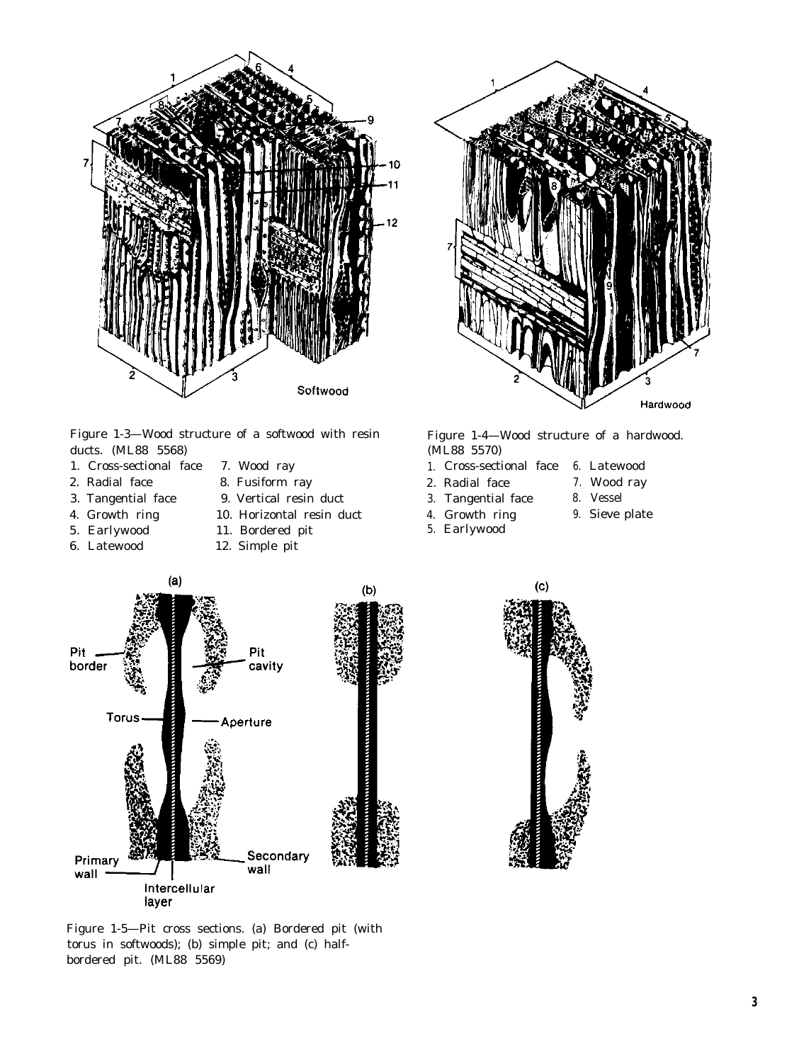Figure 1-3—Wood structure of a softwood with resin ducts. (ML88 5568)

1. Cross-sectional face
2. Radial face
3. Tangential face
4. Growth ring
5. Earlywood
6. Latewood
7. Wood ray
8. Fusiform ray
9. Vertical resin duct
10. Horizontal resin duct
11. Bordered pit
12. Simple pit

Figure 1-4—Wood structure of a hardwood. (ML88 5570)

1. Cross-sectional face
2. Radial face
3. Tangential face
4. Growth ring
5. Earlywood
6. Latewood
7. Wood ray
8. Vessel
9. Sieve plate

Figure 1-5—Pit cross sections. (a) Bordered pit (with torus in softwoods); (b) simple pit; and (c) half-bordered pit. (ML88 5569)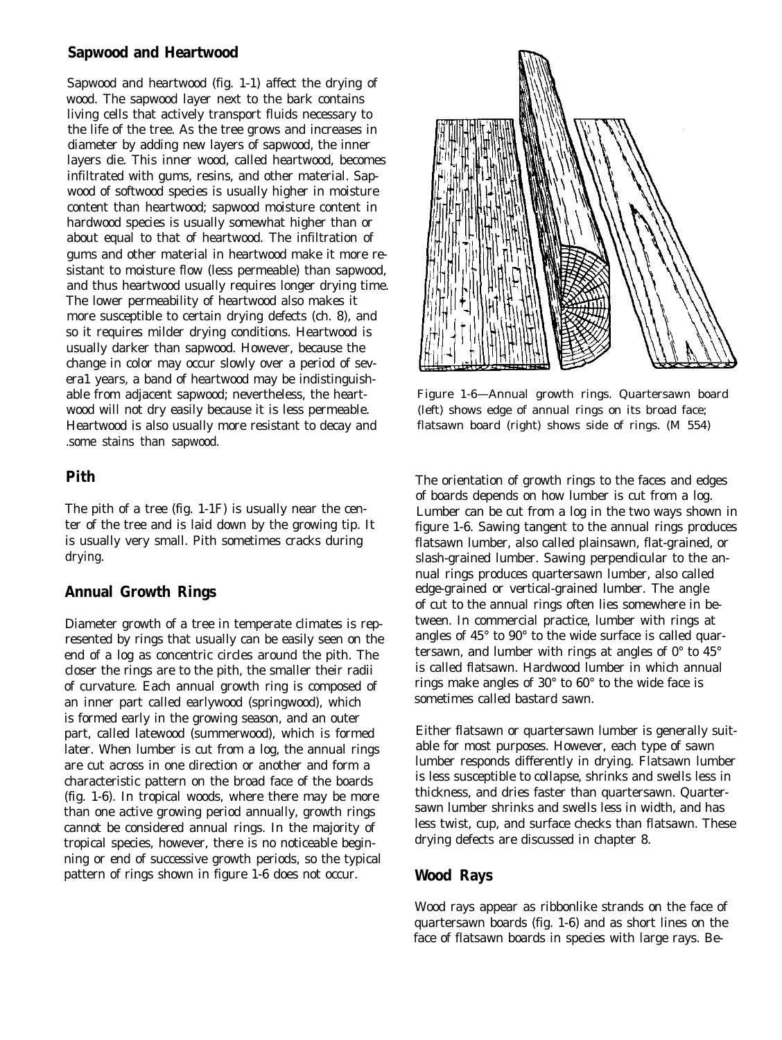## Sapwood and Heartwood

Sapwood and heartwood (fig. 1-1) affect the drying of wood. The sapwood layer next to the bark contains living cells that actively transport fluids necessary to the life of the tree. As the tree grows and increases in diameter by adding new layers of sapwood, the inner layers die. This inner wood, called heartwood, becomes infiltrated with gums, resins, and other material. Sapwood of softwood species is usually higher in moisture content than heartwood; sapwood moisture content in hardwood species is usually somewhat higher than or about equal to that of heartwood. The infiltration of gums and other material in heartwood make it more resistant to moisture flow (less permeable) than sapwood, and thus heartwood usually requires longer drying time. The lower permeability of heartwood also makes it more susceptible to certain drying defects (ch. 8), and so it requires milder drying conditions. Heartwood is usually darker than sapwood. However, because the change in color may occur slowly over a period of severa1 years, a band of heartwood may be indistinguishable from adjacent sapwood; nevertheless, the heartwood will not dry easily because it is less permeable. Heartwood is also usually more resistant to decay and .some stains than sapwood.

## Pith

The pith of a tree (fig. 1-1F) is usually near the center of the tree and is laid down by the growing tip. It is usually very small. Pith sometimes cracks during drying.

## Annual Growth Rings

Diameter growth of a tree in temperate climates is represented by rings that usually can be easily seen on the end of a log as concentric circles around the pith. The closer the rings are to the pith, the smaller their radii of curvature. Each annual growth ring is composed of an inner part called earlywood (springwood), which is formed early in the growing season, and an outer part, called latewood (summerwood), which is formed later. When lumber is cut from a log, the annual rings are cut across in one direction or another and form a characteristic pattern on the broad face of the boards (fig. 1-6). In tropical woods, where there may be more than one active growing period annually, growth rings cannot be considered annual rings. In the majority of tropical species, however, there is no noticeable beginning or end of successive growth periods, so the typical pattern of rings shown in figure 1-6 does not occur.

Figure 1-6—Annual growth rings. Quartersawn board (left) shows edge of annual rings on its broad face; flatsawn board (right) shows side of rings. (M 554)

The orientation of growth rings to the faces and edges of boards depends on how lumber is cut from a log. Lumber can be cut from a log in the two ways shown in figure 1-6. Sawing tangent to the annual rings produces flatsawn lumber, also called plainsawn, flat-grained, or slash-grained lumber. Sawing perpendicular to the annual rings produces quartersawn lumber, also called edge-grained or vertical-grained lumber. The angle of cut to the annual rings often lies somewhere in between. In commercial practice, lumber with rings at angles of 45° to 90° to the wide surface is called quartersawn, and lumber with rings at angles of 0° to 45° is called flatsawn. Hardwood lumber in which annual rings make angles of 30° to 60° to the wide face is sometimes called bastard sawn.

Either flatsawn or quartersawn lumber is generally suitable for most purposes. However, each type of sawn lumber responds differently in drying. Flatsawn lumber is less susceptible to collapse, shrinks and swells less in thickness, and dries faster than quartersawn. Quartersawn lumber shrinks and swells less in width, and has less twist, cup, and surface checks than flatsawn. These drying defects are discussed in chapter 8.

## Wood Rays

Wood rays appear as ribbonlike strands on the face of quartersawn boards (fig. 1-6) and as short lines on the face of flatsawn boards in species with large rays. Be-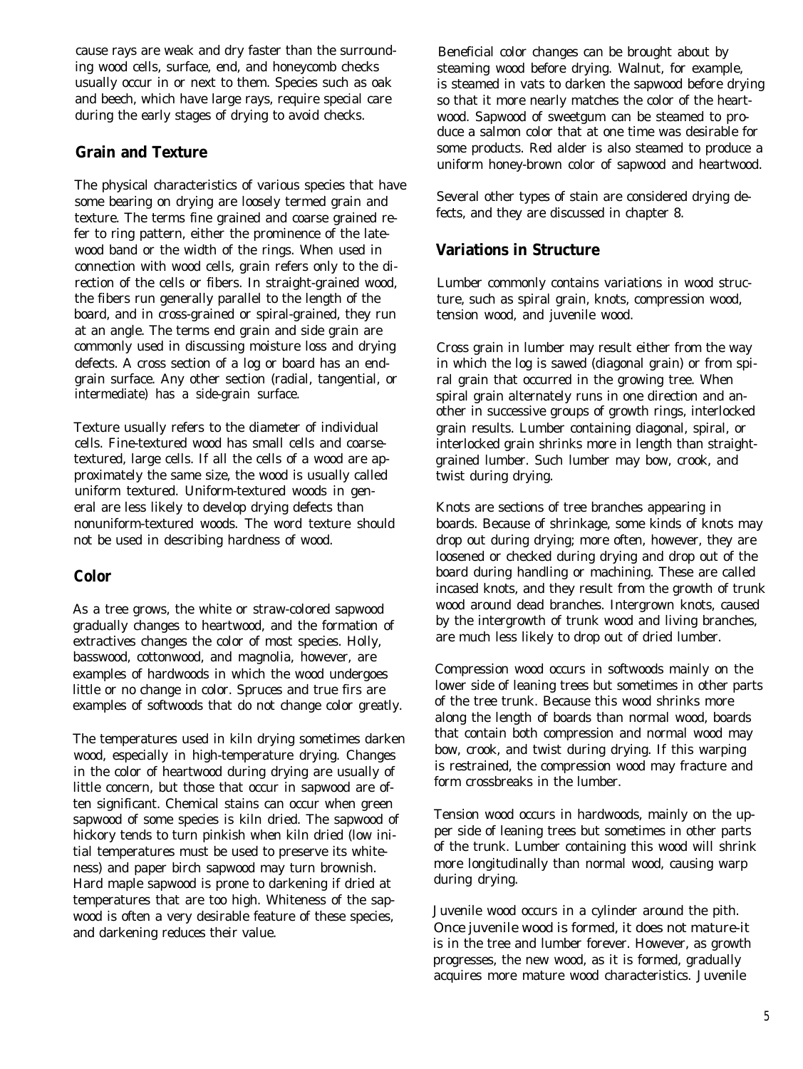cause rays are weak and dry faster than the surrounding wood cells, surface, end, and honeycomb checks usually occur in or next to them. Species such as oak and beech, which have large rays, require special care during the early stages of drying to avoid checks.

## Grain and Texture

The physical characteristics of various species that have some bearing on drying are loosely termed grain and texture. The terms fine grained and coarse grained refer to ring pattern, either the prominence of the latewood band or the width of the rings. When used in connection with wood cells, grain refers only to the direction of the cells or fibers. In straight-grained wood, the fibers run generally parallel to the length of the board, and in cross-grained or spiral-grained, they run at an angle. The terms end grain and side grain are commonly used in discussing moisture loss and drying defects. A cross section of a log or board has an end-grain surface. Any other section (radial, tangential, or intermediate) has a side-grain surface.

Texture usually refers to the diameter of individual cells. Fine-textured wood has small cells and coarse-textured, large cells. If all the cells of a wood are approximately the same size, the wood is usually called uniform textured. Uniform-textured woods in general are less likely to develop drying defects than nonuniform-textured woods. The word texture should not be used in describing hardness of wood.

## Color

As a tree grows, the white or straw-colored sapwood gradually changes to heartwood, and the formation of extractives changes the color of most species. Holly, basswood, cottonwood, and magnolia, however, are examples of hardwoods in which the wood undergoes little or no change in color. Spruces and true firs are examples of softwoods that do not change color greatly.

The temperatures used in kiln drying sometimes darken wood, especially in high-temperature drying. Changes in the color of heartwood during drying are usually of little concern, but those that occur in sapwood are often significant. Chemical stains can occur when green sapwood of some species is kiln dried. The sapwood of hickory tends to turn pinkish when kiln dried (low initial temperatures must be used to preserve its whiteness) and paper birch sapwood may turn brownish. Hard maple sapwood is prone to darkening if dried at temperatures that are too high. Whiteness of the sapwood is often a very desirable feature of these species, and darkening reduces their value.

Beneficial color changes can be brought about by steaming wood before drying. Walnut, for example, is steamed in vats to darken the sapwood before drying so that it more nearly matches the color of the heartwood. Sapwood of sweetgum can be steamed to produce a salmon color that at one time was desirable for some products. Red alder is also steamed to produce a uniform honey-brown color of sapwood and heartwood.

Several other types of stain are considered drying defects, and they are discussed in chapter 8.

## Variations in Structure

Lumber commonly contains variations in wood structure, such as spiral grain, knots, compression wood, tension wood, and juvenile wood.

Cross grain in lumber may result either from the way in which the log is sawed (diagonal grain) or from spiral grain that occurred in the growing tree. When spiral grain alternately runs in one direction and another in successive groups of growth rings, interlocked grain results. Lumber containing diagonal, spiral, or interlocked grain shrinks more in length than straight-grained lumber. Such lumber may bow, crook, and twist during drying.

Knots are sections of tree branches appearing in boards. Because of shrinkage, some kinds of knots may drop out during drying; more often, however, they are loosened or checked during drying and drop out of the board during handling or machining. These are called incased knots, and they result from the growth of trunk wood around dead branches. Intergrown knots, caused by the intergrowth of trunk wood and living branches, are much less likely to drop out of dried lumber.

Compression wood occurs in softwoods mainly on the lower side of leaning trees but sometimes in other parts of the tree trunk. Because this wood shrinks more along the length of boards than normal wood, boards that contain both compression and normal wood may bow, crook, and twist during drying. If this warping is restrained, the compression wood may fracture and form crossbreaks in the lumber.

Tension wood occurs in hardwoods, mainly on the upper side of leaning trees but sometimes in other parts of the trunk. Lumber containing this wood will shrink more longitudinally than normal wood, causing warp during drying.

Juvenile wood occurs in a cylinder around the pith. Once juvenile wood is formed, it does not mature-it is in the tree and lumber forever. However, as growth progresses, the new wood, as it is formed, gradually acquires more mature wood characteristics. Juvenile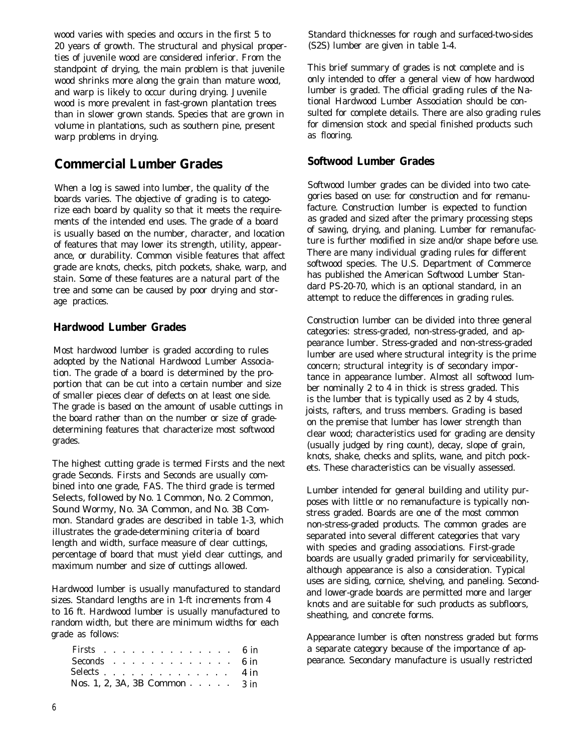wood varies with species and occurs in the first 5 to 20 years of growth. The structural and physical properties of juvenile wood are considered inferior. From the standpoint of drying, the main problem is that juvenile wood shrinks more along the grain than mature wood, and warp is likely to occur during drying. Juvenile wood is more prevalent in fast-grown plantation trees than in slower grown stands. Species that are grown in volume in plantations, such as southern pine, present warp problems in drying.

## Commercial Lumber Grades

When a log is sawed into lumber, the quality of the boards varies. The objective of grading is to categorize each board by quality so that it meets the requirements of the intended end uses. The grade of a board is usually based on the number, character, and location of features that may lower its strength, utility, appearance, or durability. Common visible features that affect grade are knots, checks, pitch pockets, shake, warp, and stain. Some of these features are a natural part of the tree and some can be caused by poor drying and storage practices.

### Hardwood Lumber Grades

Most hardwood lumber is graded according to rules adopted by the National Hardwood Lumber Association. The grade of a board is determined by the proportion that can be cut into a certain number and size of smaller pieces clear of defects on at least one side. The grade is based on the amount of usable cuttings in the board rather than on the number or size of grade-determining features that characterize most softwood grades.

The highest cutting grade is termed Firsts and the next grade Seconds. Firsts and Seconds are usually combined into one grade, FAS. The third grade is termed Selects, followed by No. 1 Common, No. 2 Common, Sound Wormy, No. 3A Common, and No. 3B Common. Standard grades are described in table 1-3, which illustrates the grade-determining criteria of board length and width, surface measure of clear cuttings, percentage of board that must yield clear cuttings, and maximum number and size of cuttings allowed.

Hardwood lumber is usually manufactured to standard sizes. Standard lengths are in 1-ft increments from 4 to 16 ft. Hardwood lumber is usually manufactured to random width, but there are minimum widths for each grade as follows:

| Grade | Minimum width |
|---|---|
| Firsts | 6 in |
| Seconds | 6 in |
| Selects | 4 in |
| Nos. 1, 2, 3A, 3B Common | 3 in |

Standard thicknesses for rough and surfaced-two-sides (S2S) lumber are given in table 1-4.

This brief summary of grades is not complete and is only intended to offer a general view of how hardwood lumber is graded. The official grading rules of the National Hardwood Lumber Association should be consulted for complete details. There are also grading rules for dimension stock and special finished products such as flooring.

### Softwood Lumber Grades

Softwood lumber grades can be divided into two categories based on use: for construction and for remanufacture. Construction lumber is expected to function as graded and sized after the primary processing steps of sawing, drying, and planing. Lumber for remanufacture is further modified in size and/or shape before use. There are many individual grading rules for different softwood species. The U.S. Department of Commerce has published the American Softwood Lumber Standard PS-20-70, which is an optional standard, in an attempt to reduce the differences in grading rules.

Construction lumber can be divided into three general categories: stress-graded, non-stress-graded, and appearance lumber. Stress-graded and non-stress-graded lumber are used where structural integrity is the prime concern; structural integrity is of secondary importance in appearance lumber. Almost all softwood lumber nominally 2 to 4 in thick is stress graded. This is the lumber that is typically used as 2 by 4 studs, joists, rafters, and truss members. Grading is based on the premise that lumber has lower strength than clear wood; characteristics used for grading are density (usually judged by ring count), decay, slope of grain, knots, shake, checks and splits, wane, and pitch pockets. These characteristics can be visually assessed.

Lumber intended for general building and utility purposes with little or no remanufacture is typically nonstress graded. Boards are one of the most common non-stress-graded products. The common grades are separated into several different categories that vary with species and grading associations. First-grade boards are usually graded primarily for serviceability, although appearance is also a consideration. Typical uses are siding, cornice, shelving, and paneling. Second- and lower-grade boards are permitted more and larger knots and are suitable for such products as subfloors, sheathing, and concrete forms.

Appearance lumber is often nonstress graded but forms a separate category because of the importance of appearance. Secondary manufacture is usually restricted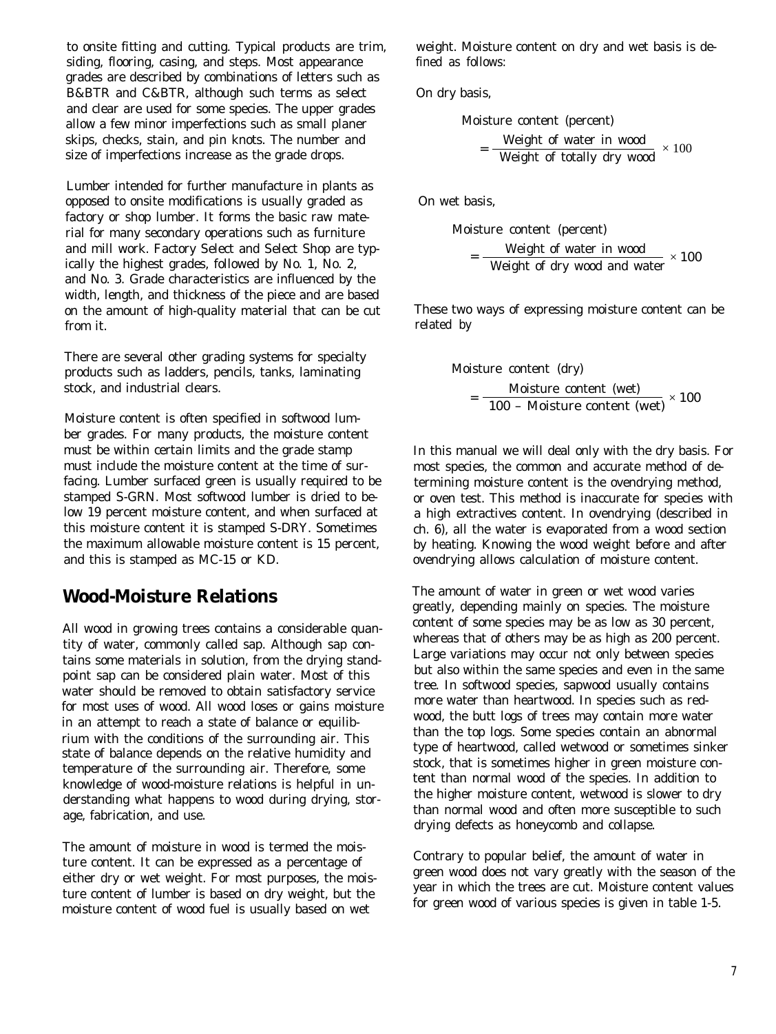to onsite fitting and cutting. Typical products are trim, siding, flooring, casing, and steps. Most appearance grades are described by combinations of letters such as B&BTR and C&BTR, although such terms as select and clear are used for some species. The upper grades allow a few minor imperfections such as small planer skips, checks, stain, and pin knots. The number and size of imperfections increase as the grade drops.

Lumber intended for further manufacture in plants as opposed to onsite modifications is usually graded as factory or shop lumber. It forms the basic raw material for many secondary operations such as furniture and mill work. Factory Select and Select Shop are typically the highest grades, followed by No. 1, No. 2, and No. 3. Grade characteristics are influenced by the width, length, and thickness of the piece and are based on the amount of high-quality material that can be cut from it.

There are several other grading systems for specialty products such as ladders, pencils, tanks, laminating stock, and industrial clears.

Moisture content is often specified in softwood lumber grades. For many products, the moisture content must be within certain limits and the grade stamp must include the moisture content at the time of surfacing. Lumber surfaced green is usually required to be stamped S-GRN. Most softwood lumber is dried to below 19 percent moisture content, and when surfaced at this moisture content it is stamped S-DRY. Sometimes the maximum allowable moisture content is 15 percent, and this is stamped as MC-15 or KD.

## Wood-Moisture Relations

All wood in growing trees contains a considerable quantity of water, commonly called sap. Although sap contains some materials in solution, from the drying standpoint sap can be considered plain water. Most of this water should be removed to obtain satisfactory service for most uses of wood. All wood loses or gains moisture in an attempt to reach a state of balance or equilibrium with the conditions of the surrounding air. This state of balance depends on the relative humidity and temperature of the surrounding air. Therefore, some knowledge of wood-moisture relations is helpful in understanding what happens to wood during drying, storage, fabrication, and use.

The amount of moisture in wood is termed the moisture content. It can be expressed as a percentage of either dry or wet weight. For most purposes, the moisture content of lumber is based on dry weight, but the moisture content of wood fuel is usually based on wet weight. Moisture content on dry and wet basis is defined as follows:

On dry basis,

$$\text{Moisture content (percent)} = \frac{\text{Weight of water in wood}}{\text{Weight of totally dry wood}} \times 100$$

On wet basis,

$$\text{Moisture content (percent)} = \frac{\text{Weight of water in wood}}{\text{Weight of dry wood and water}} \times 100$$

These two ways of expressing moisture content can be related by

$$\text{Moisture content (dry)} = \frac{\text{Moisture content (wet)}}{100 - \text{Moisture content (wet)}} \times 100$$

In this manual we will deal only with the dry basis. For most species, the common and accurate method of determining moisture content is the ovendrying method, or oven test. This method is inaccurate for species with a high extractives content. In ovendrying (described in ch. 6), all the water is evaporated from a wood section by heating. Knowing the wood weight before and after ovendrying allows calculation of moisture content.

The amount of water in green or wet wood varies greatly, depending mainly on species. The moisture content of some species may be as low as 30 percent, whereas that of others may be as high as 200 percent. Large variations may occur not only between species but also within the same species and even in the same tree. In softwood species, sapwood usually contains more water than heartwood. In species such as redwood, the butt logs of trees may contain more water than the top logs. Some species contain an abnormal type of heartwood, called wetwood or sometimes sinker stock, that is sometimes higher in green moisture content than normal wood of the species. In addition to the higher moisture content, wetwood is slower to dry than normal wood and often more susceptible to such drying defects as honeycomb and collapse.

Contrary to popular belief, the amount of water in green wood does not vary greatly with the season of the year in which the trees are cut. Moisture content values for green wood of various species is given in table 1-5.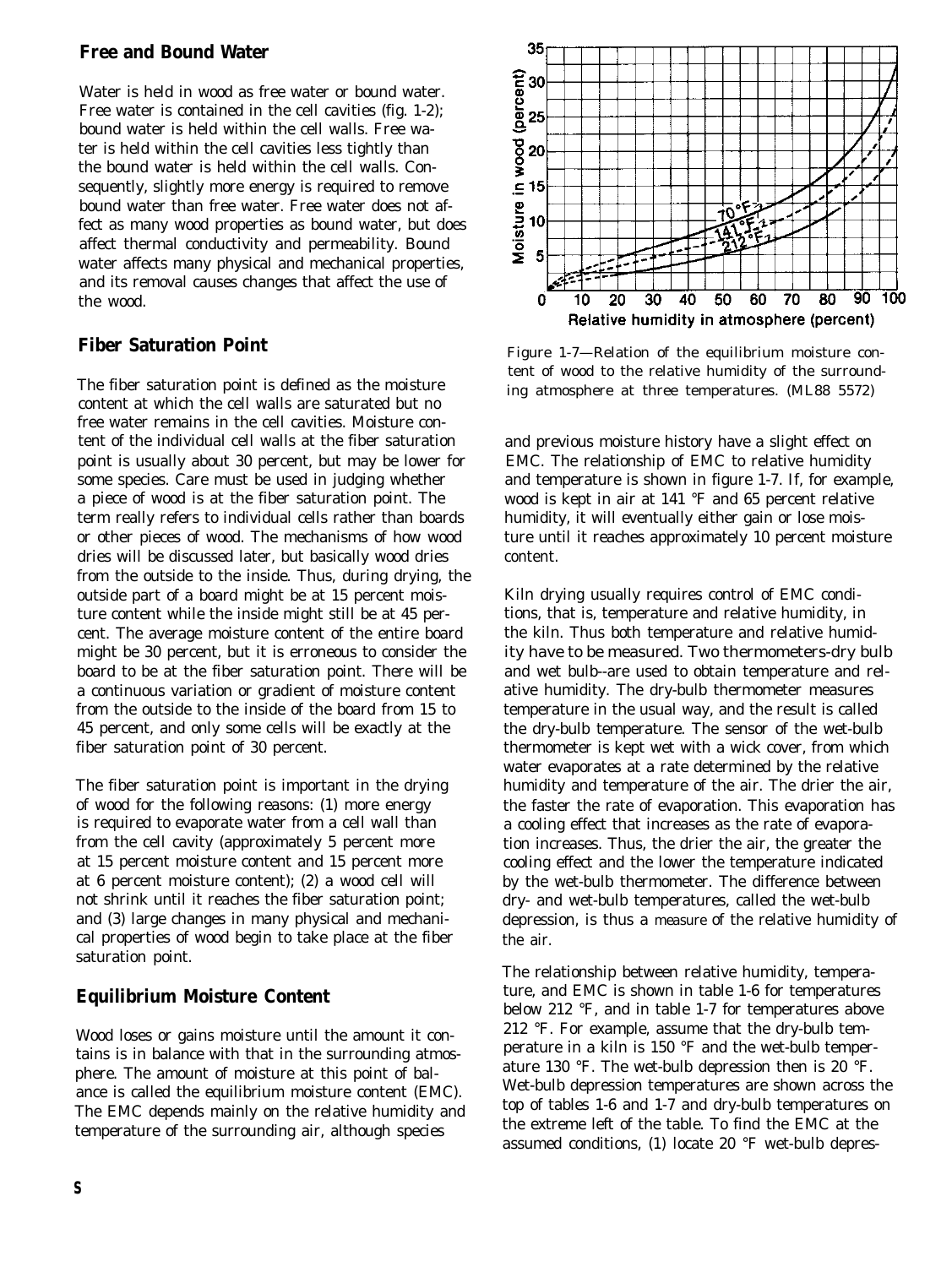## Free and Bound Water

Water is held in wood as free water or bound water. Free water is contained in the cell cavities (fig. 1-2); bound water is held within the cell walls. Free water is held within the cell cavities less tightly than the bound water is held within the cell walls. Consequently, slightly more energy is required to remove bound water than free water. Free water does not affect as many wood properties as bound water, but does affect thermal conductivity and permeability. Bound water affects many physical and mechanical properties, and its removal causes changes that affect the use of the wood.

## Fiber Saturation Point

The fiber saturation point is defined as the moisture content at which the cell walls are saturated but no free water remains in the cell cavities. Moisture content of the individual cell walls at the fiber saturation point is usually about 30 percent, but may be lower for some species. Care must be used in judging whether a piece of wood is at the fiber saturation point. The term really refers to individual cells rather than boards or other pieces of wood. The mechanisms of how wood dries will be discussed later, but basically wood dries from the outside to the inside. Thus, during drying, the outside part of a board might be at 15 percent moisture content while the inside might still be at 45 percent. The average moisture content of the entire board might be 30 percent, but it is erroneous to consider the board to be at the fiber saturation point. There will be a continuous variation or gradient of moisture content from the outside to the inside of the board from 15 to 45 percent, and only some cells will be exactly at the fiber saturation point of 30 percent.

The fiber saturation point is important in the drying of wood for the following reasons: (1) more energy is required to evaporate water from a cell wall than from the cell cavity (approximately 5 percent more at 15 percent moisture content and 15 percent more at 6 percent moisture content); (2) a wood cell will not shrink until it reaches the fiber saturation point; and (3) large changes in many physical and mechanical properties of wood begin to take place at the fiber saturation point.

## Equilibrium Moisture Content

Wood loses or gains moisture until the amount it contains is in balance with that in the surrounding atmosphere. The amount of moisture at this point of balance is called the equilibrium moisture content (EMC). The EMC depends mainly on the relative humidity and temperature of the surrounding air, although species and previous moisture history have a slight effect on EMC. The relationship of EMC to relative humidity and temperature is shown in figure 1-7. If, for example, wood is kept in air at 141 °F and 65 percent relative humidity, it will eventually either gain or lose moisture until it reaches approximately 10 percent moisture content.

Figure 1-7—Relation of the equilibrium moisture content of wood to the relative humidity of the surrounding atmosphere at three temperatures. (ML88 5572)

Kiln drying usually requires control of EMC conditions, that is, temperature and relative humidity, in the kiln. Thus both temperature and relative humidity have to be measured. Two thermometers-dry bulb and wet bulb--are used to obtain temperature and relative humidity. The dry-bulb thermometer measures temperature in the usual way, and the result is called the dry-bulb temperature. The sensor of the wet-bulb thermometer is kept wet with a wick cover, from which water evaporates at a rate determined by the relative humidity and temperature of the air. The drier the air, the faster the rate of evaporation. This evaporation has a cooling effect that increases as the rate of evaporation increases. Thus, the drier the air, the greater the cooling effect and the lower the temperature indicated by the wet-bulb thermometer. The difference between dry- and wet-bulb temperatures, called the wet-bulb depression, is thus a measure of the relative humidity of the air.

The relationship between relative humidity, temperature, and EMC is shown in table 1-6 for temperatures below 212 °F, and in table 1-7 for temperatures above 212 °F. For example, assume that the dry-bulb temperature in a kiln is 150 °F and the wet-bulb temperature 130 °F. The wet-bulb depression then is 20 °F. Wet-bulb depression temperatures are shown across the top of tables 1-6 and 1-7 and dry-bulb temperatures on the extreme left of the table. To find the EMC at the assumed conditions, (1) locate 20 °F wet-bulb depres-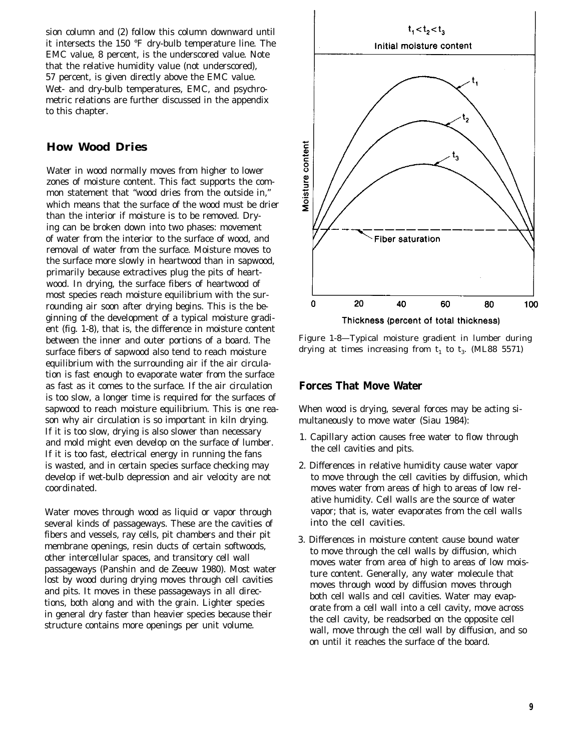sion column and (2) follow this column downward until it intersects the 150 °F dry-bulb temperature line. The EMC value, 8 percent, is the underscored value. Note that the relative humidity value (not underscored), 57 percent, is given directly above the EMC value. Wet- and dry-bulb temperatures, EMC, and psychrometric relations are further discussed in the appendix to this chapter.

## How Wood Dries

Water in wood normally moves from higher to lower zones of moisture content. This fact supports the common statement that "wood dries from the outside in," which means that the surface of the wood must be drier than the interior if moisture is to be removed. Drying can be broken down into two phases: movement of water from the interior to the surface of wood, and removal of water from the surface. Moisture moves to the surface more slowly in heartwood than in sapwood, primarily because extractives plug the pits of heartwood. In drying, the surface fibers of heartwood of most species reach moisture equilibrium with the surrounding air soon after drying begins. This is the beginning of the development of a typical moisture gradient (fig. 1-8), that is, the difference in moisture content between the inner and outer portions of a board. The surface fibers of sapwood also tend to reach moisture equilibrium with the surrounding air if the air circulation is fast enough to evaporate water from the surface as fast as it comes to the surface. If the air circulation is too slow, a longer time is required for the surfaces of sapwood to reach moisture equilibrium. This is one reason why air circulation is so important in kiln drying. If it is too slow, drying is also slower than necessary and mold might even develop on the surface of lumber. If it is too fast, electrical energy in running the fans is wasted, and in certain species surface checking may develop if wet-bulb depression and air velocity are not coordinated.

Water moves through wood as liquid or vapor through several kinds of passageways. These are the cavities of fibers and vessels, ray cells, pit chambers and their pit membrane openings, resin ducts of certain softwoods, other intercellular spaces, and transitory cell wall passageways (Panshin and de Zeeuw 1980). Most water lost by wood during drying moves through cell cavities and pits. It moves in these passageways in all directions, both along and with the grain. Lighter species in general dry faster than heavier species because their structure contains more openings per unit volume.

Figure 1-8—Typical moisture gradient in lumber during drying at times increasing from $t_1$ to $t_3$. (ML88 5571)

### Forces That Move Water

When wood is drying, several forces may be acting simultaneously to move water (Siau 1984):

1. Capillary action causes free water to flow through the cell cavities and pits.
2. Differences in relative humidity cause water vapor to move through the cell cavities by diffusion, which moves water from areas of high to areas of low relative humidity. Cell walls are the source of water vapor; that is, water evaporates from the cell walls into the cell cavities.
3. Differences in moisture content cause bound water to move through the cell walls by diffusion, which moves water from area of high to areas of low moisture content. Generally, any water molecule that moves through wood by diffusion moves through both cell walls and cell cavities. Water may evaporate from a cell wall into a cell cavity, move across the cell cavity, be readsorbed on the opposite cell wall, move through the cell wall by diffusion, and so on until it reaches the surface of the board.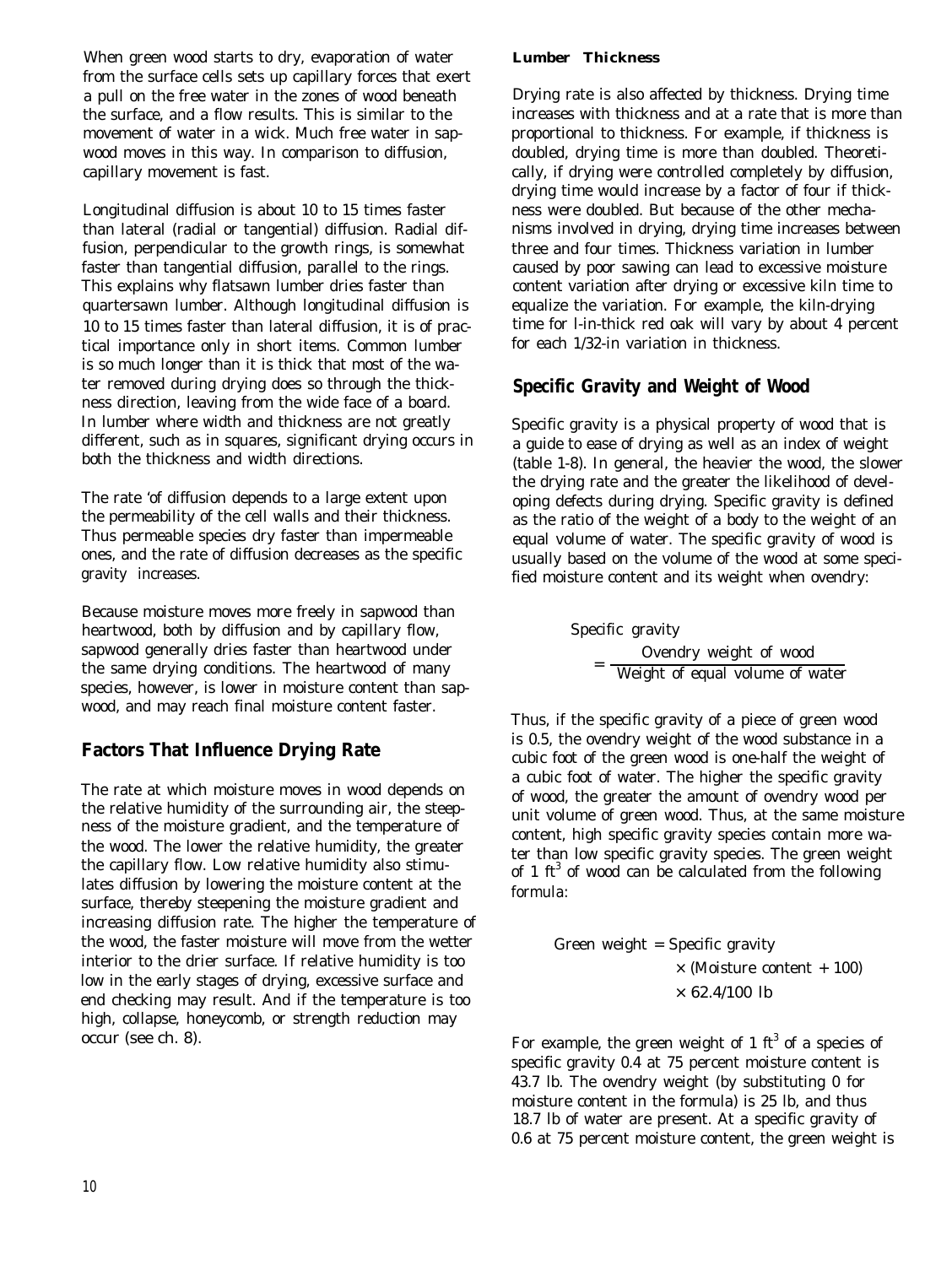When green wood starts to dry, evaporation of water from the surface cells sets up capillary forces that exert a pull on the free water in the zones of wood beneath the surface, and a flow results. This is similar to the movement of water in a wick. Much free water in sapwood moves in this way. In comparison to diffusion, capillary movement is fast.

Longitudinal diffusion is about 10 to 15 times faster than lateral (radial or tangential) diffusion. Radial diffusion, perpendicular to the growth rings, is somewhat faster than tangential diffusion, parallel to the rings. This explains why flatsawn lumber dries faster than quartersawn lumber. Although longitudinal diffusion is 10 to 15 times faster than lateral diffusion, it is of practical importance only in short items. Common lumber is so much longer than it is thick that most of the water removed during drying does so through the thickness direction, leaving from the wide face of a board. In lumber where width and thickness are not greatly different, such as in squares, significant drying occurs in both the thickness and width directions.

The rate 'of diffusion depends to a large extent upon the permeability of the cell walls and their thickness. Thus permeable species dry faster than impermeable ones, and the rate of diffusion decreases as the specific gravity increases.

Because moisture moves more freely in sapwood than heartwood, both by diffusion and by capillary flow, sapwood generally dries faster than heartwood under the same drying conditions. The heartwood of many species, however, is lower in moisture content than sapwood, and may reach final moisture content faster.

## Factors That Influence Drying Rate

The rate at which moisture moves in wood depends on the relative humidity of the surrounding air, the steepness of the moisture gradient, and the temperature of the wood. The lower the relative humidity, the greater the capillary flow. Low relative humidity also stimulates diffusion by lowering the moisture content at the surface, thereby steepening the moisture gradient and increasing diffusion rate. The higher the temperature of the wood, the faster moisture will move from the wetter interior to the drier surface. If relative humidity is too low in the early stages of drying, excessive surface and end checking may result. And if the temperature is too high, collapse, honeycomb, or strength reduction may occur (see ch. 8).

### Lumber Thickness

Drying rate is also affected by thickness. Drying time increases with thickness and at a rate that is more than proportional to thickness. For example, if thickness is doubled, drying time is more than doubled. Theoretically, if drying were controlled completely by diffusion, drying time would increase by a factor of four if thickness were doubled. But because of the other mechanisms involved in drying, drying time increases between three and four times. Thickness variation in lumber caused by poor sawing can lead to excessive moisture content variation after drying or excessive kiln time to equalize the variation. For example, the kiln-drying time for l-in-thick red oak will vary by about 4 percent for each 1/32-in variation in thickness.

## Specific Gravity and Weight of Wood

Specific gravity is a physical property of wood that is a guide to ease of drying as well as an index of weight (table 1-8). In general, the heavier the wood, the slower the drying rate and the greater the likelihood of developing defects during drying. Specific gravity is defined as the ratio of the weight of a body to the weight of an equal volume of water. The specific gravity of wood is usually based on the volume of the wood at some specified moisture content and its weight when ovendry:

$$\text{Specific gravity} = \frac{\text{Ovendry weight of wood}}{\text{Weight of equal volume of water}}$$

Thus, if the specific gravity of a piece of green wood is 0.5, the ovendry weight of the wood substance in a cubic foot of the green wood is one-half the weight of a cubic foot of water. The higher the specific gravity of wood, the greater the amount of ovendry wood per unit volume of green wood. Thus, at the same moisture content, high specific gravity species contain more water than low specific gravity species. The green weight of 1 $ft^3$ of wood can be calculated from the following formula:

$$\text{Green weight} = \text{Specific gravity} \times (\text{Moisture content} + 100) \times 62.4/100 \text{ lb}$$

For example, the green weight of 1 $ft^3$ of a species of specific gravity 0.4 at 75 percent moisture content is 43.7 lb. The ovendry weight (by substituting 0 for moisture content in the formula) is 25 lb, and thus 18.7 lb of water are present. At a specific gravity of 0.6 at 75 percent moisture content, the green weight is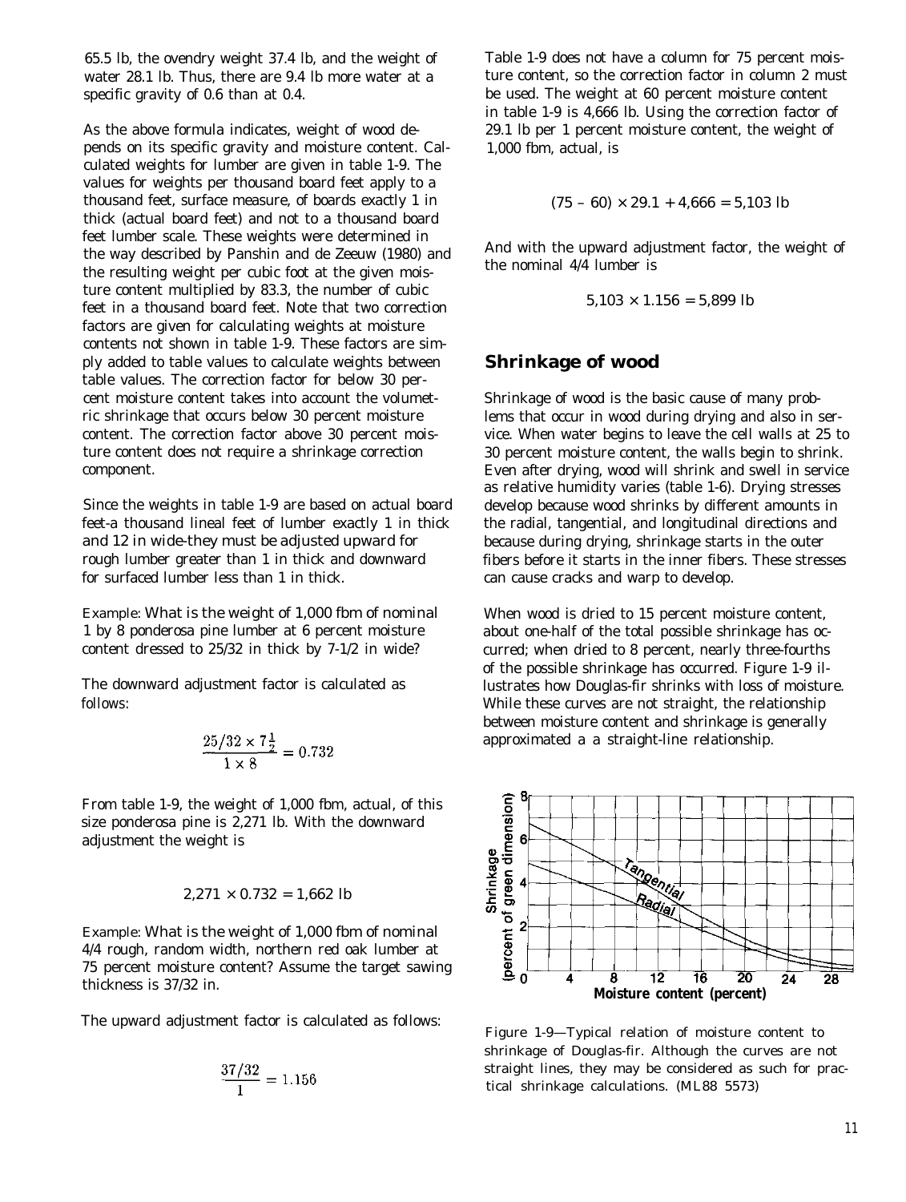65.5 lb, the ovendry weight 37.4 lb, and the weight of water 28.1 lb. Thus, there are 9.4 lb more water at a specific gravity of 0.6 than at 0.4.

As the above formula indicates, weight of wood depends on its specific gravity and moisture content. Calculated weights for lumber are given in table 1-9. The values for weights per thousand board feet apply to a thousand feet, surface measure, of boards exactly 1 in thick (actual board feet) and not to a thousand board feet lumber scale. These weights were determined in the way described by Panshin and de Zeeuw (1980) and the resulting weight per cubic foot at the given moisture content multiplied by 83.3, the number of cubic feet in a thousand board feet. Note that two correction factors are given for calculating weights at moisture contents not shown in table 1-9. These factors are simply added to table values to calculate weights between table values. The correction factor for below 30 percent moisture content takes into account the volumetric shrinkage that occurs below 30 percent moisture content. The correction factor above 30 percent moisture content does not require a shrinkage correction component.

Since the weights in table 1-9 are based on actual board feet-a thousand lineal feet of lumber exactly 1 in thick and 12 in wide-they must be adjusted upward for rough lumber greater than 1 in thick and downward for surfaced lumber less than 1 in thick.

Example: What is the weight of 1,000 fbm of nominal 1 by 8 ponderosa pine lumber at 6 percent moisture content dressed to 25/32 in thick by 7-1/2 in wide?

The downward adjustment factor is calculated as follows:

$$\frac{25/32 \times 7\frac{1}{2}}{1 \times 8} = 0.732$$

From table 1-9, the weight of 1,000 fbm, actual, of this size ponderosa pine is 2,271 lb. With the downward adjustment the weight is

$$2{,}271 \times 0.732 = 1{,}662 \text{ lb}$$

Example: What is the weight of 1,000 fbm of nominal 4/4 rough, random width, northern red oak lumber at 75 percent moisture content? Assume the target sawing thickness is 37/32 in.

The upward adjustment factor is calculated as follows:

$$\frac{37/32}{1} = 1.156$$

Table 1-9 does not have a column for 75 percent moisture content, so the correction factor in column 2 must be used. The weight at 60 percent moisture content in table 1-9 is 4,666 lb. Using the correction factor of 29.1 lb per 1 percent moisture content, the weight of 1,000 fbm, actual, is

$$(75 - 60) \times 29.1 + 4{,}666 = 5{,}103 \text{ lb}$$

And with the upward adjustment factor, the weight of the nominal 4/4 lumber is

$$5{,}103 \times 1.156 = 5{,}899 \text{ lb}$$

## Shrinkage of wood

Shrinkage of wood is the basic cause of many problems that occur in wood during drying and also in service. When water begins to leave the cell walls at 25 to 30 percent moisture content, the walls begin to shrink. Even after drying, wood will shrink and swell in service as relative humidity varies (table 1-6). Drying stresses develop because wood shrinks by different amounts in the radial, tangential, and longitudinal directions and because during drying, shrinkage starts in the outer fibers before it starts in the inner fibers. These stresses can cause cracks and warp to develop.

When wood is dried to 15 percent moisture content, about one-half of the total possible shrinkage has occurred; when dried to 8 percent, nearly three-fourths of the possible shrinkage has occurred. Figure 1-9 illustrates how Douglas-fir shrinks with loss of moisture. While these curves are not straight, the relationship between moisture content and shrinkage is generally approximated a a straight-line relationship.

Figure 1-9—Typical relation of moisture content to shrinkage of Douglas-fir. Although the curves are not straight lines, they may be considered as such for practical shrinkage calculations. (ML88 5573)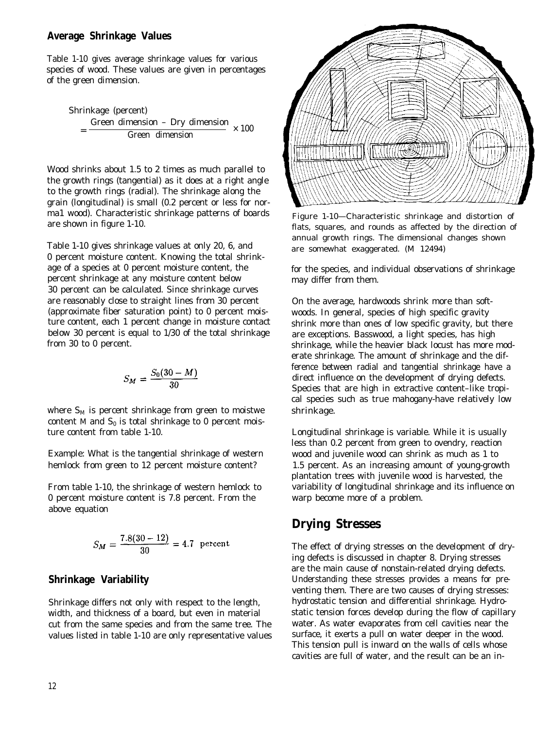### Average Shrinkage Values

Table 1-10 gives average shrinkage values for various species of wood. These values are given in percentages of the green dimension.

$$\text{Shrinkage (percent)} = \frac{\text{Green dimension} - \text{Dry dimension}}{\text{Green dimension}} \times 100$$

Wood shrinks about 1.5 to 2 times as much parallel to the growth rings (tangential) as it does at a right angle to the growth rings (radial). The shrinkage along the grain (longitudinal) is small (0.2 percent or less for norma1 wood). Characteristic shrinkage patterns of boards are shown in figure 1-10.

Table 1-10 gives shrinkage values at only 20, 6, and 0 percent moisture content. Knowing the total shrinkage of a species at 0 percent moisture content, the percent shrinkage at any moisture content below 30 percent can be calculated. Since shrinkage curves are reasonably close to straight lines from 30 percent (approximate fiber saturation point) to 0 percent moisture content, each 1 percent change in moisture contact below 30 percent is equal to 1/30 of the total shrinkage from 30 to 0 percent.

$$S_M = \frac{S_0(30 - M)}{30}$$

where $S_M$ is percent shrinkage from green to moistwe content $M$ and $S_0$ is total shrinkage to 0 percent moisture content from table 1-10.

Example: What is the tangential shrinkage of western hemlock from green to 12 percent moisture content?

From table 1-10, the shrinkage of western hemlock to 0 percent moisture content is 7.8 percent. From the above equation

$$S_M = \frac{7.8(30 - 12)}{30} = 4.7 \text{ percent}$$

### Shrinkage Variability

Shrinkage differs not only with respect to the length, width, and thickness of a board, but even in material cut from the same species and from the same tree. The values listed in table 1-10 are only representative values for the species, and individual observations of shrinkage may differ from them.

Figure 1-10—Characteristic shrinkage and distortion of flats, squares, and rounds as affected by the direction of annual growth rings. The dimensional changes shown are somewhat exaggerated. (M 12494)

On the average, hardwoods shrink more than softwoods. In general, species of high specific gravity shrink more than ones of low specific gravity, but there are exceptions. Basswood, a light species, has high shrinkage, while the heavier black locust has more moderate shrinkage. The amount of shrinkage and the difference between radial and tangential shrinkage have a direct influence on the development of drying defects. Species that are high in extractive content–like tropical species such as true mahogany-have relatively low shrinkage.

Longitudinal shrinkage is variable. While it is usually less than 0.2 percent from green to ovendry, reaction wood and juvenile wood can shrink as much as 1 to 1.5 percent. As an increasing amount of young-growth plantation trees with juvenile wood is harvested, the variability of longitudinal shrinkage and its influence on warp become more of a problem.

## Drying Stresses

The effect of drying stresses on the development of drying defects is discussed in chapter 8. Drying stresses are the main cause of nonstain-related drying defects. Understanding these stresses provides a means for preventing them. There are two causes of drying stresses: hydrostatic tension and differential shrinkage. Hydrostatic tension forces develop during the flow of capillary water. As water evaporates from cell cavities near the surface, it exerts a pull on water deeper in the wood. This tension pull is inward on the walls of cells whose cavities are full of water, and the result can be an in-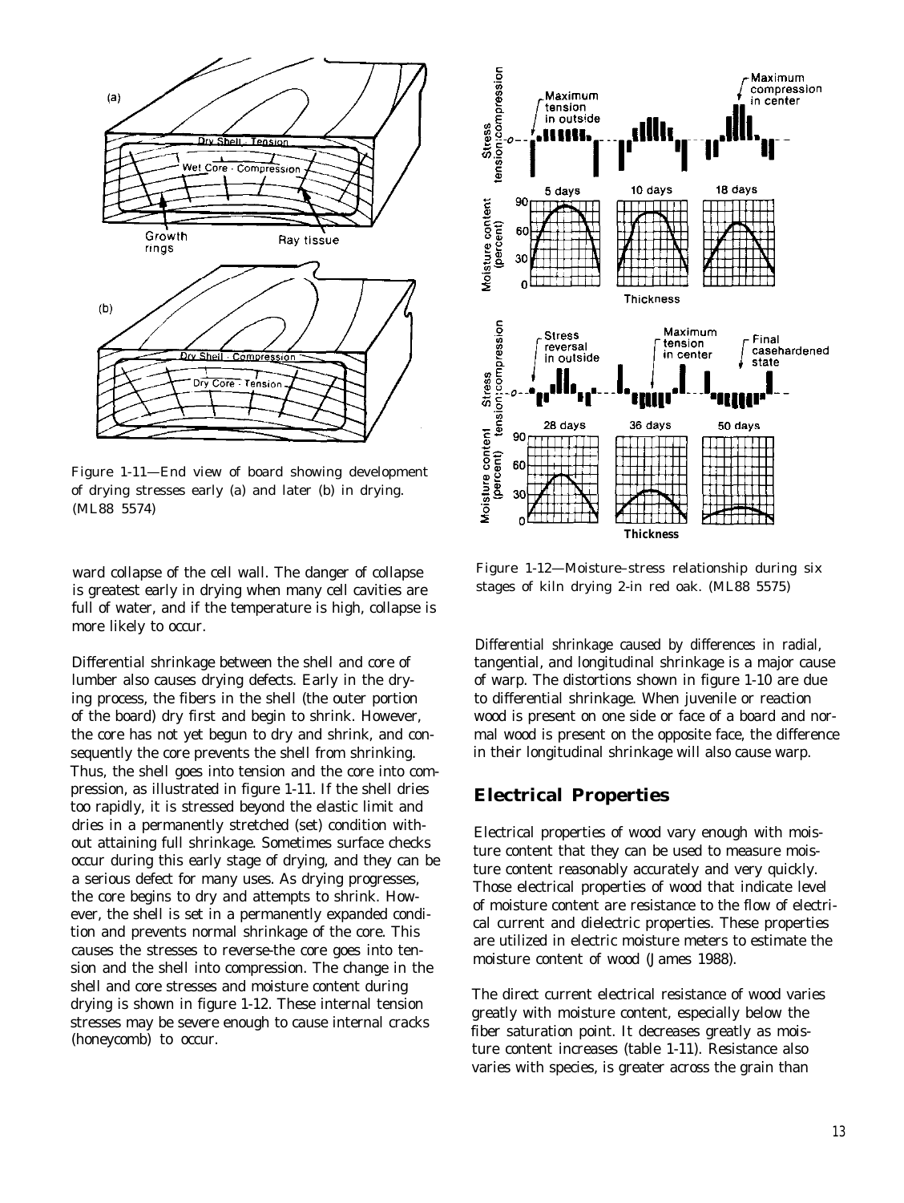Figure 1-11—End view of board showing development of drying stresses early (a) and later (b) in drying. (ML88 5574)

Figure 1-12—Moisture–stress relationship during six stages of kiln drying 2-in red oak. (ML88 5575)

ward collapse of the cell wall. The danger of collapse is greatest early in drying when many cell cavities are full of water, and if the temperature is high, collapse is more likely to occur.

Differential shrinkage between the shell and core of lumber also causes drying defects. Early in the drying process, the fibers in the shell (the outer portion of the board) dry first and begin to shrink. However, the core has not yet begun to dry and shrink, and consequently the core prevents the shell from shrinking. Thus, the shell goes into tension and the core into compression, as illustrated in figure 1-11. If the shell dries too rapidly, it is stressed beyond the elastic limit and dries in a permanently stretched (set) condition without attaining full shrinkage. Sometimes surface checks occur during this early stage of drying, and they can be a serious defect for many uses. As drying progresses, the core begins to dry and attempts to shrink. However, the shell is set in a permanently expanded condition and prevents normal shrinkage of the core. This causes the stresses to reverse-the core goes into tension and the shell into compression. The change in the shell and core stresses and moisture content during drying is shown in figure 1-12. These internal tension stresses may be severe enough to cause internal cracks (honeycomb) to occur.

Differential shrinkage caused by differences in radial, tangential, and longitudinal shrinkage is a major cause of warp. The distortions shown in figure 1-10 are due to differential shrinkage. When juvenile or reaction wood is present on one side or face of a board and normal wood is present on the opposite face, the difference in their longitudinal shrinkage will also cause warp.

## Electrical Properties

Electrical properties of wood vary enough with moisture content that they can be used to measure moisture content reasonably accurately and very quickly. Those electrical properties of wood that indicate level of moisture content are resistance to the flow of electrical current and dielectric properties. These properties are utilized in electric moisture meters to estimate the moisture content of wood (James 1988).

The direct current electrical resistance of wood varies greatly with moisture content, especially below the fiber saturation point. It decreases greatly as moisture content increases (table 1-11). Resistance also varies with species, is greater across the grain than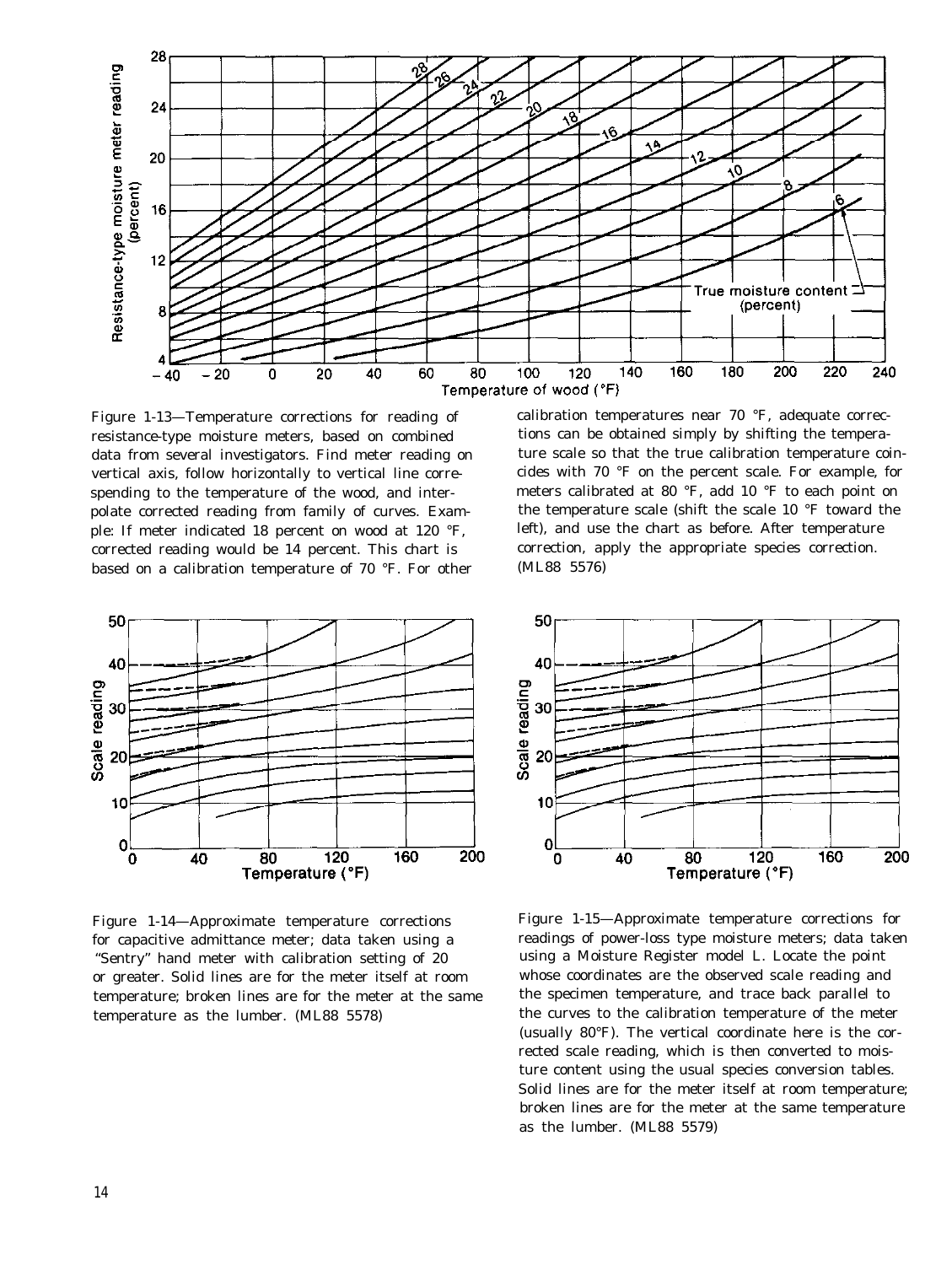Figure 1-13—Temperature corrections for reading of resistance-type moisture meters, based on combined data from several investigators. Find meter reading on vertical axis, follow horizontally to vertical line corresponding to the temperature of the wood, and interpolate corrected reading from family of curves. Example: If meter indicated 18 percent on wood at 120 °F, corrected reading would be 14 percent. This chart is based on a calibration temperature of 70 °F. For other calibration temperatures near 70 °F, adequate corrections can be obtained simply by shifting the temperature scale so that the true calibration temperature coincides with 70 °F on the percent scale. For example, for meters calibrated at 80 °F, add 10 °F to each point on the temperature scale (shift the scale 10 °F toward the left), and use the chart as before. After temperature correction, apply the appropriate species correction. (ML88 5576)

Figure 1-14—Approximate temperature corrections for capacitive admittance meter; data taken using a "Sentry" hand meter with calibration setting of 20 or greater. Solid lines are for the meter itself at room temperature; broken lines are for the meter at the same temperature as the lumber. (ML88 5578)

Figure 1-15—Approximate temperature corrections for readings of power-loss type moisture meters; data taken using a Moisture Register model L. Locate the point whose coordinates are the observed scale reading and the specimen temperature, and trace back parallel to the curves to the calibration temperature of the meter (usually 80°F). The vertical coordinate here is the corrected scale reading, which is then converted to moisture content using the usual species conversion tables. Solid lines are for the meter itself at room temperature; broken lines are for the meter at the same temperature as the lumber. (ML88 5579)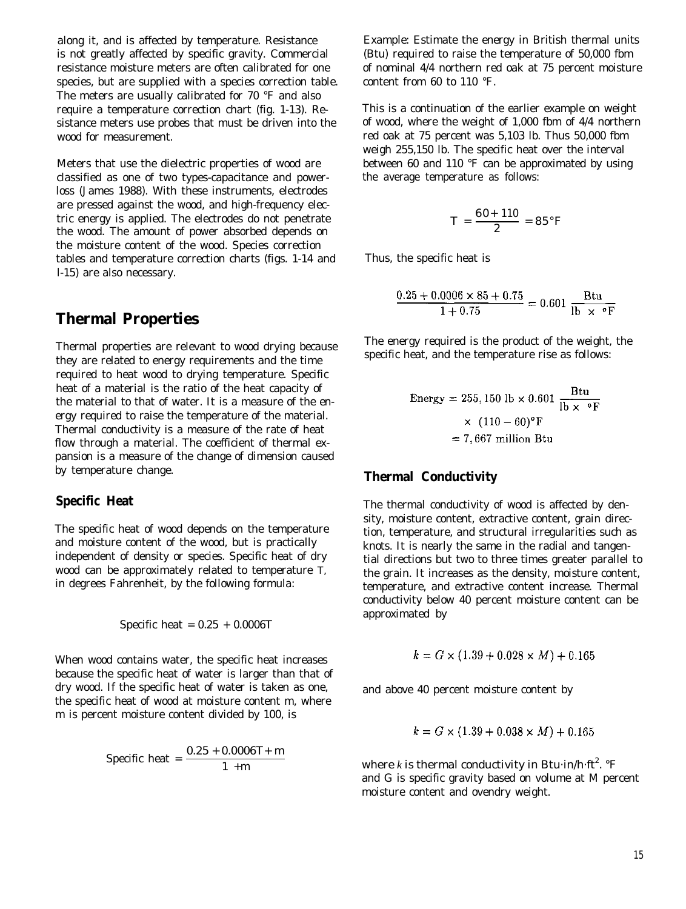along it, and is affected by temperature. Resistance is not greatly affected by specific gravity. Commercial resistance moisture meters are often calibrated for one species, but are supplied with a species correction table. The meters are usually calibrated for 70 °F and also require a temperature correction chart (fig. 1-13). Resistance meters use probes that must be driven into the wood for measurement.

Meters that use the dielectric properties of wood are classified as one of two types-capacitance and power-loss (James 1988). With these instruments, electrodes are pressed against the wood, and high-frequency electric energy is applied. The electrodes do not penetrate the wood. The amount of power absorbed depends on the moisture content of the wood. Species correction tables and temperature correction charts (figs. 1-14 and l-15) are also necessary.

## Thermal Properties

Thermal properties are relevant to wood drying because they are related to energy requirements and the time required to heat wood to drying temperature. Specific heat of a material is the ratio of the heat capacity of the material to that of water. It is a measure of the energy required to raise the temperature of the material. Thermal conductivity is a measure of the rate of heat flow through a material. The coefficient of thermal expansion is a measure of the change of dimension caused by temperature change.

### Specific Heat

The specific heat of wood depends on the temperature and moisture content of the wood, but is practically independent of density or species. Specific heat of dry wood can be approximately related to temperature $T$, in degrees Fahrenheit, by the following formula:

$$\text{Specific heat} = 0.25 + 0.0006T$$

When wood contains water, the specific heat increases because the specific heat of water is larger than that of dry wood. If the specific heat of water is taken as one, the specific heat of wood at moisture content m, where m is percent moisture content divided by 100, is

$$\text{Specific heat} = \frac{0.25 + 0.0006T + m}{1 + m}$$

Example: Estimate the energy in British thermal units (Btu) required to raise the temperature of 50,000 fbm of nominal 4/4 northern red oak at 75 percent moisture content from 60 to 110 °F.

This is a continuation of the earlier example on weight of wood, where the weight of 1,000 fbm of 4/4 northern red oak at 75 percent was 5,103 lb. Thus 50,000 fbm weigh 255,150 lb. The specific heat over the interval between 60 and 110 °F can be approximated by using the average temperature as follows:

$$T = \frac{60 + 110}{2} = 85\,°\text{F}$$

Thus, the specific heat is

$$\frac{0.25 + 0.0006 \times 85 + 0.75}{1 + 0.75} = 0.601 \ \frac{\text{Btu}}{\text{lb} \times °\text{F}}$$

The energy required is the product of the weight, the specific heat, and the temperature rise as follows:

$$\text{Energy} = 255,150 \text{ lb} \times 0.601 \ \frac{\text{Btu}}{\text{lb} \times °\text{F}} \times (110 - 60)°\text{F} = 7,667 \text{ million Btu}$$

### Thermal Conductivity

The thermal conductivity of wood is affected by density, moisture content, extractive content, grain direction, temperature, and structural irregularities such as knots. It is nearly the same in the radial and tangential directions but two to three times greater parallel to the grain. It increases as the density, moisture content, temperature, and extractive content increase. Thermal conductivity below 40 percent moisture content can be approximated by

$$k = G \times (1.39 + 0.028 \times M) + 0.165$$

and above 40 percent moisture content by

$$k = G \times (1.39 + 0.038 \times M) + 0.165$$

where $k$ is thermal conductivity in $\text{Btu·in/h·ft}^2\text{·°F}$ and G is specific gravity based on volume at M percent moisture content and ovendry weight.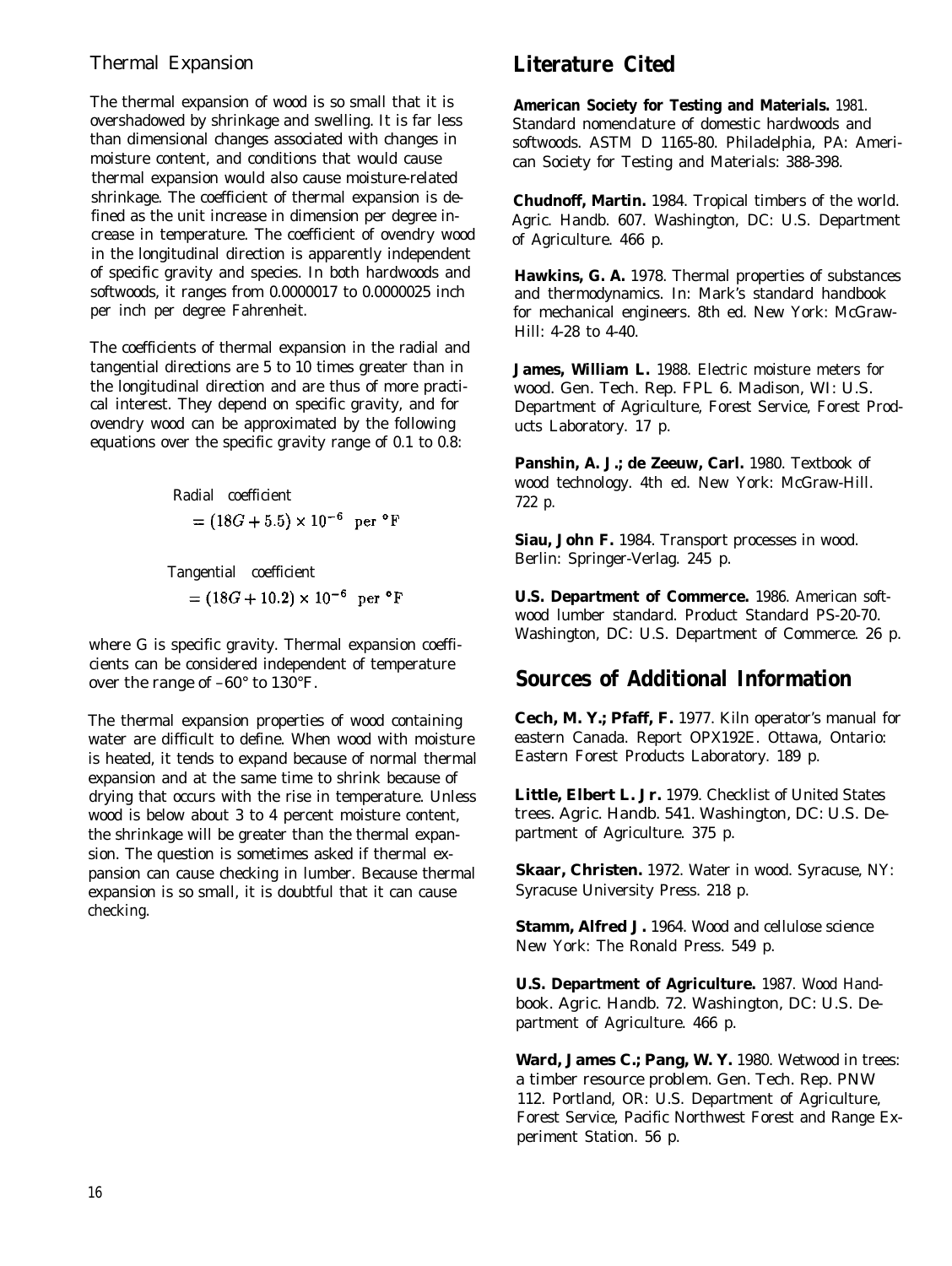### Thermal Expansion

The thermal expansion of wood is so small that it is overshadowed by shrinkage and swelling. It is far less than dimensional changes associated with changes in moisture content, and conditions that would cause thermal expansion would also cause moisture-related shrinkage. The coefficient of thermal expansion is defined as the unit increase in dimension per degree increase in temperature. The coefficient of ovendry wood in the longitudinal direction is apparently independent of specific gravity and species. In both hardwoods and softwoods, it ranges from 0.0000017 to 0.0000025 inch per inch per degree Fahrenheit.

The coefficients of thermal expansion in the radial and tangential directions are 5 to 10 times greater than in the longitudinal direction and are thus of more practical interest. They depend on specific gravity, and for ovendry wood can be approximated by the following equations over the specific gravity range of 0.1 to 0.8:

$$\text{Radial coefficient} = (18G + 5.5) \times 10^{-6} \text{ per °F}$$

$$\text{Tangential coefficient} = (18G + 10.2) \times 10^{-6} \text{ per °F}$$

where G is specific gravity. Thermal expansion coefficients can be considered independent of temperature over the range of –60° to 130°F.

The thermal expansion properties of wood containing water are difficult to define. When wood with moisture is heated, it tends to expand because of normal thermal expansion and at the same time to shrink because of drying that occurs with the rise in temperature. Unless wood is below about 3 to 4 percent moisture content, the shrinkage will be greater than the thermal expansion. The question is sometimes asked if thermal expansion can cause checking in lumber. Because thermal expansion is so small, it is doubtful that it can cause checking.

## Literature Cited

**American Society for Testing and Materials.** 1981. Standard nomenclature of domestic hardwoods and softwoods. ASTM D 1165-80. Philadelphia, PA: American Society for Testing and Materials: 388-398.

**Chudnoff, Martin.** 1984. Tropical timbers of the world. Agric. Handb. 607. Washington, DC: U.S. Department of Agriculture. 466 p.

**Hawkins, G. A.** 1978. Thermal properties of substances and thermodynamics. In: Mark's standard handbook for mechanical engineers. 8th ed. New York: McGraw-Hill: 4-28 to 4-40.

**James, William L.** 1988. Electric moisture meters for wood. Gen. Tech. Rep. FPL 6. Madison, WI: U.S. Department of Agriculture, Forest Service, Forest Products Laboratory. 17 p.

**Panshin, A. J.; de Zeeuw, Carl.** 1980. Textbook of wood technology. 4th ed. New York: McGraw-Hill. 722 p.

**Siau, John F.** 1984. Transport processes in wood. Berlin: Springer-Verlag. 245 p.

**U.S. Department of Commerce.** 1986. American softwood lumber standard. Product Standard PS-20-70. Washington, DC: U.S. Department of Commerce. 26 p.

## Sources of Additional Information

**Cech, M. Y.; Pfaff, F.** 1977. Kiln operator's manual for eastern Canada. Report OPX192E. Ottawa, Ontario: Eastern Forest Products Laboratory. 189 p.

**Little, Elbert L. Jr.** 1979. Checklist of United States trees. Agric. Handb. 541. Washington, DC: U.S. Department of Agriculture. 375 p.

**Skaar, Christen.** 1972. Water in wood. Syracuse, NY: Syracuse University Press. 218 p.

**Stamm, Alfred J.** 1964. Wood and cellulose science New York: The Ronald Press. 549 p.

**U.S. Department of Agriculture.** 1987. Wood Handbook. Agric. Handb. 72. Washington, DC: U.S. Department of Agriculture. 466 p.

**Ward, James C.; Pang, W. Y.** 1980. Wetwood in trees: a timber resource problem. Gen. Tech. Rep. PNW 112. Portland, OR: U.S. Department of Agriculture, Forest Service, Pacific Northwest Forest and Range Experiment Station. 56 p.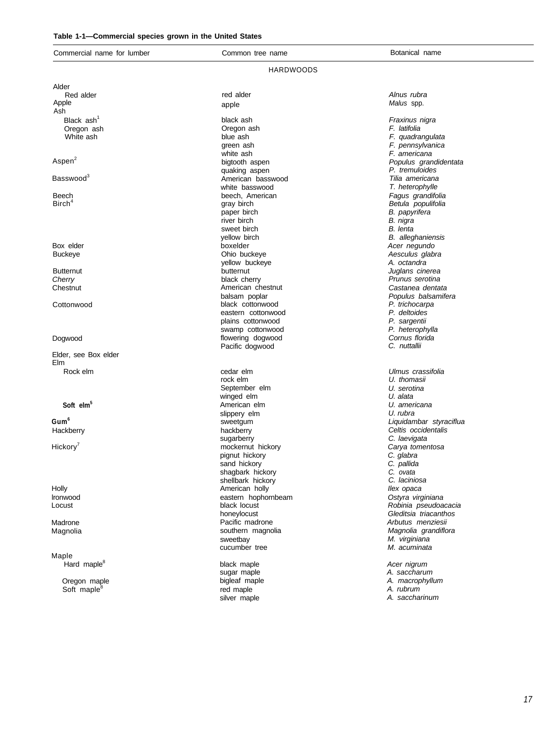**Table 1-1—Commercial species grown in the United States**

| Commercial name for lumber | Common tree name | Botanical name |
|---|---|---|
| | HARDWOODS | |
| Alder | | |
| Red alder | red alder | *Alnus rubra* |
| Apple | apple | *Malus* spp. |
| Ash | | |
| Black ash[1] | black ash | *Fraxinus nigra* |
| Oregon ash | Oregon ash | *F. latifolia* |
| White ash | blue ash | *F. quadrangulata* |
| | green ash | *F. pennsylvanica* |
| | white ash | *F. americana* |
| Aspen[2] | bigtooth aspen | *Populus grandidentata* |
| | quaking aspen | *P. tremuloides* |
| Basswood[3] | American basswood | *Tilia americana* |
| | white basswood | *T. heterophylle* |
| Beech | beech, American | *Fagus grandifolia* |
| Birch[4] | gray birch | *Betula populifolia* |
| | paper birch | *B. papyrifera* |
| | river birch | *B. nigra* |
| | sweet birch | *B. lenta* |
| | yellow birch | *B. alleghaniensis* |
| Box elder | boxelder | *Acer negundo* |
| Buckeye | Ohio buckeye | *Aesculus glabra* |
| | yellow buckeye | *A. octandra* |
| Butternut | butternut | *Juglans cinerea* |
| Cherry | black cherry | *Prunus serotina* |
| Chestnut | American chestnut | *Castanea dentata* |
| | balsam poplar | *Populus balsamifera* |
| Cottonwood | black cottonwood | *P. trichocarpa* |
| | eastern cottonwood | *P. deltoides* |
| | plains cottonwood | *P. sargentii* |
| | swamp cottonwood | *P. heterophylla* |
| Dogwood | flowering dogwood | *Cornus florida* |
| | Pacific dogwood | *C. nuttallii* |
| Elder, see Box elder | | |
| Elm | | |
| Rock elm | cedar elm | *Ulmus crassifolia* |
| | rock elm | *U. thomasii* |
| | September elm | *U. serotina* |
| | winged elm | *U. alata* |
| Soft elm[5] | American elm | *U. americana* |
| | slippery elm | *U. rubra* |
| Gum[6] | sweetgum | *Liquidambar styraciflua* |
| Hackberry | hackberry | *Celtis occidentalis* |
| | sugarberry | *C. laevigata* |
| Hickory[7] | mockernut hickory | *Carya tomentosa* |
| | pignut hickory | *C. glabra* |
| | sand hickory | *C. pallida* |
| | shagbark hickory | *C. ovata* |
| | shellbark hickory | *C. laciniosa* |
| Holly | American holly | *Ilex opaca* |
| Ironwood | eastern hophornbeam | *Ostyra virginiana* |
| Locust | black locust | *Robinia pseudoacacia* |
| | honeylocust | *Gleditsia triacanthos* |
| Madrone | Pacific madrone | *Arbutus menziesii* |
| Magnolia | southern magnolia | *Magnolia grandiflora* |
| | sweetbay | *M. virginiana* |
| | cucumber tree | *M. acuminata* |
| Maple | | |
| Hard maple[8] | black maple | *Acer nigrum* |
| | sugar maple | *A. saccharum* |
| Oregon maple | bigleaf maple | *A. macrophyllum* |
| Soft maple[8] | red maple | *A. rubrum* |
| | silver maple | *A. saccharinum* |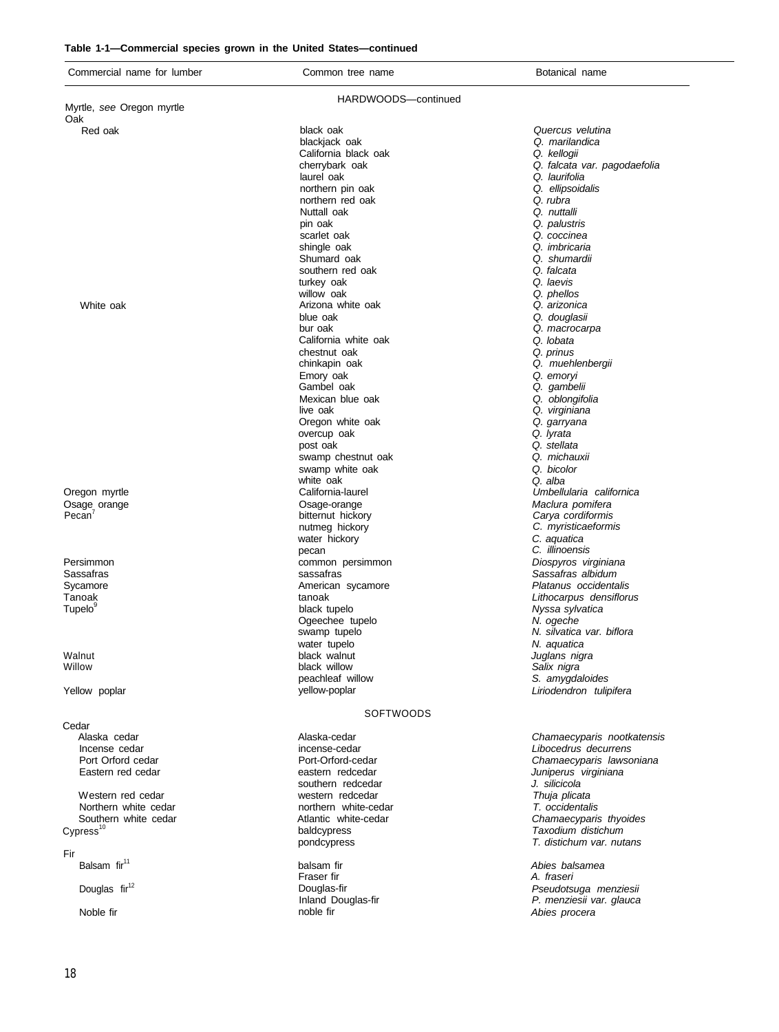**Table 1-1—Commercial species grown in the United States—continued**

| Commercial name for lumber | Common tree name | Botanical name |
|---|---|---|
| | HARDWOODS—continued | |
| Myrtle, *see* Oregon myrtle | | |
| Oak | | |
| Red oak | black oak | *Quercus velutina* |
| | blackjack oak | *Q. marilandica* |
| | California black oak | *Q. kellogii* |
| | cherrybark oak | *Q. falcata var. pagodaefolia* |
| | laurel oak | *Q. laurifolia* |
| | northern pin oak | *Q. ellipsoidalis* |
| | northern red oak | *Q. rubra* |
| | Nuttall oak | *Q. nuttalli* |
| | pin oak | *Q. palustris* |
| | scarlet oak | *Q. coccinea* |
| | shingle oak | *Q. imbricaria* |
| | Shumard oak | *Q. shumardii* |
| | southern red oak | *Q. falcata* |
| | turkey oak | *Q. laevis* |
| | willow oak | *Q. phellos* |
| White oak | Arizona white oak | *Q. arizonica* |
| | blue oak | *Q. douglasii* |
| | bur oak | *Q. macrocarpa* |
| | California white oak | *Q. lobata* |
| | chestnut oak | *Q. prinus* |
| | chinkapin oak | *Q. muehlenbergii* |
| | Emory oak | *Q. emoryi* |
| | Gambel oak | *Q. gambelii* |
| | Mexican blue oak | *Q. oblongifolia* |
| | live oak | *Q. virginiana* |
| | Oregon white oak | *Q. garryana* |
| | overcup oak | *Q. lyrata* |
| | post oak | *Q. stellata* |
| | swamp chestnut oak | *Q. michauxii* |
| | swamp white oak | *Q. bicolor* |
| | white oak | *Q. alba* |
| Oregon myrtle | California-laurel | *Umbellularia californica* |
| Osage orange | Osage-orange | *Maclura pomifera* |
| Pecan[7] | bitternut hickory | *Carya cordiformis* |
| | nutmeg hickory | *C. myristicaeformis* |
| | water hickory | *C. aquatica* |
| | pecan | *C. illinoensis* |
| Persimmon | common persimmon | *Diospyros virginiana* |
| Sassafras | sassafras | *Sassafras albidum* |
| Sycamore | American sycamore | *Platanus occidentalis* |
| Tanoak | tanoak | *Lithocarpus densiflorus* |
| Tupelo[9] | black tupelo | *Nyssa sylvatica* |
| | Ogeechee tupelo | *N. ogeche* |
| | swamp tupelo | *N. silvatica var. biflora* |
| | water tupelo | *N. aquatica* |
| Walnut | black walnut | *Juglans nigra* |
| Willow | black willow | *Salix nigra* |
| | peachleaf willow | *S. amygdaloides* |
| Yellow poplar | yellow-poplar | *Liriodendron tulipifera* |
| | SOFTWOODS | |
| Cedar | | |
| Alaska cedar | Alaska-cedar | *Chamaecyparis nootkatensis* |
| Incense cedar | incense-cedar | *Libocedrus decurrens* |
| Port Orford cedar | Port-Orford-cedar | *Chamaecyparis lawsoniana* |
| Eastern red cedar | eastern redcedar | *Juniperus virginiana* |
| | southern redcedar | *J. silicicola* |
| Western red cedar | western redcedar | *Thuja plicata* |
| Northern white cedar | northern white-cedar | *T. occidentalis* |
| Southern white cedar | Atlantic white-cedar | *Chamaecyparis thyoides* |
| Cypress[10] | baldcypress | *Taxodium distichum* |
| | pondcypress | *T. distichum var. nutans* |
| Fir | | |
| Balsam fir[11] | balsam fir | *Abies balsamea* |
| | Fraser fir | *A. fraseri* |
| Douglas fir[12] | Douglas-fir | *Pseudotsuga menziesii* |
| | Inland Douglas-fir | *P. menziesii var. glauca* |
| Noble fir | noble fir | *Abies procera* |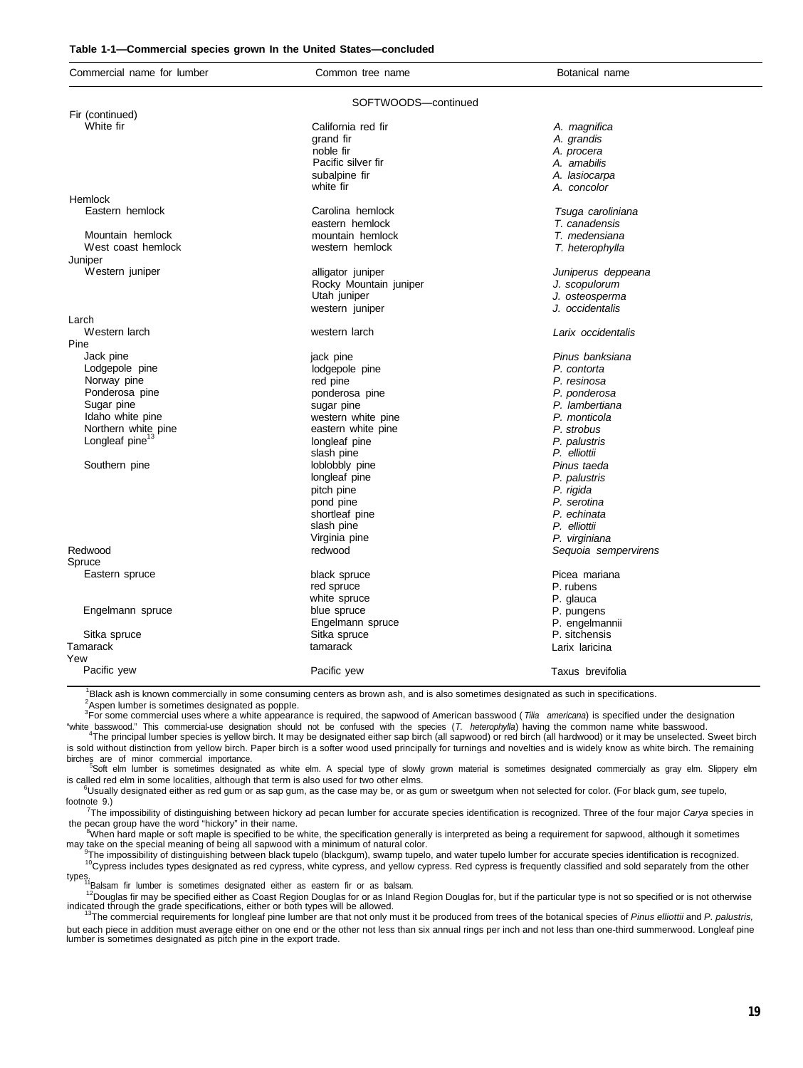**Table 1-1—Commercial species grown In the United States—concluded**

| Commercial name for lumber | Common tree name | Botanical name |
|---|---|---|
| | SOFTWOODS—continued | |
| Fir (continued) | | |
| White fir | California red fir | *A. magnifica* |
| | grand fir | *A. grandis* |
| | noble fir | *A. procera* |
| | Pacific silver fir | *A. amabilis* |
| | subalpine fir | *A. lasiocarpa* |
| | white fir | *A. concolor* |
| Hemlock | | |
| Eastern hemlock | Carolina hemlock | *Tsuga caroliniana* |
| | eastern hemlock | *T. canadensis* |
| Mountain hemlock | mountain hemlock | *T. medensiana* |
| West coast hemlock | western hemlock | *T. heterophylla* |
| Juniper | | |
| Western juniper | alligator juniper | *Juniperus deppeana* |
| | Rocky Mountain juniper | *J. scopulorum* |
| | Utah juniper | *J. osteosperma* |
| | western juniper | *J. occidentalis* |
| Larch | | |
| Western larch | western larch | *Larix occidentalis* |
| Pine | | |
| Jack pine | jack pine | *Pinus banksiana* |
| Lodgepole pine | lodgepole pine | *P. contorta* |
| Norway pine | red pine | *P. resinosa* |
| Ponderosa pine | ponderosa pine | *P. ponderosa* |
| Sugar pine | sugar pine | *P. lambertiana* |
| Idaho white pine | western white pine | *P. monticola* |
| Northern white pine | eastern white pine | *P. strobus* |
| Longleaf pine[13] | longleaf pine | *P. palustris* |
| | slash pine | *P. elliottii* |
| Southern pine | loblobbly pine | *Pinus taeda* |
| | longleaf pine | *P. palustris* |
| | pitch pine | *P. rigida* |
| | pond pine | *P. serotina* |
| | shortleaf pine | *P. echinata* |
| | slash pine | *P. elliottii* |
| | Virginia pine | *P. virginiana* |
| Redwood | redwood | *Sequoia sempervirens* |
| Spruce | | |
| Eastern spruce | black spruce | Picea mariana |
| | red spruce | P. rubens |
| | white spruce | P. glauca |
| Engelmann spruce | blue spruce | P. pungens |
| | Engelmann spruce | P. engelmannii |
| Sitka spruce | Sitka spruce | P. sitchensis |
| Tamarack | tamarack | Larix laricina |
| Yew | | |
| Pacific yew | Pacific yew | Taxus brevifolia |

[1]Black ash is known commercially in some consuming centers as brown ash, and is also sometimes designated as such in specifications.

[2]Aspen lumber is sometimes designated as popple.

[3]For some commercial uses where a white appearance is required, the sapwood of American basswood (*Tilia americana*) is specified under the designation "white basswood." This commercial-use designation should not be confused with the species (*T. heterophylla*) having the common name white basswood.

[4]The principal lumber species is yellow birch. It may be designated either sap birch (all sapwood) or red birch (all hardwood) or it may be unselected. Sweet birch is sold without distinction from yellow birch. Paper birch is a softer wood used principally for turnings and novelties and is widely know as white birch. The remaining birches are of minor commercial importance.

[5]Soft elm lumber is sometimes designated as white elm. A special type of slowly grown material is sometimes designated commercially as gray elm. Slippery elm is called red elm in some localities, although that term is also used for two other elms.

[6]Usually designated either as red gum or as sap gum, as the case may be, or as gum or sweetgum when not selected for color. (For black gum, *see* tupelo, footnote 9.)

[7]The impossibility of distinguishing between hickory ad pecan lumber for accurate species identification is recognized. Three of the four major *Carya* species in the pecan group have the word "hickory" in their name.

[8]When hard maple or soft maple is specified to be white, the specification generally is interpreted as being a requirement for sapwood, although it sometimes may take on the special meaning of being all sapwood with a minimum of natural color.

[9]The impossibility of distinguishing between black tupelo (blackgum), swamp tupelo, and water tupelo lumber for accurate species identification is recognized.

[10]Cypress includes types designated as red cypress, white cypress, and yellow cypress. Red cypress is frequently classified and sold separately from the other types.

[11]Balsam fir lumber is sometimes designated either as eastern fir or as balsam.

[12]Douglas fir may be specified either as Coast Region Douglas for or as Inland Region Douglas for, but if the particular type is not so specified or is not otherwise indicated through the grade specifications, either or both types will be allowed.

[13]The commercial requirements for longleaf pine lumber are that not only must it be produced from trees of the botanical species of *Pinus elliottii* and *P. palustris,* but each piece in addition must average either on one end or the other not less than six annual rings per inch and not less than one-third summerwood. Longleaf pine lumber is sometimes designated as pitch pine in the export trade.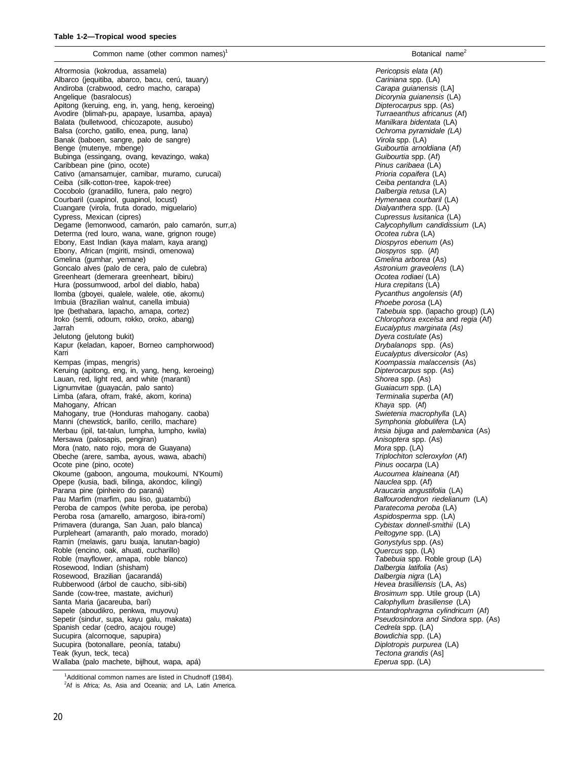**Table 1-2—Tropical wood species**

| Common name (other common names)[1] | Botanical name[2] |
| --- | --- |
| Afrormosia (kokrodua, assamela) | *Pericopsis elata* (Af) |
| Albarco (jequitiba, abarco, bacu, cerú, tauary) | *Cariniana* spp. (LA) |
| Andiroba (crabwood, cedro macho, carapa) | *Carapa guianensis* (LA] |
| Angelique (basralocus) | *Dicorynia guianensis* (LA) |
| Apitong (keruing, eng, in, yang, heng, keroeing) | *Dipterocarpus* spp. (As) |
| Avodire (blimah-pu, apapaye, lusamba, apaya) | *Turraeanthus africanus* (Af) |
| Balata (bulletwood, chicozapote, ausubo) | *Manilkara bidentata* (LA) |
| Balsa (corcho, gatillo, enea, pung, lana) | *Ochroma pyramidale (LA)* |
| Banak (baboen, sangre, palo de sangre) | *Virola* spp. (LA) |
| Benge (mutenye, mbenge) | *Guibourtia arnoldiana* (Af) |
| Bubinga (essingang, ovang, kevazingo, waka) | *Guibourtia* spp. (Af) |
| Caribbean pine (pino, ocote) | *Pinus caribaea* (LA) |
| Cativo (amansamujer, camibar, muramo, curucai) | *Prioria copaifera* (LA) |
| Ceiba (silk-cotton-tree, kapok-tree) | *Ceiba pentandra* (LA) |
| Cocobolo (granadillo, funera, palo negro) | *Dalbergia retusa* (LA) |
| Courbaril (cuapinol, guapinol, locust) | *Hymenaea courbaril* (LA) |
| Cuangare (virola, fruta dorado, miguelario) | *Dialyanthera* spp. (LA) |
| Cypress, Mexican (cipres) | *Cupressus lusitanica* (LA) |
| Degame (lemonwood, camarón, palo camarón, surr,a) | *Calycophyllum candidissium* (LA) |
| Determa (red louro, wana, wane, grignon rouge) | *Ocotea rubra* (LA) |
| Ebony, East Indian (kaya malam, kaya arang) | *Diospyros ebenum* (As) |
| Ebony, African (mgiriti, msindi, omenowa) | *Diospyros* spp. (Af) |
| Gmelina (gumhar, yemane) | *Gmelina arborea* (As) |
| Goncalo alves (palo de cera, palo de culebra) | *Astronium graveolens* (LA) |
| Greenheart (demerara greenheart, bibiru) | *Ocotea rodiaei* (LA) |
| Hura (possumwood, arbol del diablo, haba) | *Hura crepitans* (LA) |
| llomba (gboyei, qualele, walele, otie, akomu) | *Pycanthus angolensis* (Af) |
| Imbuia (Brazilian walnut, canella imbuia) | *Phoebe porosa* (LA) |
| Ipe (bethabara, lapacho, amapa, cortez) | *Tabebuia* spp. (lapacho group) (LA) |
| Iroko (semli, odoum, rokko, oroko, abang) | *Chlorophora excelsa* and *regia* (Af) |
| Jarrah | *Eucalyptus marginata (As)* |
| Jelutong (jelutong bukit) | *Dyera costulate* (As) |
| Kapur (keladan, kapoer, Borneo camphorwood) | *Drybalanops* spp. (As) |
| Karri | *Eucalyptus diversicolor* (As) |
| Kempas (impas, mengris) | *Koompassia malaccensis* (As) |
| Keruing (apitong, eng, in, yang, heng, keroeing) | *Dipterocarpus* spp. (As) |
| Lauan, red, light red, and white (maranti) | *Shorea* spp. (As) |
| Lignumvitae (guayacán, palo santo) | *Guaiacum* spp. (LA) |
| Limba (afara, ofram, fraké, akom, korina) | *Terminalia superba* (Af) |
| Mahogany, African | *Khaya* spp. (Af) |
| Mahogany, true (Honduras mahogany. caoba) | *Swietenia macrophylla* (LA) |
| Manni (chewstick, barillo, cerillo, machare) | *Symphonia globulifera* (LA) |
| Merbau (ipil, tat-talun, lumpha, lumpho, kwila) | *lntsia bijuga* and *palembanica* (As) |
| Mersawa (palosapis, pengiran) | *Anisoptera* spp. (As) |
| Mora (nato, nato rojo, mora de Guayana) | *Mora* spp. (LA) |
| Obeche (arere, samba, ayous, wawa, abachi) | *Triplochiton scleroxylon* (Af) |
| Ocote pine (pino, ocote) | *Pinus oocarpa* (LA) |
| Okoume (gaboon, angouma, moukoumi, N'Koumi) | *Aucoumea klaineana* (Af) |
| Opepe (kusia, badi, bilinga, akondoc, kilingi) | *Nauclea* spp. (Af) |
| Parana pine (pinheiro do paraná) | *Araucaria angustifolia* (LA) |
| Pau Marfim (marfim, pau liso, guatambú) | *Balfourodendron riedelianum* (LA) |
| Peroba de campos (white peroba, ipe peroba) | *Paratecoma peroba* (LA) |
| Peroba rosa (amarello, amargoso, ibira-romí) | *Aspidosperma* spp. (LA) |
| Primavera (duranga, San Juan, palo blanca) | *Cybistax donnell-smithii* (LA) |
| Purpleheart (amaranth, palo morado, morado) | *Peltogyne* spp. (LA) |
| Ramin (melawis, garu buaja, lanutan-bagio) | *Gonystylus* spp. (As) |
| Roble (encino, oak, ahuati, cucharillo) | *Quercus* spp. (LA) |
| Roble (mayflower, amapa, roble blanco) | *Tabebuia* spp. Roble group (LA) |
| Rosewood, Indian (shisham) | *Dalbergia latifolia* (As) |
| Rosewood, Brazilian (jacarandá) | *Dalbergia nigra* (LA) |
| Rubberwood (árbol de caucho, sibi-sibi) | *Hevea brasilliensis* (LA, As) |
| Sande (cow-tree, mastate, avichuri) | *Brosimum* spp. Utile group (LA) |
| Santa Maria (jacareuba, barí) | *Calophyllum brasiliense* (LA) |
| Sapele (aboudikro, penkwa, muyovu) | *Entandrophragma cylindricum* (Af) |
| Sepetir (sindur, supa, kayu galu, makata) | *Pseudosindora and Sindora* spp. (As) |
| Spanish cedar (cedro, acajou rouge) | *Cedrela* spp. (LA) |
| Sucupira (alcornoque, sapupira) | *Bowdichia* spp. (LA) |
| Sucupira (botonallare, peonía, tatabu) | *Diplotropis purpurea* (LA) |
| Teak (kyun, teck, teca) | *Tectona grandis* (As] |
| Wallaba (palo machete, bijlhout, wapa, apá) | *Eperua* spp. (LA) |

[1]Additional common names are listed in Chudnoff (1984).
[2]Af is Africa; As, Asia and Oceania; and LA, Latin America.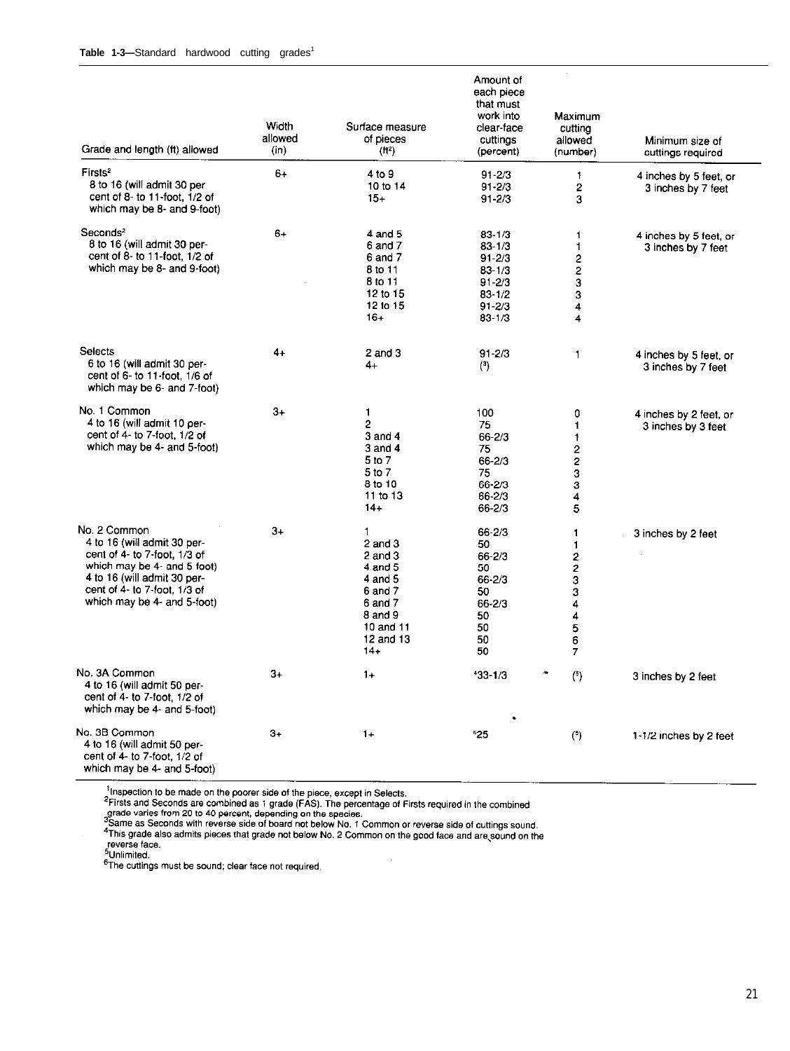**Table 1-3**—Standard hardwood cutting grades[1]

| Grade and length (ft) allowed | Width allowed (in) | Surface measure of pieces (ft²) | Amount of each piece that must work into clear-face cuttings (percent) | Maximum cutting allowed (number) | Minimum size of cuttings required |
|---|---|---|---|---|---|
| Firsts[2] 8 to 16 (will admit 30 percent of 8- to 11-foot, 1/2 of which may be 8- and 9-foot) | 6+ | 4 to 9 | 91-2/3 | 1 | 4 inches by 5 feet, or 3 inches by 7 feet |
| | | 10 to 14 | 91-2/3 | 2 | |
| | | 15+ | 91-2/3 | 3 | |
| Seconds[2] 8 to 16 (will admit 30 percent of 8- to 11-foot, 1/2 of which may be 8- and 9-foot) | 6+ | 4 and 5 | 83-1/3 | 1 | 4 inches by 5 feet, or 3 inches by 7 feet |
| | | 6 and 7 | 83-1/3 | 1 | |
| | | 6 and 7 | 91-2/3 | 2 | |
| | | 8 to 11 | 83-1/3 | 2 | |
| | | 8 to 11 | 91-2/3 | 3 | |
| | | 12 to 15 | 83-1/2 | 3 | |
| | | 12 to 15 | 91-2/3 | 4 | |
| | | 16+ | 83-1/3 | 4 | |
| Selects 6 to 16 (will admit 30 percent of 6- to 11-foot, 1/6 of which may be 6- and 7-foot) | 4+ | 2 and 3 | 91-2/3 | 1 | 4 inches by 5 feet, or 3 inches by 7 feet |
| | | 4+ | [3] | | |
| No. 1 Common 4 to 16 (will admit 10 percent of 4- to 7-foot, 1/2 of which may be 4- and 5-foot) | 3+ | 1 | 100 | 0 | 4 inches by 2 feet, or 3 inches by 3 feet |
| | | 2 | 75 | 1 | |
| | | 3 and 4 | 66-2/3 | 1 | |
| | | 3 and 4 | 75 | 2 | |
| | | 5 to 7 | 66-2/3 | 2 | |
| | | 5 to 7 | 75 | 3 | |
| | | 8 to 10 | 66-2/3 | 3 | |
| | | 11 to 13 | 66-2/3 | 4 | |
| | | 14+ | 66-2/3 | 5 | |
| No. 2 Common 4 to 16 (will admit 30 percent of 4- to 7-foot, 1/3 of which may be 4- and 5 foot) 4 to 16 (will admit 30 percent of 4- to 7-foot, 1/3 of which may be 4- and 5-foot) | 3+ | 1 | 66-2/3 | 1 | 3 inches by 2 feet |
| | | 2 and 3 | 50 | 1 | |
| | | 2 and 3 | 66-2/3 | 2 | |
| | | 4 and 5 | 50 | 2 | |
| | | 4 and 5 | 66-2/3 | 3 | |
| | | 6 and 7 | 50 | 3 | |
| | | 6 and 7 | 66-2/3 | 4 | |
| | | 8 and 9 | 50 | 4 | |
| | | 10 and 11 | 50 | 5 | |
| | | 12 and 13 | 50 | 6 | |
| | | 14+ | 50 | 7 | |
| No. 3A Common 4 to 16 (will admit 50 percent of 4- to 7-foot, 1/2 of which may be 4- and 5-foot) | 3+ | 1+ | [4]33-1/3 | [5] | 3 inches by 2 feet |
| No. 3B Common 4 to 16 (will admit 50 percent of 4- to 7-foot, 1/2 of which may be 4- and 5-foot) | 3+ | 1+ | [6]25 | [5] | 1-1/2 inches by 2 feet |

[1]Inspection to be made on the poorer side of the piece, except in Selects.
[2]Firsts and Seconds are combined as 1 grade (FAS). The percentage of Firsts required in the combined grade varies from 20 to 40 percent, depending on the species.
[3]Same as Seconds with reverse side of board not below No. 1 Common or reverse side of cuttings sound.
[4]This grade also admits pieces that grade not below No. 2 Common on the good face and are sound on the reverse face.
[5]Unlimited.
[6]The cuttings must be sound; clear face not required.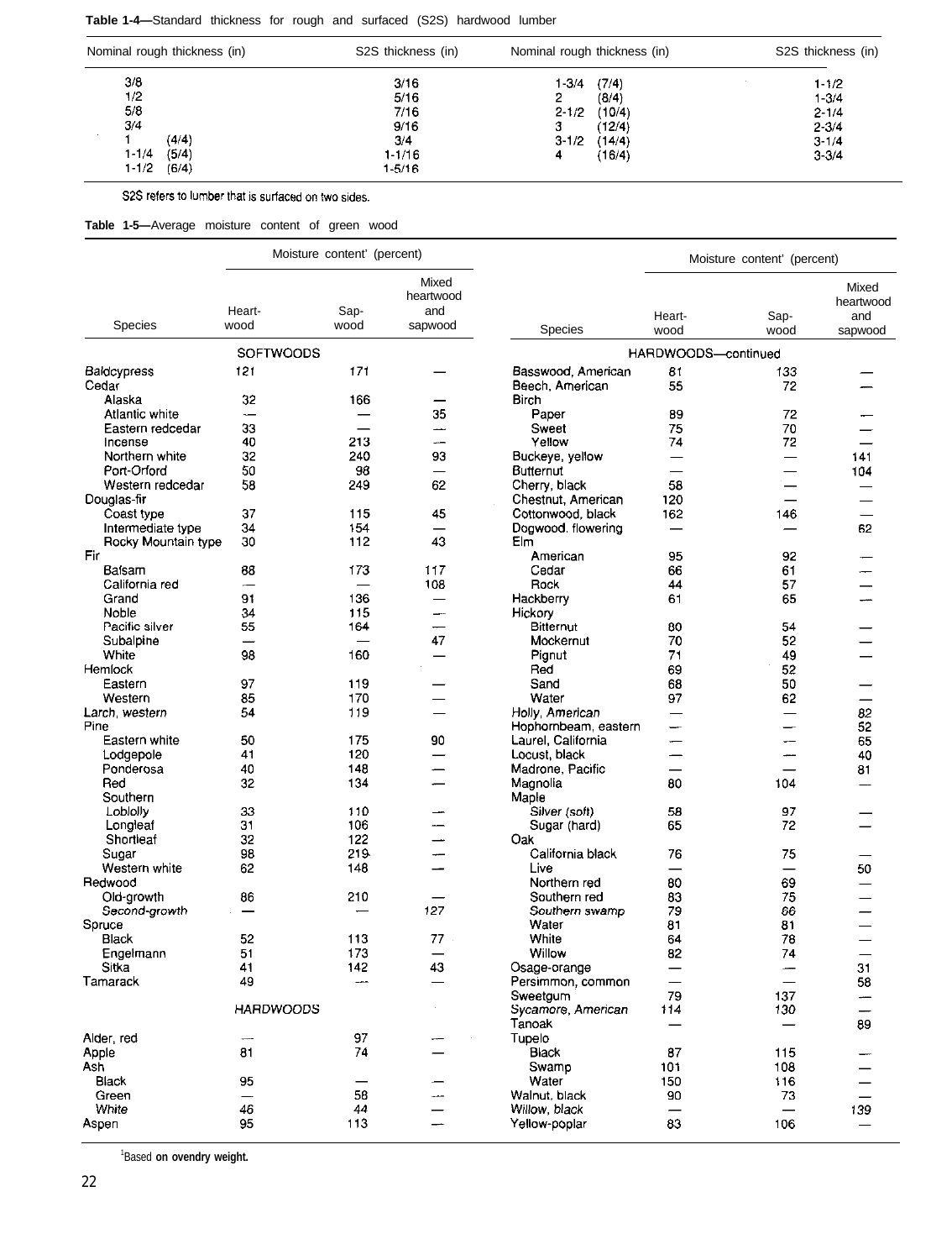**Table 1-4—**Standard thickness for rough and surfaced (S2S) hardwood lumber

| Nominal rough thickness (in) | S2S thickness (in) | Nominal rough thickness (in) | S2S thickness (in) |
|---|---|---|---|
| 3/8 | 3/16 | 1-3/4 (7/4) | 1-1/2 |
| 1/2 | 5/16 | 2 (8/4) | 1-3/4 |
| 5/8 | 7/16 | 2-1/2 (10/4) | 2-1/4 |
| 3/4 | 9/16 | 3 (12/4) | 2-3/4 |
| 1 (4/4) | 3/4 | 3-1/2 (14/4) | 3-1/4 |
| 1-1/4 (5/4) | 1-1/16 | 4 (16/4) | 3-3/4 |
| 1-1/2 (6/4) | 1-5/16 | | |

S2S refers to lumber that is surfaced on two sides.

**Table 1-5—**Average moisture content of green wood

| Species | Moisture content[1] (percent) Heartwood | Sapwood | Mixed heartwood and sapwood |
|---|---|---|---|
| **SOFTWOODS** | | | |
| Baldcypress | 121 | 171 | — |
| Cedar | | | |
| Alaska | 32 | 166 | — |
| Atlantic white | — | — | 35 |
| Eastern redcedar | 33 | — | — |
| Incense | 40 | 213 | — |
| Northern white | 32 | 240 | 93 |
| Port-Orford | 50 | 98 | — |
| Western redcedar | 58 | 249 | 62 |
| Douglas-fir | | | |
| Coast type | 37 | 115 | 45 |
| Intermediate type | 34 | 154 | — |
| Rocky Mountain type | 30 | 112 | 43 |
| Fir | | | |
| Balsam | 88 | 173 | 117 |
| California red | — | — | 108 |
| Grand | 91 | 136 | — |
| Noble | 34 | 115 | — |
| Pacific silver | 55 | 164 | — |
| Subalpine | — | — | 47 |
| White | 98 | 160 | — |
| Hemlock | | | |
| Eastern | 97 | 119 | — |
| Western | 85 | 170 | — |
| Larch, western | 54 | 119 | — |
| Pine | | | |
| Eastern white | 50 | 175 | 90 |
| Lodgepole | 41 | 120 | — |
| Ponderosa | 40 | 148 | — |
| Red | 32 | 134 | — |
| Southern | | | |
| Loblolly | 33 | 110 | — |
| Longleaf | 31 | 106 | — |
| Shortleaf | 32 | 122 | — |
| Sugar | 98 | 219 | — |
| Western white | 62 | 148 | — |
| Redwood | | | |
| Old-growth | 86 | 210 | — |
| Second-growth | — | — | 127 |
| Spruce | | | |
| Black | 52 | 113 | 77 |
| Engelmann | 51 | 173 | — |
| Sitka | 41 | 142 | 43 |
| Tamarack | 49 | — | — |
| **HARDWOODS** | | | |
| Alder, red | — | 97 | — |
| Apple | 81 | 74 | — |
| Ash | | | |
| Black | 95 | — | — |
| Green | — | 58 | — |
| White | 46 | 44 | — |
| Aspen | 95 | 113 | — |
| **HARDWOODS—continued** | | | |
| Basswood, American | 81 | 133 | — |
| Beech, American | 55 | 72 | — |
| Birch | | | |
| Paper | 89 | 72 | — |
| Sweet | 75 | 70 | — |
| Yellow | 74 | 72 | — |
| Buckeye, yellow | — | — | 141 |
| Butternut | — | — | 104 |
| Cherry, black | 58 | — | — |
| Chestnut, American | 120 | — | — |
| Cottonwood, black | 162 | 146 | — |
| Dogwood, flowering | — | — | 62 |
| Elm | | | |
| American | 95 | 92 | — |
| Cedar | 66 | 61 | — |
| Rock | 44 | 57 | — |
| Hackberry | 61 | 65 | — |
| Hickory | | | |
| Bitternut | 80 | 54 | — |
| Mockernut | 70 | 52 | — |
| Pignut | 71 | 49 | — |
| Red | 69 | 52 | |
| Sand | 68 | 50 | — |
| Water | 97 | 62 | — |
| Holly, American | — | — | 82 |
| Hophornbeam, eastern | — | — | 52 |
| Laurel, California | — | — | 65 |
| Locust, black | — | — | 40 |
| Madrone, Pacific | — | — | 81 |
| Magnolia | 80 | 104 | — |
| Maple | | | |
| Silver (soft) | 58 | 97 | — |
| Sugar (hard) | 65 | 72 | — |
| Oak | | | |
| California black | 76 | 75 | — |
| Live | — | — | 50 |
| Northern red | 80 | 69 | — |
| Southern red | 83 | 75 | — |
| Southern swamp | 79 | 86 | — |
| Water | 81 | 81 | — |
| White | 64 | 78 | — |
| Willow | 82 | 74 | — |
| Osage-orange | — | — | 31 |
| Persimmon, common | — | — | 58 |
| Sweetgum | 79 | 137 | — |
| Sycamore, American | 114 | 130 | — |
| Tanoak | — | — | 89 |
| Tupelo | | | |
| Black | 87 | 115 | — |
| Swamp | 101 | 108 | — |
| Water | 150 | 116 | — |
| Walnut, black | 90 | 73 | — |
| Willow, black | — | — | 139 |
| Yellow-poplar | 83 | 106 | — |

[1]Based on ovendry weight.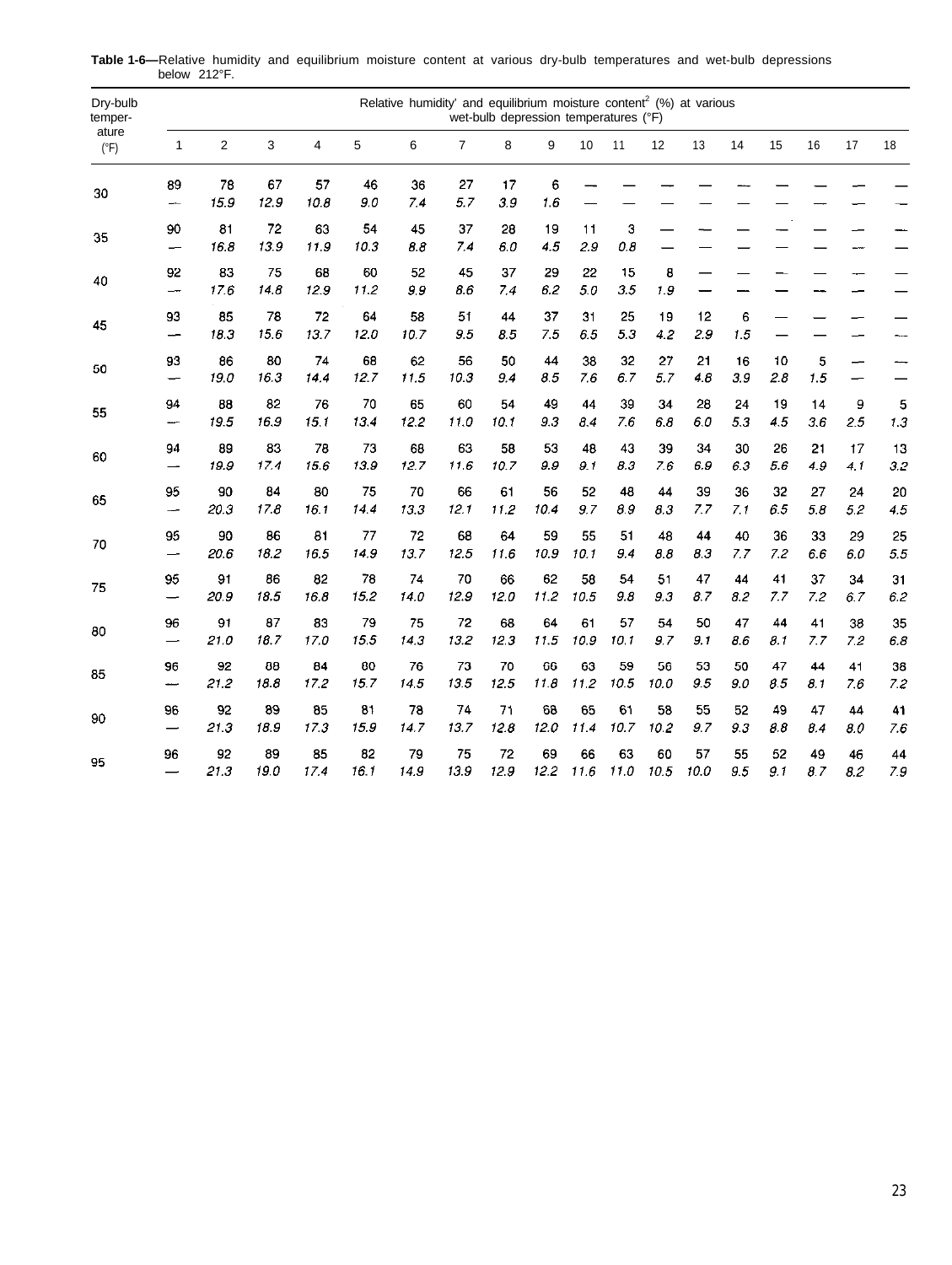**Table 1-6—**Relative humidity and equilibrium moisture content at various dry-bulb temperatures and wet-bulb depressions below 212°F.

| Dry-bulb temper-ature (°F) | Relative humidity[1] and equilibrium moisture content[2] (%) at various wet-bulb depression temperatures (°F) | | | | | | | | | | | | | | | | | |
|---|---|---|---|---|---|---|---|---|---|---|---|---|---|---|---|---|---|---|
| | 1 | 2 | 3 | 4 | 5 | 6 | 7 | 8 | 9 | 10 | 11 | 12 | 13 | 14 | 15 | 16 | 17 | 18 |
| 30 | 89 | 78 | 67 | 57 | 46 | 36 | 27 | 17 | 6 | — | — | — | — | — | — | — | — | — |
| | — | *15.9* | *12.9* | *10.8* | *9.0* | *7.4* | *5.7* | *3.9* | *1.6* | — | — | — | — | — | — | — | — | — |
| 35 | 90 | 81 | 72 | 63 | 54 | 45 | 37 | 28 | 19 | 11 | 3 | — | — | — | — | — | — | — |
| | — | *16.8* | *13.9* | *11.9* | *10.3* | *8.8* | *7.4* | *6.0* | *4.5* | *2.9* | *0.8* | — | — | — | — | — | — | — |
| 40 | 92 | 83 | 75 | 68 | 60 | 52 | 45 | 37 | 29 | 22 | 15 | 8 | — | — | — | — | — | — |
| | — | *17.6* | *14.8* | *12.9* | *11.2* | *9.9* | *8.6* | *7.4* | *6.2* | *5.0* | *3.5* | *1.9* | — | — | — | — | — | — |
| 45 | 93 | 85 | 78 | 72 | 64 | 58 | 51 | 44 | 37 | 31 | 25 | 19 | 12 | 6 | — | — | — | — |
| | — | *18.3* | *15.6* | *13.7* | *12.0* | *10.7* | *9.5* | *8.5* | *7.5* | *6.5* | *5.3* | *4.2* | *2.9* | *1.5* | — | — | — | — |
| 50 | 93 | 86 | 80 | 74 | 68 | 62 | 56 | 50 | 44 | 38 | 32 | 27 | 21 | 16 | 10 | 5 | — | — |
| | — | *19.0* | *16.3* | *14.4* | *12.7* | *11.5* | *10.3* | *9.4* | *8.5* | *7.6* | *6.7* | *5.7* | *4.8* | *3.9* | *2.8* | *1.5* | — | — |
| 55 | 94 | 88 | 82 | 76 | 70 | 65 | 60 | 54 | 49 | 44 | 39 | 34 | 28 | 24 | 19 | 14 | 9 | 5 |
| | — | *19.5* | *16.9* | *15.1* | *13.4* | *12.2* | *11.0* | *10.1* | *9.3* | *8.4* | *7.6* | *6.8* | *6.0* | *5.3* | *4.5* | *3.6* | *2.5* | *1.3* |
| 60 | 94 | 89 | 83 | 78 | 73 | 68 | 63 | 58 | 53 | 48 | 43 | 39 | 34 | 30 | 26 | 21 | 17 | 13 |
| | — | *19.9* | *17.4* | *15.6* | *13.9* | *12.7* | *11.6* | *10.7* | *9.9* | *9.1* | *8.3* | *7.6* | *6.9* | *6.3* | *5.6* | *4.9* | *4.1* | *3.2* |
| 65 | 95 | 90 | 84 | 80 | 75 | 70 | 66 | 61 | 56 | 52 | 48 | 44 | 39 | 36 | 32 | 27 | 24 | 20 |
| | — | *20.3* | *17.8* | *16.1* | *14.4* | *13.3* | *12.1* | *11.2* | *10.4* | *9.7* | *8.9* | *8.3* | *7.7* | *7.1* | *6.5* | *5.8* | *5.2* | *4.5* |
| 70 | 95 | 90 | 86 | 81 | 77 | 72 | 68 | 64 | 59 | 55 | 51 | 48 | 44 | 40 | 36 | 33 | 29 | 25 |
| | — | *20.6* | *18.2* | *16.5* | *14.9* | *13.7* | *12.5* | *11.6* | *10.9* | *10.1* | *9.4* | *8.8* | *8.3* | *7.7* | *7.2* | *6.6* | *6.0* | *5.5* |
| 75 | 95 | 91 | 86 | 82 | 78 | 74 | 70 | 66 | 62 | 58 | 54 | 51 | 47 | 44 | 41 | 37 | 34 | 31 |
| | — | *20.9* | *18.5* | *16.8* | *15.2* | *14.0* | *12.9* | *12.0* | *11.2* | *10.5* | *9.8* | *9.3* | *8.7* | *8.2* | *7.7* | *7.2* | *6.7* | *6.2* |
| 80 | 96 | 91 | 87 | 83 | 79 | 75 | 72 | 68 | 64 | 61 | 57 | 54 | 50 | 47 | 44 | 41 | 38 | 35 |
| | — | *21.0* | *18.7* | *17.0* | *15.5* | *14.3* | *13.2* | *12.3* | *11.5* | *10.9* | *10.1* | *9.7* | *9.1* | *8.6* | *8.1* | *7.7* | *7.2* | *6.8* |
| 85 | 96 | 92 | 88 | 84 | 80 | 76 | 73 | 70 | 66 | 63 | 59 | 56 | 53 | 50 | 47 | 44 | 41 | 38 |
| | — | *21.2* | *18.8* | *17.2* | *15.7* | *14.5* | *13.5* | *12.5* | *11.8* | *11.2* | *10.5* | *10.0* | *9.5* | *9.0* | *8.5* | *8.1* | *7.6* | *7.2* |
| 90 | 96 | 92 | 89 | 85 | 81 | 78 | 74 | 71 | 68 | 65 | 61 | 58 | 55 | 52 | 49 | 47 | 44 | 41 |
| | — | *21.3* | *18.9* | *17.3* | *15.9* | *14.7* | *13.7* | *12.8* | *12.0* | *11.4* | *10.7* | *10.2* | *9.7* | *9.3* | *8.8* | *8.4* | *8.0* | *7.6* |
| 95 | 96 | 92 | 89 | 85 | 82 | 79 | 75 | 72 | 69 | 66 | 63 | 60 | 57 | 55 | 52 | 49 | 46 | 44 |
| | — | *21.3* | *19.0* | *17.4* | *16.1* | *14.9* | *13.9* | *12.9* | *12.2* | *11.6* | *11.0* | *10.5* | *10.0* | *9.5* | *9.1* | *8.7* | *8.2* | *7.9* |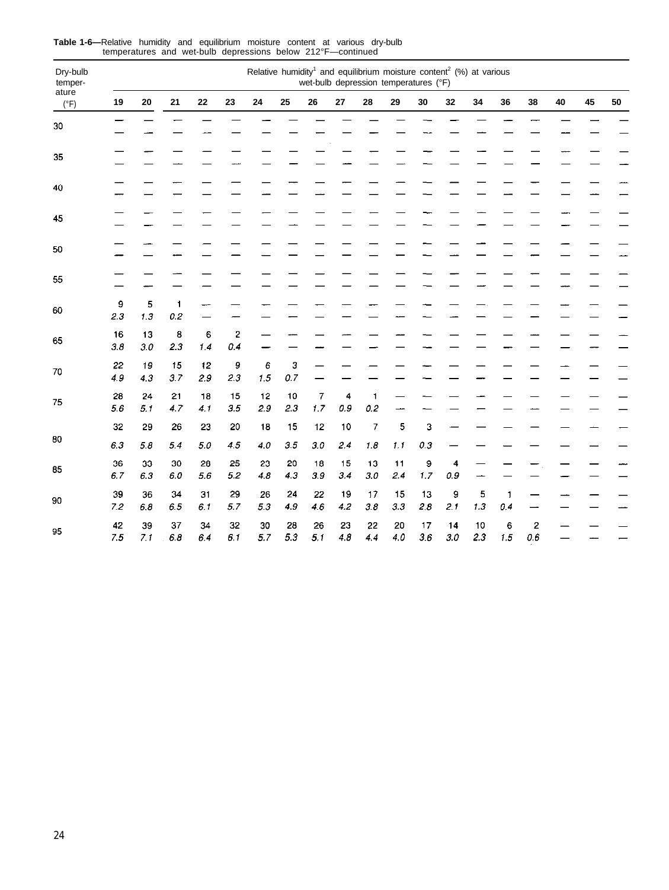**Table 1-6—**Relative humidity and equilibrium moisture content at various dry-bulb temperatures and wet-bulb depressions below 212°F—continued

| Dry-bulb temperature (°F) | Relative humidity[1] and equilibrium moisture content[2] (%) at various wet-bulb depression temperatures (°F) | | | | | | | | | | | | | | | | | | |
|---|---|---|---|---|---|---|---|---|---|---|---|---|---|---|---|---|---|---|---|
| | 19 | 20 | 21 | 22 | 23 | 24 | 25 | 26 | 27 | 28 | 29 | 30 | 32 | 34 | 36 | 38 | 40 | 45 | 50 |
| 30 | — | — | — | — | — | — | — | — | — | — | — | — | — | — | — | — | — | — | — |
| | — | — | — | — | — | — | — | — | — | — | — | — | — | — | — | — | — | — | — |
| 35 | — | — | — | — | — | — | — | — | — | — | — | — | — | — | — | — | — | — | — |
| | — | — | — | — | — | — | — | — | — | — | — | — | — | — | — | — | — | — | — |
| 40 | — | — | — | — | — | — | — | — | — | — | — | — | — | — | — | — | — | — | — |
| | — | — | — | — | — | — | — | — | — | — | — | — | — | — | — | — | — | — | — |
| 45 | — | — | — | — | — | — | — | — | — | — | — | — | — | — | — | — | — | — | — |
| | — | — | — | — | — | — | — | — | — | — | — | — | — | — | — | — | — | — | — |
| 50 | — | — | — | — | — | — | — | — | — | — | — | — | — | — | — | — | — | — | — |
| | — | — | — | — | — | — | — | — | — | — | — | — | — | — | — | — | — | — | — |
| 55 | — | — | — | — | — | — | — | — | — | — | — | — | — | — | — | — | — | — | — |
| | — | — | — | — | — | — | — | — | — | — | — | — | — | — | — | — | — | — | — |
| 60 | 9 | 5 | 1 | — | — | — | — | — | — | — | — | — | — | — | — | — | — | — | — |
| | *2.3* | *1.3* | *0.2* | — | — | — | — | — | — | — | — | — | — | — | — | — | — | — | — |
| 65 | 16 | 13 | 8 | 6 | 2 | — | — | — | — | — | — | — | — | — | — | — | — | — | — |
| | *3.8* | *3.0* | *2.3* | *1.4* | *0.4* | — | — | — | — | — | — | — | — | — | — | — | — | — | — |
| 70 | 22 | 19 | 15 | 12 | 9 | 6 | 3 | — | — | — | — | — | — | — | — | — | — | — | — |
| | *4.9* | *4.3* | *3.7* | *2.9* | *2.3* | *1.5* | *0.7* | — | — | — | — | — | — | — | — | — | — | — | — |
| 75 | 28 | 24 | 21 | 18 | 15 | 12 | 10 | 7 | 4 | 1 | — | — | — | — | — | — | — | — | — |
| | *5.6* | *5.1* | *4.7* | *4.1* | *3.5* | *2.9* | *2.3* | *1.7* | *0.9* | *0.2* | — | — | — | — | — | — | — | — | — |
| 80 | 32 | 29 | 26 | 23 | 20 | 18 | 15 | 12 | 10 | 7 | 5 | 3 | — | — | — | — | — | — | — |
| | *6.3* | *5.8* | *5.4* | *5.0* | *4.5* | *4.0* | *3.5* | *3.0* | *2.4* | *1.8* | *1.1* | *0.3* | — | — | — | — | — | — | — |
| 85 | 36 | 33 | 30 | 28 | 25 | 23 | 20 | 18 | 15 | 13 | 11 | 9 | 4 | — | — | — | — | — | — |
| | *6.7* | *6.3* | *6.0* | *5.6* | *5.2* | *4.8* | *4.3* | *3.9* | *3.4* | *3.0* | *2.4* | *1.7* | *0.9* | — | — | — | — | — | — |
| 90 | 39 | 36 | 34 | 31 | 29 | 26 | 24 | 22 | 19 | 17 | 15 | 13 | 9 | 5 | 1 | — | — | — | — |
| | *7.2* | *6.8* | *6.5* | *6.1* | *5.7* | *5.3* | *4.9* | *4.6* | *4.2* | *3.8* | *3.3* | *2.8* | *2.1* | *1.3* | *0.4* | — | — | — | — |
| 95 | 42 | 39 | 37 | 34 | 32 | 30 | 28 | 26 | 23 | 22 | 20 | 17 | 14 | 10 | 6 | 2 | — | — | — |
| | *7.5* | *7.1* | *6.8* | *6.4* | *6.1* | *5.7* | *5.3* | *5.1* | *4.8* | *4.4* | *4.0* | *3.6* | *3.0* | *2.3* | *1.5* | *0.6* | — | — | — |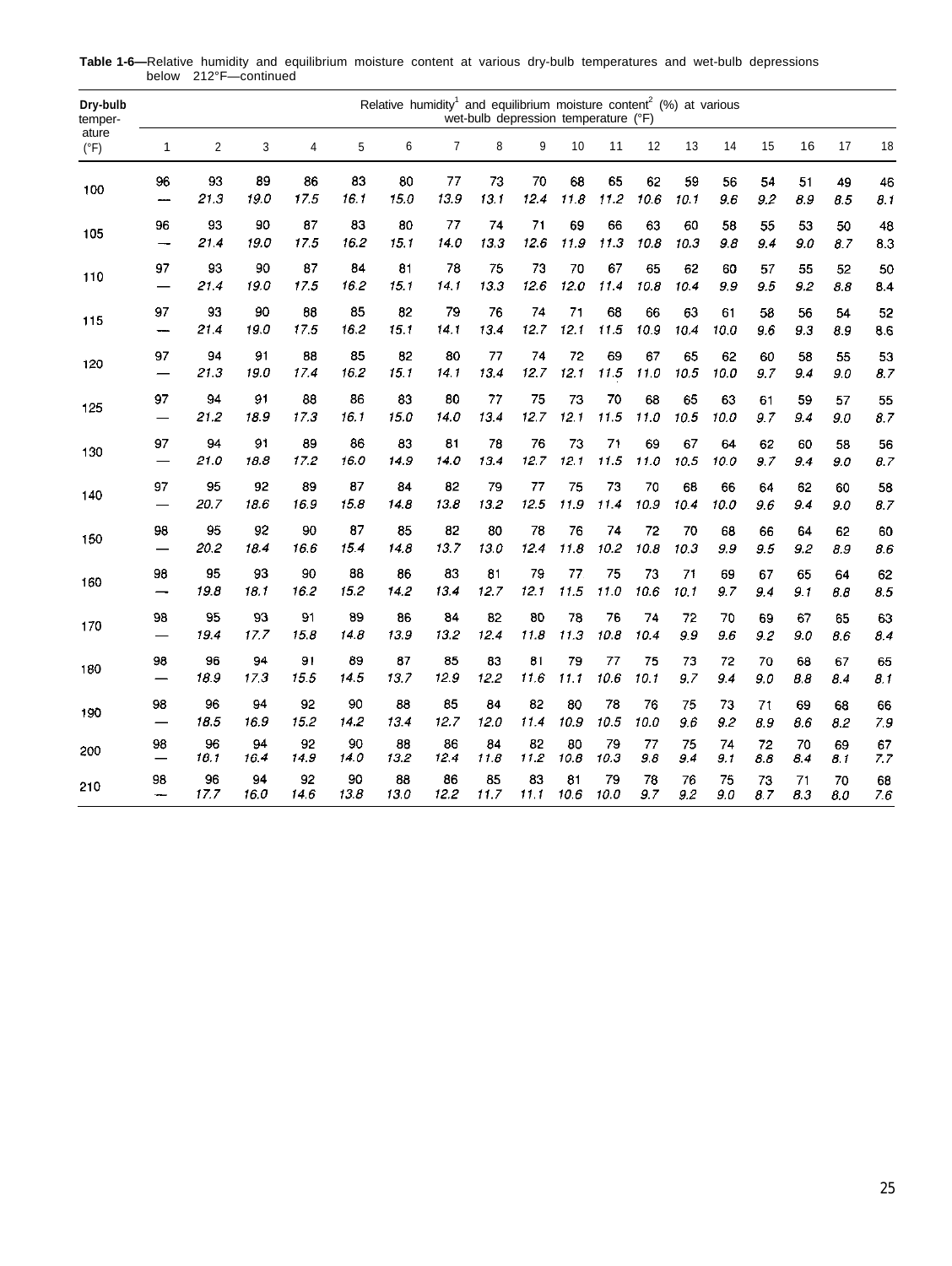**Table 1-6—**Relative humidity and equilibrium moisture content at various dry-bulb temperatures and wet-bulb depressions below 212°F—continued

| Dry-bulb temperature (°F) | Relative humidity[1] and equilibrium moisture content[2] (%) at various wet-bulb depression temperature (°F) | | | | | | | | | | | | | | | | | |
|---|---|---|---|---|---|---|---|---|---|---|---|---|---|---|---|---|---|---|
| | 1 | 2 | 3 | 4 | 5 | 6 | 7 | 8 | 9 | 10 | 11 | 12 | 13 | 14 | 15 | 16 | 17 | 18 |
| 100 | 96 | 93 | 89 | 86 | 83 | 80 | 77 | 73 | 70 | 68 | 65 | 62 | 59 | 56 | 54 | 51 | 49 | 46 |
| | — | 21.3 | 19.0 | 17.5 | 16.1 | 15.0 | 13.9 | 13.1 | 12.4 | 11.8 | 11.2 | 10.6 | 10.1 | 9.6 | 9.2 | 8.9 | 8.5 | 8.1 |
| 105 | 96 | 93 | 90 | 87 | 83 | 80 | 77 | 74 | 71 | 69 | 66 | 63 | 60 | 58 | 55 | 53 | 50 | 48 |
| | — | 21.4 | 19.0 | 17.5 | 16.2 | 15.1 | 14.0 | 13.3 | 12.6 | 11.9 | 11.3 | 10.8 | 10.3 | 9.8 | 9.4 | 9.0 | 8.7 | 8.3 |
| 110 | 97 | 93 | 90 | 87 | 84 | 81 | 78 | 75 | 73 | 70 | 67 | 65 | 62 | 60 | 57 | 55 | 52 | 50 |
| | — | 21.4 | 19.0 | 17.5 | 16.2 | 15.1 | 14.1 | 13.3 | 12.6 | 12.0 | 11.4 | 10.8 | 10.4 | 9.9 | 9.5 | 9.2 | 8.8 | 8.4 |
| 115 | 97 | 93 | 90 | 88 | 85 | 82 | 79 | 76 | 74 | 71 | 68 | 66 | 63 | 61 | 58 | 56 | 54 | 52 |
| | — | 21.4 | 19.0 | 17.5 | 16.2 | 15.1 | 14.1 | 13.4 | 12.7 | 12.1 | 11.5 | 10.9 | 10.4 | 10.0 | 9.6 | 9.3 | 8.9 | 8.6 |
| 120 | 97 | 94 | 91 | 88 | 85 | 82 | 80 | 77 | 74 | 72 | 69 | 67 | 65 | 62 | 60 | 58 | 55 | 53 |
| | — | 21.3 | 19.0 | 17.4 | 16.2 | 15.1 | 14.1 | 13.4 | 12.7 | 12.1 | 11.5 | 11.0 | 10.5 | 10.0 | 9.7 | 9.4 | 9.0 | 8.7 |
| 125 | 97 | 94 | 91 | 88 | 86 | 83 | 80 | 77 | 75 | 73 | 70 | 68 | 65 | 63 | 61 | 59 | 57 | 55 |
| | — | 21.2 | 18.9 | 17.3 | 16.1 | 15.0 | 14.0 | 13.4 | 12.7 | 12.1 | 11.5 | 11.0 | 10.5 | 10.0 | 9.7 | 9.4 | 9.0 | 8.7 |
| 130 | 97 | 94 | 91 | 89 | 86 | 83 | 81 | 78 | 76 | 73 | 71 | 69 | 67 | 64 | 62 | 60 | 58 | 56 |
| | — | 21.0 | 18.8 | 17.2 | 16.0 | 14.9 | 14.0 | 13.4 | 12.7 | 12.1 | 11.5 | 11.0 | 10.5 | 10.0 | 9.7 | 9.4 | 9.0 | 8.7 |
| 140 | 97 | 95 | 92 | 89 | 87 | 84 | 82 | 79 | 77 | 75 | 73 | 70 | 68 | 66 | 64 | 62 | 60 | 58 |
| | — | 20.7 | 18.6 | 16.9 | 15.8 | 14.8 | 13.8 | 13.2 | 12.5 | 11.9 | 11.4 | 10.9 | 10.4 | 10.0 | 9.6 | 9.4 | 9.0 | 8.7 |
| 150 | 98 | 95 | 92 | 90 | 87 | 85 | 82 | 80 | 78 | 76 | 74 | 72 | 70 | 68 | 66 | 64 | 62 | 60 |
| | — | 20.2 | 18.4 | 16.6 | 15.4 | 14.8 | 13.7 | 13.0 | 12.4 | 11.8 | 10.2 | 10.8 | 10.3 | 9.9 | 9.5 | 9.2 | 8.9 | 8.6 |
| 160 | 98 | 95 | 93 | 90 | 88 | 86 | 83 | 81 | 79 | 77 | 75 | 73 | 71 | 69 | 67 | 65 | 64 | 62 |
| | — | 19.8 | 18.1 | 16.2 | 15.2 | 14.2 | 13.4 | 12.7 | 12.1 | 11.5 | 11.0 | 10.6 | 10.1 | 9.7 | 9.4 | 9.1 | 8.8 | 8.5 |
| 170 | 98 | 95 | 93 | 91 | 89 | 86 | 84 | 82 | 80 | 78 | 76 | 74 | 72 | 70 | 69 | 67 | 65 | 63 |
| | — | 19.4 | 17.7 | 15.8 | 14.8 | 13.9 | 13.2 | 12.4 | 11.8 | 11.3 | 10.8 | 10.4 | 9.9 | 9.6 | 9.2 | 9.0 | 8.6 | 8.4 |
| 180 | 98 | 96 | 94 | 91 | 89 | 87 | 85 | 83 | 81 | 79 | 77 | 75 | 73 | 72 | 70 | 68 | 67 | 65 |
| | — | 18.9 | 17.3 | 15.5 | 14.5 | 13.7 | 12.9 | 12.2 | 11.6 | 11.1 | 10.6 | 10.1 | 9.7 | 9.4 | 9.0 | 8.8 | 8.4 | 8.1 |
| 190 | 98 | 96 | 94 | 92 | 90 | 88 | 85 | 84 | 82 | 80 | 78 | 76 | 75 | 73 | 71 | 69 | 68 | 66 |
| | — | 18.5 | 16.9 | 15.2 | 14.2 | 13.4 | 12.7 | 12.0 | 11.4 | 10.9 | 10.5 | 10.0 | 9.6 | 9.2 | 8.9 | 8.6 | 8.2 | 7.9 |
| 200 | 98 | 96 | 94 | 92 | 90 | 88 | 86 | 84 | 82 | 80 | 79 | 77 | 75 | 74 | 72 | 70 | 69 | 67 |
| | — | 18.1 | 16.4 | 14.9 | 14.0 | 13.2 | 12.4 | 11.8 | 11.2 | 10.8 | 10.3 | 9.8 | 9.4 | 9.1 | 8.8 | 8.4 | 8.1 | 7.7 |
| 210 | 98 | 96 | 94 | 92 | 90 | 88 | 86 | 85 | 83 | 81 | 79 | 78 | 76 | 75 | 73 | 71 | 70 | 68 |
| | — | 17.7 | 16.0 | 14.6 | 13.8 | 13.0 | 12.2 | 11.7 | 11.1 | 10.6 | 10.0 | 9.7 | 9.2 | 9.0 | 8.7 | 8.3 | 8.0 | 7.6 |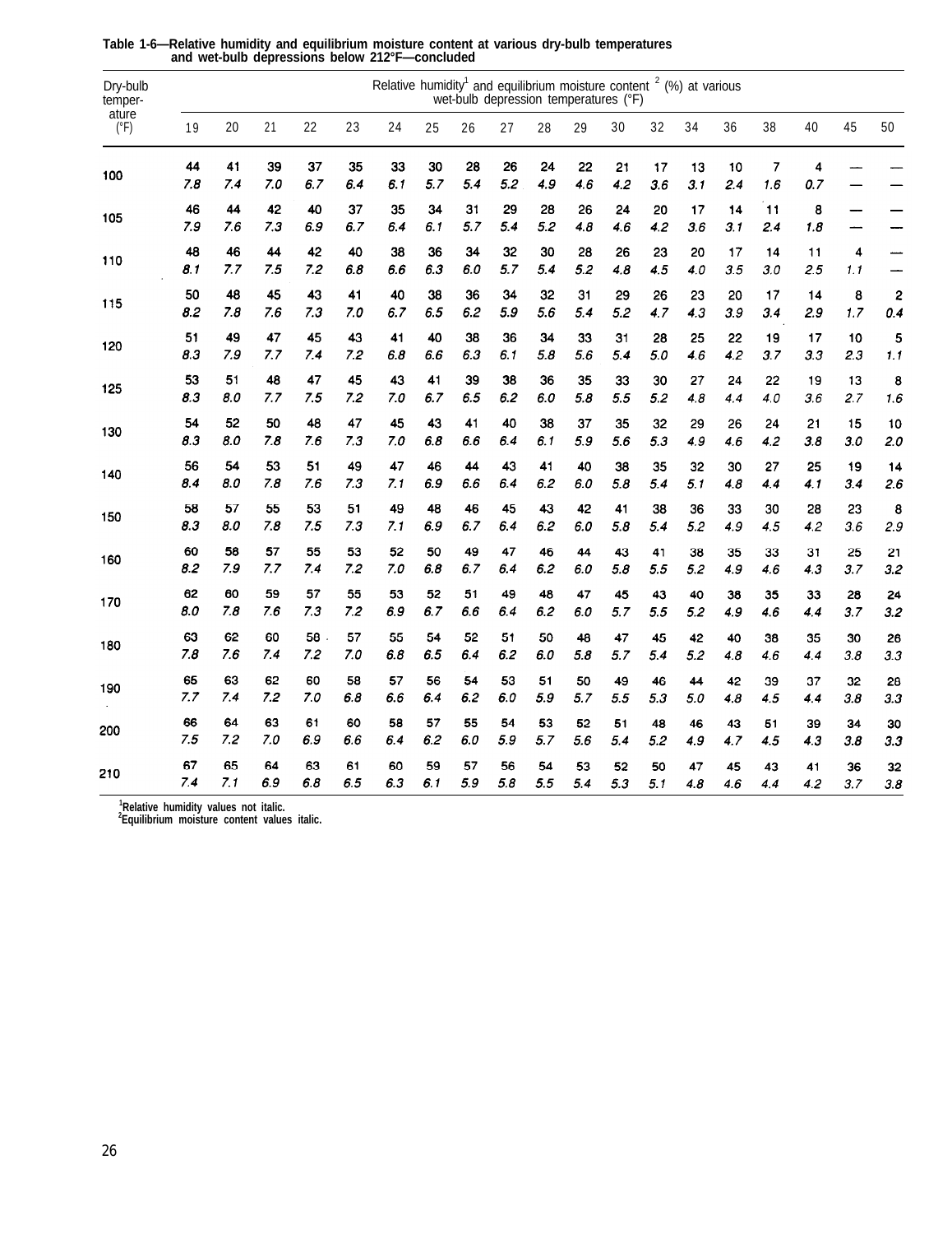**Table 1-6—Relative humidity and equilibrium moisture content at various dry-bulb temperatures and wet-bulb depressions below 212°F—concluded**

| Dry-bulb temper- ature (°F) | Relative humidity[1] and equilibrium moisture content [2] (%) at various wet-bulb depression temperatures (°F) | | | | | | | | | | | | | | | | | | |
|---|---|---|---|---|---|---|---|---|---|---|---|---|---|---|---|---|---|---|---|
| | 19 | 20 | 21 | 22 | 23 | 24 | 25 | 26 | 27 | 28 | 29 | 30 | 32 | 34 | 36 | 38 | 40 | 45 | 50 |
| 100 | 44 | 41 | 39 | 37 | 35 | 33 | 30 | 28 | 26 | 24 | 22 | 21 | 17 | 13 | 10 | 7 | 4 | — | — |
| | *7.8* | *7.4* | *7.0* | *6.7* | *6.4* | *6.1* | *5.7* | *5.4* | *5.2* | *4.9* | *4.6* | *4.2* | *3.6* | *3.1* | *2.4* | *1.6* | *0.7* | — | — |
| 105 | 46 | 44 | 42 | 40 | 37 | 35 | 34 | 31 | 29 | 28 | 26 | 24 | 20 | 17 | 14 | 11 | 8 | — | — |
| | *7.9* | *7.6* | *7.3* | *6.9* | *6.7* | *6.4* | *6.1* | *5.7* | *5.4* | *5.2* | *4.8* | *4.6* | *4.2* | *3.6* | *3.1* | *2.4* | *1.8* | — | — |
| 110 | 48 | 46 | 44 | 42 | 40 | 38 | 36 | 34 | 32 | 30 | 28 | 26 | 23 | 20 | 17 | 14 | 11 | 4 | — |
| | *8.1* | *7.7* | *7.5* | *7.2* | *6.8* | *6.6* | *6.3* | *6.0* | *5.7* | *5.4* | *5.2* | *4.8* | *4.5* | *4.0* | *3.5* | *3.0* | *2.5* | *1.1* | — |
| 115 | 50 | 48 | 45 | 43 | 41 | 40 | 38 | 36 | 34 | 32 | 31 | 29 | 26 | 23 | 20 | 17 | 14 | 8 | 2 |
| | *8.2* | *7.8* | *7.6* | *7.3* | *7.0* | *6.7* | *6.5* | *6.2* | *5.9* | *5.6* | *5.4* | *5.2* | *4.7* | *4.3* | *3.9* | *3.4* | *2.9* | *1.7* | *0.4* |
| 120 | 51 | 49 | 47 | 45 | 43 | 41 | 40 | 38 | 36 | 34 | 33 | 31 | 28 | 25 | 22 | 19 | 17 | 10 | 5 |
| | *8.3* | *7.9* | *7.7* | *7.4* | *7.2* | *6.8* | *6.6* | *6.3* | *6.1* | *5.8* | *5.6* | *5.4* | *5.0* | *4.6* | *4.2* | *3.7* | *3.3* | *2.3* | *1.1* |
| 125 | 53 | 51 | 48 | 47 | 45 | 43 | 41 | 39 | 38 | 36 | 35 | 33 | 30 | 27 | 24 | 22 | 19 | 13 | 8 |
| | *8.3* | *8.0* | *7.7* | *7.5* | *7.2* | *7.0* | *6.7* | *6.5* | *6.2* | *6.0* | *5.8* | *5.5* | *5.2* | *4.8* | *4.4* | *4.0* | *3.6* | *2.7* | *1.6* |
| 130 | 54 | 52 | 50 | 48 | 47 | 45 | 43 | 41 | 40 | 38 | 37 | 35 | 32 | 29 | 26 | 24 | 21 | 15 | 10 |
| | *8.3* | *8.0* | *7.8* | *7.6* | *7.3* | *7.0* | *6.8* | *6.6* | *6.4* | *6.1* | *5.9* | *5.6* | *5.3* | *4.9* | *4.6* | *4.2* | *3.8* | *3.0* | *2.0* |
| 140 | 56 | 54 | 53 | 51 | 49 | 47 | 46 | 44 | 43 | 41 | 40 | 38 | 35 | 32 | 30 | 27 | 25 | 19 | 14 |
| | *8.4* | *8.0* | *7.8* | *7.6* | *7.3* | *7.1* | *6.9* | *6.6* | *6.4* | *6.2* | *6.0* | *5.8* | *5.4* | *5.1* | *4.8* | *4.4* | *4.1* | *3.4* | *2.6* |
| 150 | 58 | 57 | 55 | 53 | 51 | 49 | 48 | 46 | 45 | 43 | 42 | 41 | 38 | 36 | 33 | 30 | 28 | 23 | 8 |
| | *8.3* | *8.0* | *7.8* | *7.5* | *7.3* | *7.1* | *6.9* | *6.7* | *6.4* | *6.2* | *6.0* | *5.8* | *5.4* | *5.2* | *4.9* | *4.5* | *4.2* | *3.6* | *2.9* |
| 160 | 60 | 58 | 57 | 55 | 53 | 52 | 50 | 49 | 47 | 46 | 44 | 43 | 41 | 38 | 35 | 33 | 31 | 25 | 21 |
| | *8.2* | *7.9* | *7.7* | *7.4* | *7.2* | *7.0* | *6.8* | *6.7* | *6.4* | *6.2* | *6.0* | *5.8* | *5.5* | *5.2* | *4.9* | *4.6* | *4.3* | *3.7* | *3.2* |
| 170 | 62 | 60 | 59 | 57 | 55 | 53 | 52 | 51 | 49 | 48 | 47 | 45 | 43 | 40 | 38 | 35 | 33 | 28 | 24 |
| | *8.0* | *7.8* | *7.6* | *7.3* | *7.2* | *6.9* | *6.7* | *6.6* | *6.4* | *6.2* | *6.0* | *5.7* | *5.5* | *5.2* | *4.9* | *4.6* | *4.4* | *3.7* | *3.2* |
| 180 | 63 | 62 | 60 | 58 | 57 | 55 | 54 | 52 | 51 | 50 | 48 | 47 | 45 | 42 | 40 | 38 | 35 | 30 | 26 |
| | *7.8* | *7.6* | *7.4* | *7.2* | *7.0* | *6.8* | *6.5* | *6.4* | *6.2* | *6.0* | *5.8* | *5.7* | *5.4* | *5.2* | *4.8* | *4.6* | *4.4* | *3.8* | *3.3* |
| 190 | 65 | 63 | 62 | 60 | 58 | 57 | 56 | 54 | 53 | 51 | 50 | 49 | 46 | 44 | 42 | 39 | 37 | 32 | 28 |
| | *7.7* | *7.4* | *7.2* | *7.0* | *6.8* | *6.6* | *6.4* | *6.2* | *6.0* | *5.9* | *5.7* | *5.5* | *5.3* | *5.0* | *4.8* | *4.5* | *4.4* | *3.8* | *3.3* |
| 200 | 66 | 64 | 63 | 61 | 60 | 58 | 57 | 55 | 54 | 53 | 52 | 51 | 48 | 46 | 43 | 51 | 39 | 34 | 30 |
| | *7.5* | *7.2* | *7.0* | *6.9* | *6.6* | *6.4* | *6.2* | *6.0* | *5.9* | *5.7* | *5.6* | *5.4* | *5.2* | *4.9* | *4.7* | *4.5* | *4.3* | *3.8* | *3.3* |
| 210 | 67 | 65 | 64 | 63 | 61 | 60 | 59 | 57 | 56 | 54 | 53 | 52 | 50 | 47 | 45 | 43 | 41 | 36 | 32 |
| | *7.4* | *7.1* | *6.9* | *6.8* | *6.5* | *6.3* | *6.1* | *5.9* | *5.8* | *5.5* | *5.4* | *5.3* | *5.1* | *4.8* | *4.6* | *4.4* | *4.2* | *3.7* | *3.8* |

[1]Relative humidity values not italic.
[2]Equilibrium moisture content values italic.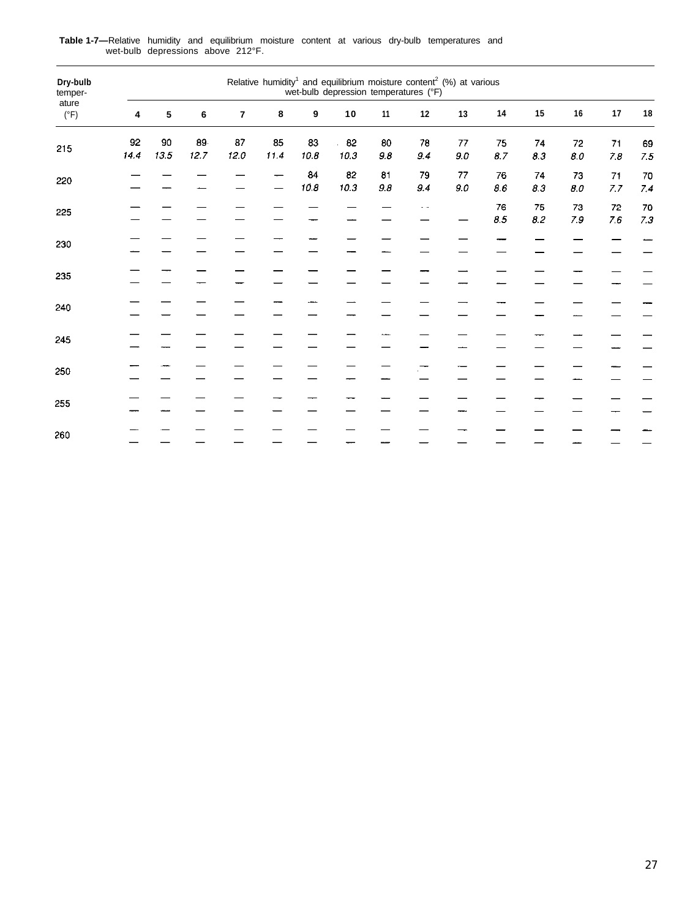**Table 1-7—**Relative humidity and equilibrium moisture content at various dry-bulb temperatures and wet-bulb depressions above 212°F.

| Dry-bulb temperature (°F) | Relative humidity[1] and equilibrium moisture content[2] (%) at various wet-bulb depression temperatures (°F) | | | | | | | | | | | | | | |
|---|---|---|---|---|---|---|---|---|---|---|---|---|---|---|---|
| | 4 | 5 | 6 | 7 | 8 | 9 | 10 | 11 | 12 | 13 | 14 | 15 | 16 | 17 | 18 |
| 215 | 92<br>*14.4* | 90<br>*13.5* | 89<br>*12.7* | 87<br>*12.0* | 85<br>*11.4* | 83<br>*10.8* | 82<br>*10.3* | 80<br>*9.8* | 78<br>*9.4* | 77<br>*9.0* | 75<br>*8.7* | 74<br>*8.3* | 72<br>*8.0* | 71<br>*7.8* | 69<br>*7.5* |
| 220 | —<br>— | —<br>— | —<br>— | —<br>— | —<br>— | 84<br>*10.8* | 82<br>*10.3* | 81<br>*9.8* | 79<br>*9.4* | 77<br>*9.0* | 76<br>*8.6* | 74<br>*8.3* | 73<br>*8.0* | 71<br>*7.7* | 70<br>*7.4* |
| 225 | —<br>— | —<br>— | —<br>— | —<br>— | —<br>— | —<br>— | —<br>— | —<br>— | —<br>— | —<br>— | 76<br>*8.5* | 75<br>*8.2* | 73<br>*7.9* | 72<br>*7.6* | 70<br>*7.3* |
| 230 | —<br>— | —<br>— | —<br>— | —<br>— | —<br>— | —<br>— | —<br>— | —<br>— | —<br>— | —<br>— | —<br>— | —<br>— | —<br>— | —<br>— | —<br>— |
| 235 | —<br>— | —<br>— | —<br>— | —<br>— | —<br>— | —<br>— | —<br>— | —<br>— | —<br>— | —<br>— | —<br>— | —<br>— | —<br>— | —<br>— | —<br>— |
| 240 | —<br>— | —<br>— | —<br>— | —<br>— | —<br>— | —<br>— | —<br>— | —<br>— | —<br>— | —<br>— | —<br>— | —<br>— | —<br>— | —<br>— | —<br>— |
| 245 | —<br>— | —<br>— | —<br>— | —<br>— | —<br>— | —<br>— | —<br>— | —<br>— | —<br>— | —<br>— | —<br>— | —<br>— | —<br>— | —<br>— | —<br>— |
| 250 | —<br>— | —<br>— | —<br>— | —<br>— | —<br>— | —<br>— | —<br>— | —<br>— | —<br>— | —<br>— | —<br>— | —<br>— | —<br>— | —<br>— | —<br>— |
| 255 | —<br>— | —<br>— | —<br>— | —<br>— | —<br>— | —<br>— | —<br>— | —<br>— | —<br>— | —<br>— | —<br>— | —<br>— | —<br>— | —<br>— | —<br>— |
| 260 | —<br>— | —<br>— | —<br>— | —<br>— | —<br>— | —<br>— | —<br>— | —<br>— | —<br>— | —<br>— | —<br>— | —<br>— | —<br>— | —<br>— | —<br>— |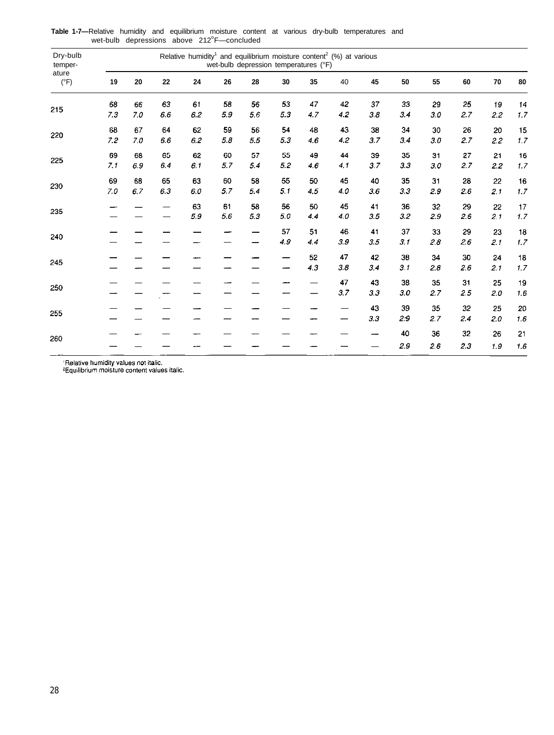**Table 1-7—**Relative humidity and equilibrium moisture content at various dry-bulb temperatures and wet-bulb depressions above 212°F—concluded

| Dry-bulb temperature (°F) | Relative humidity[1] and equilibrium moisture content[2] (%) at various wet-bulb depression temperatures (°F) | | | | | | | | | | | | | | |
|---|---|---|---|---|---|---|---|---|---|---|---|---|---|---|---|
| | 19 | 20 | 22 | 24 | 26 | 28 | 30 | 35 | 40 | 45 | 50 | 55 | 60 | 70 | 80 |
| 215 | 68 | 66 | 63 | 61 | 58 | 56 | 53 | 47 | 42 | 37 | 33 | 29 | 25 | 19 | 14 |
| | *7.3* | *7.0* | *6.6* | *6.2* | *5.9* | *5.6* | *5.3* | *4.7* | *4.2* | *3.8* | *3.4* | *3.0* | *2.7* | *2.2* | *1.7* |
| 220 | 68 | 67 | 64 | 62 | 59 | 56 | 54 | 48 | 43 | 38 | 34 | 30 | 26 | 20 | 15 |
| | *7.2* | *7.0* | *6.6* | *6.2* | *5.8* | *5.5* | *5.3* | *4.6* | *4.2* | *3.7* | *3.4* | *3.0* | *2.7* | *2.2* | *1.7* |
| 225 | 69 | 68 | 65 | 62 | 60 | 57 | 55 | 49 | 44 | 39 | 35 | 31 | 27 | 21 | 16 |
| | *7.1* | *6.9* | *6.4* | *6.1* | *5.7* | *5.4* | *5.2* | *4.6* | *4.1* | *3.7* | *3.3* | *3.0* | *2.7* | *2.2* | *1.7* |
| 230 | 69 | 68 | 65 | 63 | 60 | 58 | 55 | 50 | 45 | 40 | 35 | 31 | 28 | 22 | 16 |
| | *7.0* | *6.7* | *6.3* | *6.0* | *5.7* | *5.4* | *5.1* | *4.5* | *4.0* | *3.6* | *3.3* | *2.9* | *2.6* | *2.1* | *1.7* |
| 235 | — | — | — | 63 | 61 | 58 | 56 | 50 | 45 | 41 | 36 | 32 | 29 | 22 | 17 |
| | — | — | — | *5.9* | *5.6* | *5.3* | *5.0* | *4.4* | *4.0* | *3.5* | *3.2* | *2.9* | *2.6* | *2.1* | *1.7* |
| 240 | — | — | — | — | — | — | 57 | 51 | 46 | 41 | 37 | 33 | 29 | 23 | 18 |
| | — | — | — | — | — | — | *4.9* | *4.4* | *3.9* | *3.5* | *3.1* | *2.8* | *2.6* | *2.1* | *1.7* |
| 245 | — | — | — | — | — | — | — | 52 | 47 | 42 | 38 | 34 | 30 | 24 | 18 |
| | — | — | — | — | — | — | — | *4.3* | *3.8* | *3.4* | *3.1* | *2.8* | *2.6* | *2.1* | *1.7* |
| 250 | — | — | — | — | — | — | — | — | 47 | 43 | 38 | 35 | 31 | 25 | 19 |
| | — | — | — | — | — | — | — | — | *3.7* | *3.3* | *3.0* | *2.7* | *2.5* | *2.0* | *1.6* |
| 255 | — | — | — | — | — | — | — | — | — | 43 | 39 | 35 | 32 | 25 | 20 |
| | — | — | — | — | — | — | — | — | — | *3.3* | *2.9* | *2.7* | *2.4* | *2.0* | *1.6* |
| 260 | — | — | — | — | — | — | — | — | — | — | 40 | 36 | 32 | 26 | 21 |
| | — | — | — | — | — | — | — | — | — | — | *2.9* | *2.6* | *2.3* | *1.9* | *1.6* |

[1]Relative humidity values not italic.
[2]Equilibrium moisture content values italic.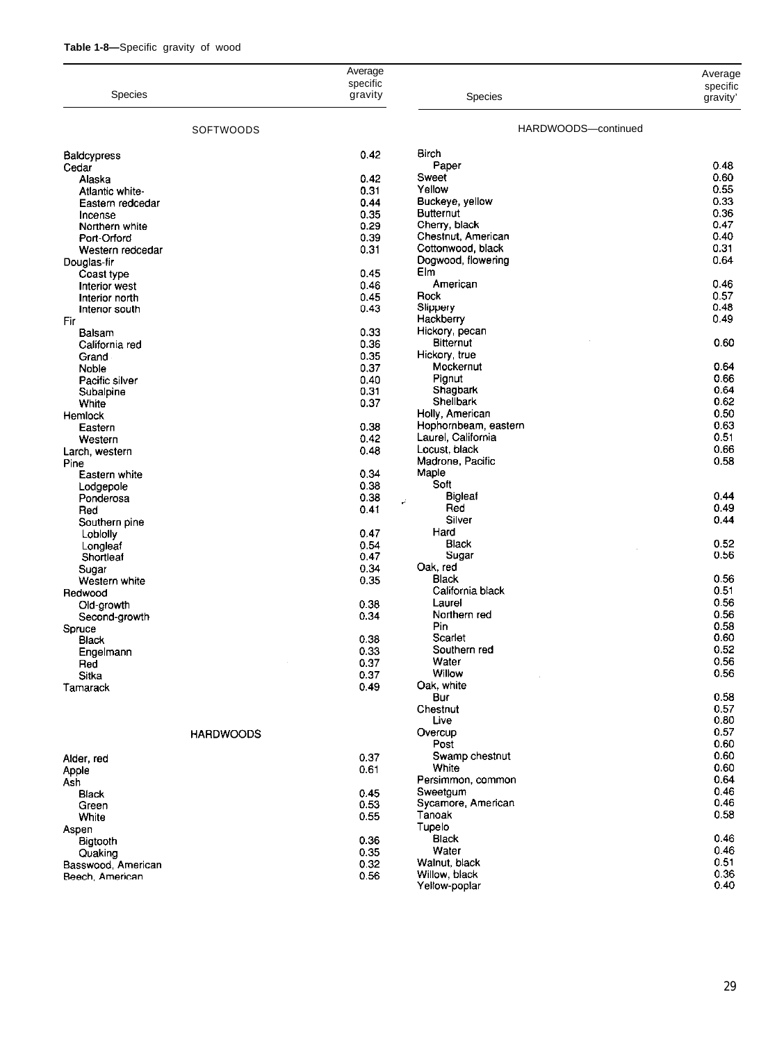**Table 1-8—**Specific gravity of wood

| Species | Average specific gravity |
|---|---|
| **SOFTWOODS** | |
| Baldcypress | 0.42 |
| Cedar | |
| Alaska | 0.42 |
| Atlantic white- | 0.31 |
| Eastern redcedar | 0.44 |
| Incense | 0.35 |
| Northern white | 0.29 |
| Port-Orford | 0.39 |
| Western redcedar | 0.31 |
| Douglas-fir | |
| Coast type | 0.45 |
| Interior west | 0.46 |
| Interior north | 0.45 |
| Interior south | 0.43 |
| Fir | |
| Balsam | 0.33 |
| California red | 0.36 |
| Grand | 0.35 |
| Noble | 0.37 |
| Pacific silver | 0.40 |
| Subalpine | 0.31 |
| White | 0.37 |
| Hemlock | |
| Eastern | 0.38 |
| Western | 0.42 |
| Larch, western | 0.48 |
| Pine | |
| Eastern white | 0.34 |
| Lodgepole | 0.38 |
| Ponderosa | 0.38 |
| Red | 0.41 |
| Southern pine | |
| Loblolly | 0.47 |
| Longleaf | 0.54 |
| Shortleaf | 0.47 |
| Sugar | 0.34 |
| Western white | 0.35 |
| Redwood | |
| Old-growth | 0.38 |
| Second-growth | 0.34 |
| Spruce | |
| Black | 0.38 |
| Engelmann | 0.33 |
| Red | 0.37 |
| Sitka | 0.37 |
| Tamarack | 0.49 |
| **HARDWOODS** | |
| Alder, red | 0.37 |
| Apple | 0.61 |
| Ash | |
| Black | 0.45 |
| Green | 0.53 |
| White | 0.55 |
| Aspen | |
| Bigtooth | 0.36 |
| Quaking | 0.35 |
| Basswood, American | 0.32 |
| Beech, American | 0.56 |
| **HARDWOODS—continued** | |
| Birch | |
| Paper | 0.48 |
| Sweet | 0.60 |
| Yellow | 0.55 |
| Buckeye, yellow | 0.33 |
| Butternut | 0.36 |
| Cherry, black | 0.47 |
| Chestnut, American | 0.40 |
| Cottonwood, black | 0.31 |
| Dogwood, flowering | 0.64 |
| Elm | |
| American | 0.46 |
| Rock | 0.57 |
| Slippery | 0.48 |
| Hackberry | 0.49 |
| Hickory, pecan | |
| Bitternut | 0.60 |
| Hickory, true | |
| Mockernut | 0.64 |
| Pignut | 0.66 |
| Shagbark | 0.64 |
| Shellbark | 0.62 |
| Holly, American | 0.50 |
| Hophornbeam, eastern | 0.63 |
| Laurel, California | 0.51 |
| Locust, black | 0.66 |
| Madrone, Pacific | 0.58 |
| Maple | |
| Soft | |
| Bigleaf | 0.44 |
| Red | 0.49 |
| Silver | 0.44 |
| Hard | |
| Black | 0.52 |
| Sugar | 0.56 |
| Oak, red | |
| Black | 0.56 |
| California black | 0.51 |
| Laurel | 0.56 |
| Northern red | 0.56 |
| Pin | 0.58 |
| Scarlet | 0.60 |
| Southern red | 0.52 |
| Water | 0.56 |
| Willow | 0.56 |
| Oak, white | |
| Bur | 0.58 |
| Chestnut | 0.57 |
| Live | 0.80 |
| Overcup | 0.57 |
| Post | 0.60 |
| Swamp chestnut | 0.60 |
| White | 0.60 |
| Persimmon, common | 0.64 |
| Sweetgum | 0.46 |
| Sycamore, American | 0.46 |
| Tanoak | 0.58 |
| Tupelo | |
| Black | 0.46 |
| Water | 0.46 |
| Walnut, black | 0.51 |
| Willow, black | 0.36 |
| Yellow-poplar | 0.40 |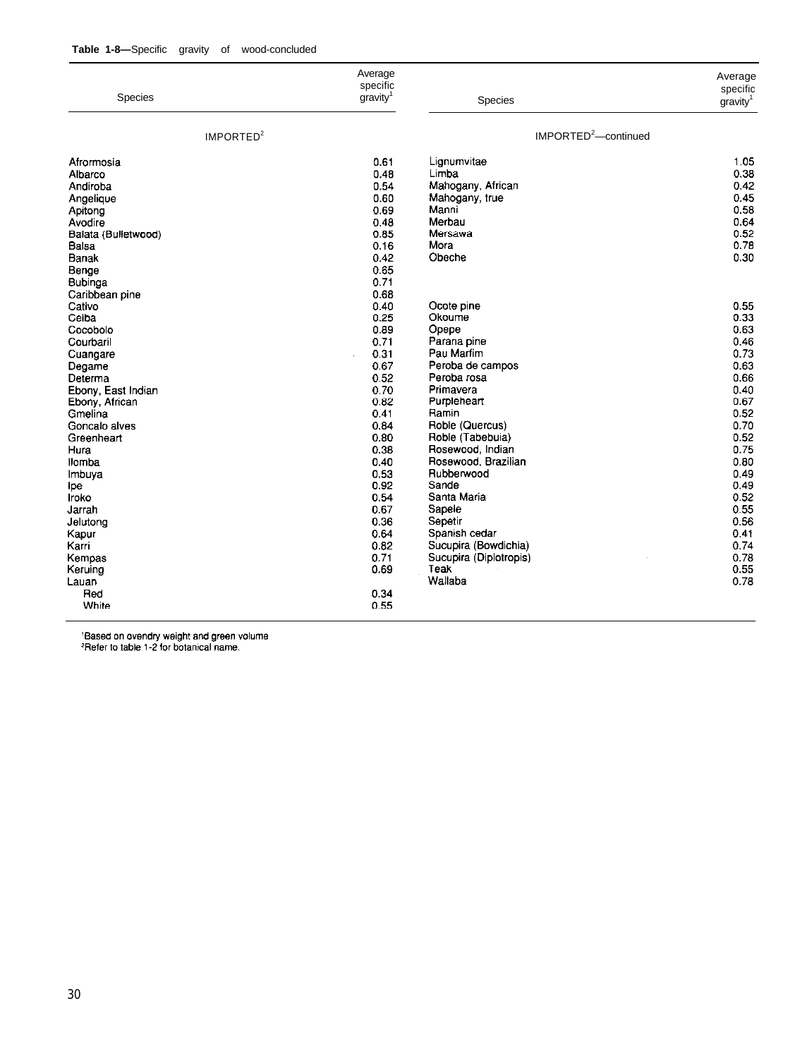**Table 1-8—**Specific gravity of wood-concluded

| Species | Average specific gravity[1] |
|---|---|
| IMPORTED[2] | |
| Afrormosia | 0.61 |
| Albarco | 0.48 |
| Andiroba | 0.54 |
| Angelique | 0.60 |
| Apitong | 0.69 |
| Avodire | 0.48 |
| Balata (Bulletwood) | 0.85 |
| Balsa | 0.16 |
| Banak | 0.42 |
| Benge | 0.65 |
| Bubinga | 0.71 |
| Caribbean pine | 0.68 |
| Cativo | 0.40 |
| Celba | 0.25 |
| Cocobolo | 0.89 |
| Courbaril | 0.71 |
| Cuangare | 0.31 |
| Degame | 0.67 |
| Determa | 0.52 |
| Ebony, East Indian | 0.70 |
| Ebony, African | 0.82 |
| Gmelina | 0.41 |
| Goncalo alves | 0.84 |
| Greenheart | 0.80 |
| Hura | 0.38 |
| Ilomba | 0.40 |
| Imbuya | 0.53 |
| Ipe | 0.92 |
| Iroko | 0.54 |
| Jarrah | 0.67 |
| Jelutong | 0.36 |
| Kapur | 0.64 |
| Karri | 0.82 |
| Kempas | 0.71 |
| Keruing | 0.69 |
| Lauan | |
| Red | 0.34 |
| White | 0.55 |
| IMPORTED[2]—continued | |
| Lignumvitae | 1.05 |
| Limba | 0.38 |
| Mahogany, African | 0.42 |
| Mahogany, true | 0.45 |
| Manni | 0.58 |
| Merbau | 0.64 |
| Mersawa | 0.52 |
| Mora | 0.78 |
| Obeche | 0.30 |
| Ocote pine | 0.55 |
| Okoume | 0.33 |
| Opepe | 0.63 |
| Parana pine | 0.46 |
| Pau Marfim | 0.73 |
| Peroba de campos | 0.63 |
| Peroba rosa | 0.66 |
| Primavera | 0.40 |
| Purpleheart | 0.67 |
| Ramin | 0.52 |
| Roble (Quercus) | 0.70 |
| Roble (Tabebuia) | 0.52 |
| Rosewood, Indian | 0.75 |
| Rosewood, Brazilian | 0.80 |
| Rubberwood | 0.49 |
| Sande | 0.49 |
| Santa Maria | 0.52 |
| Sapele | 0.55 |
| Sepetir | 0.56 |
| Spanish cedar | 0.41 |
| Sucupira (Bowdichia) | 0.74 |
| Sucupira (Diplotropis) | 0.78 |
| Teak | 0.55 |
| Wallaba | 0.78 |

[1]Based on ovendry weight and green volume
[2]Refer to table 1-2 for botanical name.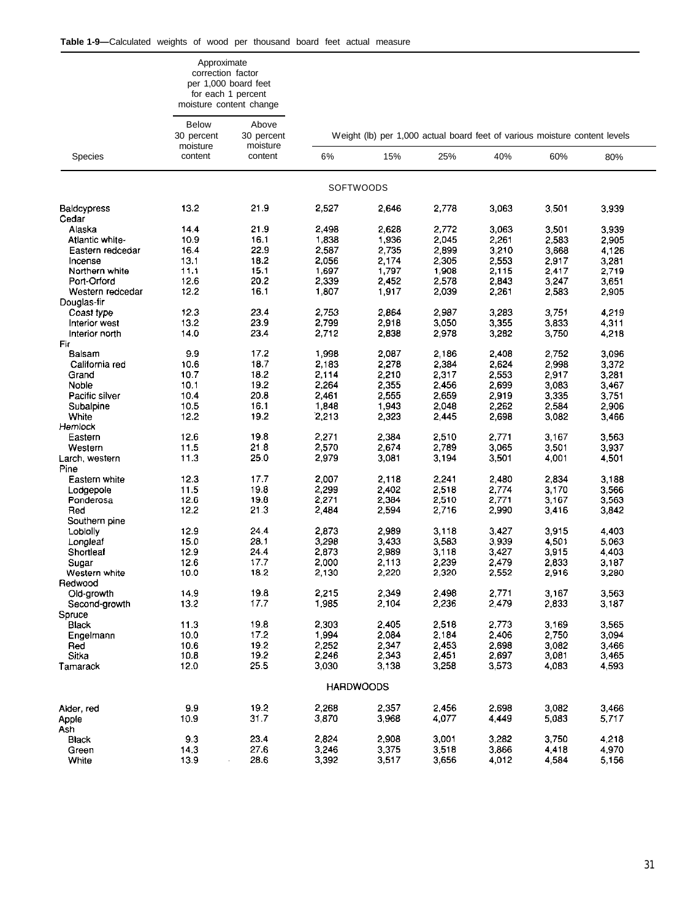**Table 1-9—**Calculated weights of wood per thousand board feet actual measure

| Species | Approximate correction factor per 1,000 board feet for each 1 percent moisture content change | | Weight (lb) per 1,000 actual board feet of various moisture content levels | | | | | |
|---|---|---|---|---|---|---|---|---|
| | Below 30 percent moisture content | Above 30 percent moisture content | 6% | 15% | 25% | 40% | 60% | 80% |
| **SOFTWOODS** | | | | | | | | |
| Baldcypress | 13.2 | 21.9 | 2,527 | 2,646 | 2,778 | 3,063 | 3,501 | 3,939 |
| Cedar | | | | | | | | |
| Alaska | 14.4 | 21.9 | 2,498 | 2,628 | 2,772 | 3,063 | 3,501 | 3,939 |
| Atlantic white- | 10.9 | 16.1 | 1,838 | 1,936 | 2,045 | 2,261 | 2,583 | 2,905 |
| Eastern redcedar | 16.4 | 22.9 | 2,587 | 2,735 | 2,899 | 3,210 | 3,668 | 4,126 |
| Incense | 13.1 | 18.2 | 2,056 | 2,174 | 2,305 | 2,553 | 2,917 | 3,281 |
| Northern white | 11.1 | 15.1 | 1,697 | 1,797 | 1,908 | 2,115 | 2,417 | 2,719 |
| Port-Orford | 12.6 | 20.2 | 2,339 | 2,452 | 2,578 | 2,843 | 3,247 | 3,651 |
| Western redcedar | 12.2 | 16.1 | 1,807 | 1,917 | 2,039 | 2,261 | 2,583 | 2,905 |
| Douglas-fir | | | | | | | | |
| Coast type | 12.3 | 23.4 | 2,753 | 2,864 | 2,987 | 3,283 | 3,751 | 4,219 |
| Interior west | 13.2 | 23.9 | 2,799 | 2,918 | 3,050 | 3,355 | 3,833 | 4,311 |
| Interior north | 14.0 | 23.4 | 2,712 | 2,838 | 2,978 | 3,282 | 3,750 | 4,218 |
| Fir | | | | | | | | |
| Balsam | 9.9 | 17.2 | 1,998 | 2,087 | 2,186 | 2,408 | 2,752 | 3,096 |
| California red | 10.6 | 18.7 | 2,183 | 2,278 | 2,384 | 2,624 | 2,998 | 3,372 |
| Grand | 10.7 | 18.2 | 2,114 | 2,210 | 2,317 | 2,553 | 2,917 | 3,281 |
| Noble | 10.1 | 19.2 | 2,264 | 2,355 | 2,456 | 2,699 | 3,083 | 3,467 |
| Pacific silver | 10.4 | 20.8 | 2,461 | 2,555 | 2,659 | 2,919 | 3,335 | 3,751 |
| Subalpine | 10.5 | 16.1 | 1,848 | 1,943 | 2,048 | 2,262 | 2,584 | 2,906 |
| White | 12.2 | 19.2 | 2,213 | 2,323 | 2,445 | 2,698 | 3,082 | 3,466 |
| Hemlock | | | | | | | | |
| Eastern | 12.6 | 19.8 | 2,271 | 2,384 | 2,510 | 2,771 | 3,167 | 3,563 |
| Western | 11.5 | 21.8 | 2,570 | 2,674 | 2,789 | 3,065 | 3,501 | 3,937 |
| Larch, western | 11.3 | 25.0 | 2,979 | 3,081 | 3,194 | 3,501 | 4,001 | 4,501 |
| Pine | | | | | | | | |
| Eastern white | 12.3 | 17.7 | 2,007 | 2,118 | 2,241 | 2,480 | 2,834 | 3,188 |
| Lodgepole | 11.5 | 19.8 | 2,299 | 2,402 | 2,518 | 2,774 | 3,170 | 3,566 |
| Ponderosa | 12.6 | 19.8 | 2,271 | 2,384 | 2,510 | 2,771 | 3,167 | 3,563 |
| Red | 12.2 | 21.3 | 2,484 | 2,594 | 2,716 | 2,990 | 3,416 | 3,842 |
| Southern pine | | | | | | | | |
| Loblolly | 12.9 | 24.4 | 2,873 | 2,989 | 3,118 | 3,427 | 3,915 | 4,403 |
| Longleaf | 15.0 | 28.1 | 3,298 | 3,433 | 3,583 | 3,939 | 4,501 | 5,063 |
| Shortleaf | 12.9 | 24.4 | 2,873 | 2,989 | 3,118 | 3,427 | 3,915 | 4,403 |
| Sugar | 12.6 | 17.7 | 2,000 | 2,113 | 2,239 | 2,479 | 2,833 | 3,187 |
| Western white | 10.0 | 18.2 | 2,130 | 2,220 | 2,320 | 2,552 | 2,916 | 3,280 |
| Redwood | | | | | | | | |
| Old-growth | 14.9 | 19.8 | 2,215 | 2,349 | 2,498 | 2,771 | 3,167 | 3,563 |
| Second-growth | 13.2 | 17.7 | 1,985 | 2,104 | 2,236 | 2,479 | 2,833 | 3,187 |
| Spruce | | | | | | | | |
| Black | 11.3 | 19.8 | 2,303 | 2,405 | 2,518 | 2,773 | 3,169 | 3,565 |
| Engelmann | 10.0 | 17.2 | 1,994 | 2,084 | 2,184 | 2,406 | 2,750 | 3,094 |
| Red | 10.6 | 19.2 | 2,252 | 2,347 | 2,453 | 2,698 | 3,082 | 3,466 |
| Sitka | 10.8 | 19.2 | 2,246 | 2,343 | 2,451 | 2,697 | 3,081 | 3,465 |
| Tamarack | 12.0 | 25.5 | 3,030 | 3,138 | 3,258 | 3,573 | 4,083 | 4,593 |
| **HARDWOODS** | | | | | | | | |
| Alder, red | 9.9 | 19.2 | 2,268 | 2,357 | 2,456 | 2,698 | 3,082 | 3,466 |
| Apple | 10.9 | 31.7 | 3,870 | 3,968 | 4,077 | 4,449 | 5,083 | 5,717 |
| Ash | | | | | | | | |
| Black | 9.3 | 23.4 | 2,824 | 2,908 | 3,001 | 3,282 | 3,750 | 4,218 |
| Green | 14.3 | 27.6 | 3,246 | 3,375 | 3,518 | 3,866 | 4,418 | 4,970 |
| White | 13.9 | 28.6 | 3,392 | 3,517 | 3,656 | 4,012 | 4,584 | 5,156 |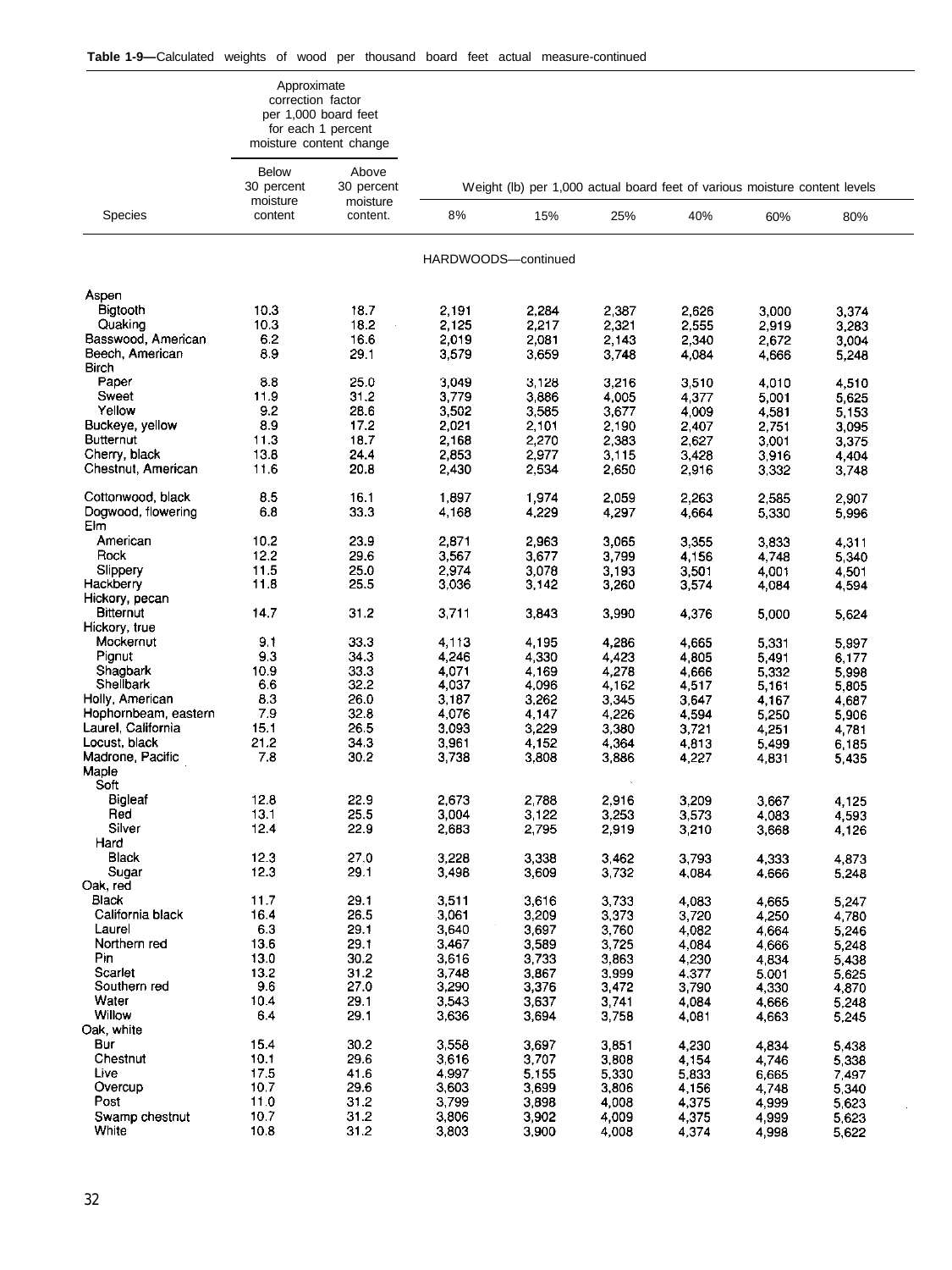**Table 1-9—**Calculated weights of wood per thousand board feet actual measure-continued

| Species | Approximate correction factor per 1,000 board feet for each 1 percent moisture content change | | Weight (lb) per 1,000 actual board feet of various moisture content levels | | | | | |
|---|---|---|---|---|---|---|---|---|
| | Below 30 percent moisture content | Above 30 percent moisture content. | 8% | 15% | 25% | 40% | 60% | 80% |
| | | | HARDWOODS—continued | | | | | |
| Aspen | | | | | | | | |
| Bigtooth | 10.3 | 18.7 | 2,191 | 2,284 | 2,387 | 2,626 | 3,000 | 3,374 |
| Quaking | 10.3 | 18.2 | 2,125 | 2,217 | 2,321 | 2,555 | 2,919 | 3,283 |
| Basswood, American | 6.2 | 16.6 | 2,019 | 2,081 | 2,143 | 2,340 | 2,672 | 3,004 |
| Beech, American | 8.9 | 29.1 | 3,579 | 3,659 | 3,748 | 4,084 | 4,666 | 5,248 |
| Birch | | | | | | | | |
| Paper | 8.8 | 25.0 | 3,049 | 3,128 | 3,216 | 3,510 | 4,010 | 4,510 |
| Sweet | 11.9 | 31.2 | 3,779 | 3,886 | 4,005 | 4,377 | 5,001 | 5,625 |
| Yellow | 9.2 | 28.6 | 3,502 | 3,585 | 3,677 | 4,009 | 4,581 | 5,153 |
| Buckeye, yellow | 8.9 | 17.2 | 2,021 | 2,101 | 2,190 | 2,407 | 2,751 | 3,095 |
| Butternut | 11.3 | 18.7 | 2,168 | 2,270 | 2,383 | 2,627 | 3,001 | 3,375 |
| Cherry, black | 13.8 | 24.4 | 2,853 | 2,977 | 3,115 | 3,428 | 3,916 | 4,404 |
| Chestnut, American | 11.6 | 20.8 | 2,430 | 2,534 | 2,650 | 2,916 | 3,332 | 3,748 |
| Cottonwood, black | 8.5 | 16.1 | 1,897 | 1,974 | 2,059 | 2,263 | 2,585 | 2,907 |
| Dogwood, flowering | 6.8 | 33.3 | 4,168 | 4,229 | 4,297 | 4,664 | 5,330 | 5,996 |
| Elm | | | | | | | | |
| American | 10.2 | 23.9 | 2,871 | 2,963 | 3,065 | 3,355 | 3,833 | 4,311 |
| Rock | 12.2 | 29.6 | 3,567 | 3,677 | 3,799 | 4,156 | 4,748 | 5,340 |
| Slippery | 11.5 | 25.0 | 2,974 | 3,078 | 3,193 | 3,501 | 4,001 | 4,501 |
| Hackberry | 11.8 | 25.5 | 3,036 | 3,142 | 3,260 | 3,574 | 4,084 | 4,594 |
| Hickory, pecan | | | | | | | | |
| Bitternut | 14.7 | 31.2 | 3,711 | 3,843 | 3,990 | 4,376 | 5,000 | 5,624 |
| Hickory, true | | | | | | | | |
| Mockernut | 9.1 | 33.3 | 4,113 | 4,195 | 4,286 | 4,665 | 5,331 | 5,997 |
| Pignut | 9.3 | 34.3 | 4,246 | 4,330 | 4,423 | 4,805 | 5,491 | 6,177 |
| Shagbark | 10.9 | 33.3 | 4,071 | 4,169 | 4,278 | 4,666 | 5,332 | 5,998 |
| Shellbark | 6.6 | 32.2 | 4,037 | 4,096 | 4,162 | 4,517 | 5,161 | 5,805 |
| Holly, American | 8.3 | 26.0 | 3,187 | 3,262 | 3,345 | 3,647 | 4,167 | 4,687 |
| Hophornbeam, eastern | 7.9 | 32.8 | 4,076 | 4,147 | 4,226 | 4,594 | 5,250 | 5,906 |
| Laurel, California | 15.1 | 26.5 | 3,093 | 3,229 | 3,380 | 3,721 | 4,251 | 4,781 |
| Locust, black | 21.2 | 34.3 | 3,961 | 4,152 | 4,364 | 4,813 | 5,499 | 6,185 |
| Madrone, Pacific | 7.8 | 30.2 | 3,738 | 3,808 | 3,886 | 4,227 | 4,831 | 5,435 |
| Maple | | | | | | | | |
| Soft | | | | | | | | |
| Bigleaf | 12.8 | 22.9 | 2,673 | 2,788 | 2,916 | 3,209 | 3,667 | 4,125 |
| Red | 13.1 | 25.5 | 3,004 | 3,122 | 3,253 | 3,573 | 4,083 | 4,593 |
| Silver | 12.4 | 22.9 | 2,683 | 2,795 | 2,919 | 3,210 | 3,668 | 4,126 |
| Hard | | | | | | | | |
| Black | 12.3 | 27.0 | 3,228 | 3,338 | 3,462 | 3,793 | 4,333 | 4,873 |
| Sugar | 12.3 | 29.1 | 3,498 | 3,609 | 3,732 | 4,084 | 4,666 | 5,248 |
| Oak, red | | | | | | | | |
| Black | 11.7 | 29.1 | 3,511 | 3,616 | 3,733 | 4,083 | 4,665 | 5,247 |
| California black | 16.4 | 26.5 | 3,061 | 3,209 | 3,373 | 3,720 | 4,250 | 4,780 |
| Laurel | 6.3 | 29.1 | 3,640 | 3,697 | 3,760 | 4,082 | 4,664 | 5,246 |
| Northern red | 13.6 | 29.1 | 3,467 | 3,589 | 3,725 | 4,084 | 4,666 | 5,248 |
| Pin | 13.0 | 30.2 | 3,616 | 3,733 | 3,863 | 4,230 | 4,834 | 5,438 |
| Scarlet | 13.2 | 31.2 | 3,748 | 3,867 | 3,999 | 4,377 | 5,001 | 5,625 |
| Southern red | 9.6 | 27.0 | 3,290 | 3,376 | 3,472 | 3,790 | 4,330 | 4,870 |
| Water | 10.4 | 29.1 | 3,543 | 3,637 | 3,741 | 4,084 | 4,666 | 5,248 |
| Willow | 6.4 | 29.1 | 3,636 | 3,694 | 3,758 | 4,081 | 4,663 | 5,245 |
| Oak, white | | | | | | | | |
| Bur | 15.4 | 30.2 | 3,558 | 3,697 | 3,851 | 4,230 | 4,834 | 5,438 |
| Chestnut | 10.1 | 29.6 | 3,616 | 3,707 | 3,808 | 4,154 | 4,746 | 5,338 |
| Live | 17.5 | 41.6 | 4,997 | 5,155 | 5,330 | 5,833 | 6,665 | 7,497 |
| Overcup | 10.7 | 29.6 | 3,603 | 3,699 | 3,806 | 4,156 | 4,748 | 5,340 |
| Post | 11.0 | 31.2 | 3,799 | 3,898 | 4,008 | 4,375 | 4,999 | 5,623 |
| Swamp chestnut | 10.7 | 31.2 | 3,806 | 3,902 | 4,009 | 4,375 | 4,999 | 5,623 |
| White | 10.8 | 31.2 | 3,803 | 3,900 | 4,008 | 4,374 | 4,998 | 5,622 |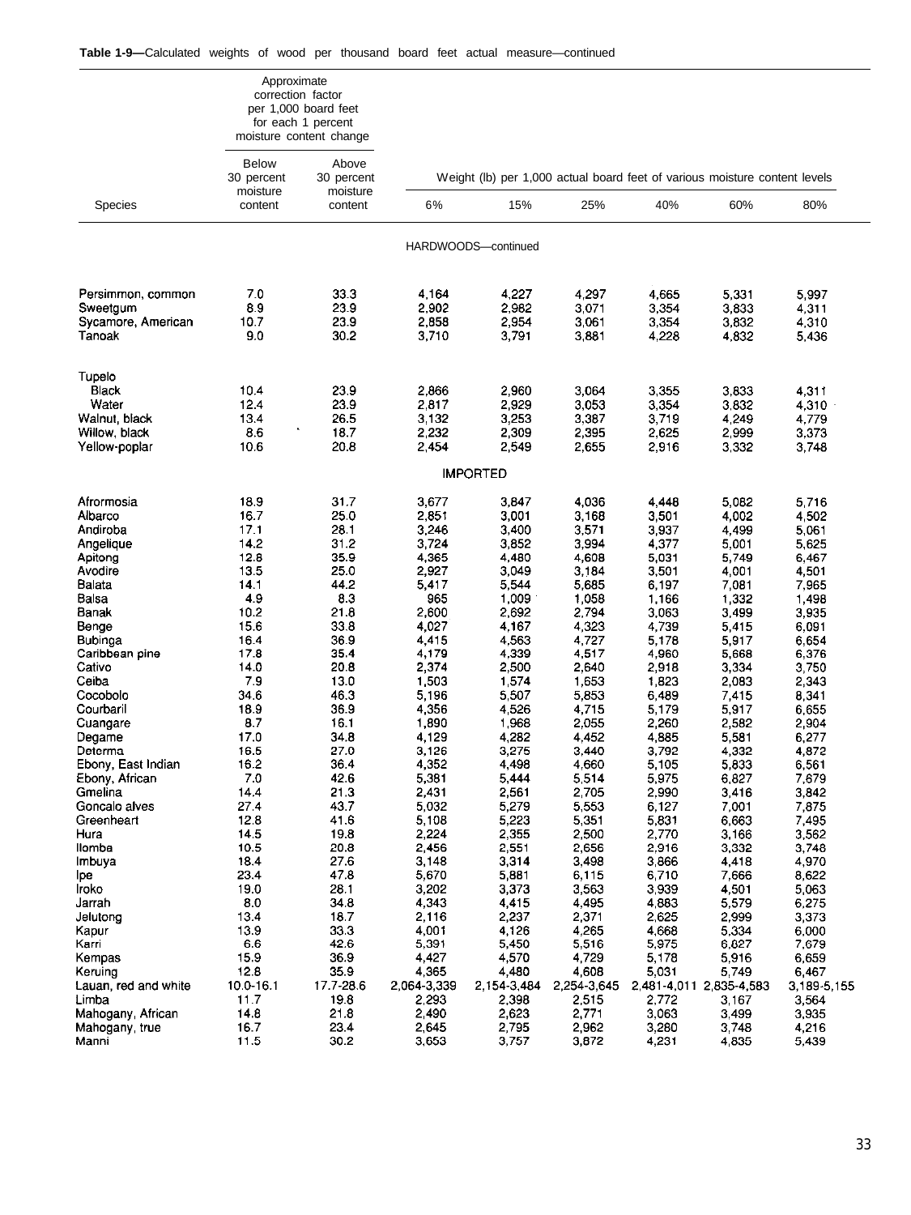**Table 1-9—**Calculated weights of wood per thousand board feet actual measure—continued

| Species | Approximate correction factor per 1,000 board feet for each 1 percent moisture content change | | Weight (lb) per 1,000 actual board feet of various moisture content levels | | | | | |
|---|---|---|---|---|---|---|---|---|
| | Below 30 percent moisture content | Above 30 percent moisture content | 6% | 15% | 25% | 40% | 60% | 80% |
| | | | HARDWOODS—continued | | | | | |
| Persimmon, common | 7.0 | 33.3 | 4,164 | 4,227 | 4,297 | 4,665 | 5,331 | 5,997 |
| Sweetgum | 8.9 | 23.9 | 2,902 | 2,982 | 3,071 | 3,354 | 3,833 | 4,311 |
| Sycamore, American | 10.7 | 23.9 | 2,858 | 2,954 | 3,061 | 3,354 | 3,832 | 4,310 |
| Tanoak | 9.0 | 30.2 | 3,710 | 3,791 | 3,881 | 4,228 | 4,832 | 5,436 |
| Tupelo | | | | | | | | |
| Black | 10.4 | 23.9 | 2,866 | 2,960 | 3,064 | 3,355 | 3,833 | 4,311 |
| Water | 12.4 | 23.9 | 2,817 | 2,929 | 3,053 | 3,354 | 3,832 | 4,310 |
| Walnut, black | 13.4 | 26.5 | 3,132 | 3,253 | 3,387 | 3,719 | 4,249 | 4,779 |
| Willow, black | 8.6 | 18.7 | 2,232 | 2,309 | 2,395 | 2,625 | 2,999 | 3,373 |
| Yellow-poplar | 10.6 | 20.8 | 2,454 | 2,549 | 2,655 | 2,916 | 3,332 | 3,748 |
| | | | IMPORTED | | | | | |
| Afrormosia | 18.9 | 31.7 | 3,677 | 3,847 | 4,036 | 4,448 | 5,082 | 5,716 |
| Albarco | 16.7 | 25.0 | 2,851 | 3,001 | 3,168 | 3,501 | 4,002 | 4,502 |
| Andiroba | 17.1 | 28.1 | 3,246 | 3,400 | 3,571 | 3,937 | 4,499 | 5,061 |
| Angelique | 14.2 | 31.2 | 3,724 | 3,852 | 3,994 | 4,377 | 5,001 | 5,625 |
| Apitong | 12.8 | 35.9 | 4,365 | 4,480 | 4,608 | 5,031 | 5,749 | 6,467 |
| Avodire | 13.5 | 25.0 | 2,927 | 3,049 | 3,184 | 3,501 | 4,001 | 4,501 |
| Balata | 14.1 | 44.2 | 5,417 | 5,544 | 5,685 | 6,197 | 7,081 | 7,965 |
| Balsa | 4.9 | 8.3 | 965 | 1,009 | 1,058 | 1,166 | 1,332 | 1,498 |
| Banak | 10.2 | 21.8 | 2,600 | 2,692 | 2,794 | 3,063 | 3,499 | 3,935 |
| Benge | 15.6 | 33.8 | 4,027 | 4,167 | 4,323 | 4,739 | 5,415 | 6,091 |
| Bubinga | 16.4 | 36.9 | 4,415 | 4,563 | 4,727 | 5,178 | 5,917 | 6,654 |
| Caribbean pine | 17.8 | 35.4 | 4,179 | 4,339 | 4,517 | 4,960 | 5,668 | 6,376 |
| Cativo | 14.0 | 20.8 | 2,374 | 2,500 | 2,640 | 2,918 | 3,334 | 3,750 |
| Ceiba | 7.9 | 13.0 | 1,503 | 1,574 | 1,653 | 1,823 | 2,083 | 2,343 |
| Cocobolo | 34.6 | 46.3 | 5,196 | 5,507 | 5,853 | 6,489 | 7,415 | 8,341 |
| Courbaril | 18.9 | 36.9 | 4,356 | 4,526 | 4,715 | 5,179 | 5,917 | 6,655 |
| Cuangare | 8.7 | 16.1 | 1,890 | 1,968 | 2,055 | 2,260 | 2,582 | 2,904 |
| Degame | 17.0 | 34.8 | 4,129 | 4,282 | 4,452 | 4,885 | 5,581 | 6,277 |
| Determa | 16.5 | 27.0 | 3,126 | 3,275 | 3,440 | 3,792 | 4,332 | 4,872 |
| Ebony, East Indian | 16.2 | 36.4 | 4,352 | 4,498 | 4,660 | 5,105 | 5,833 | 6,561 |
| Ebony, African | 7.0 | 42.6 | 5,381 | 5,444 | 5,514 | 5,975 | 6,827 | 7,679 |
| Gmelina | 14.4 | 21.3 | 2,431 | 2,561 | 2,705 | 2,990 | 3,416 | 3,842 |
| Goncalo alves | 27.4 | 43.7 | 5,032 | 5,279 | 5,553 | 6,127 | 7,001 | 7,875 |
| Greenheart | 12.8 | 41.6 | 5,108 | 5,223 | 5,351 | 5,831 | 6,663 | 7,495 |
| Hura | 14.5 | 19.8 | 2,224 | 2,355 | 2,500 | 2,770 | 3,166 | 3,562 |
| Ilomba | 10.5 | 20.8 | 2,456 | 2,551 | 2,656 | 2,916 | 3,332 | 3,748 |
| Imbuya | 18.4 | 27.6 | 3,148 | 3,314 | 3,498 | 3,866 | 4,418 | 4,970 |
| Ipe | 23.4 | 47.8 | 5,670 | 5,881 | 6,115 | 6,710 | 7,666 | 8,622 |
| Iroko | 19.0 | 28.1 | 3,202 | 3,373 | 3,563 | 3,939 | 4,501 | 5,063 |
| Jarrah | 8.0 | 34.8 | 4,343 | 4,415 | 4,495 | 4,883 | 5,579 | 6,275 |
| Jelutong | 13.4 | 18.7 | 2,116 | 2,237 | 2,371 | 2,625 | 2,999 | 3,373 |
| Kapur | 13.9 | 33.3 | 4,001 | 4,126 | 4,265 | 4,668 | 5,334 | 6,000 |
| Karri | 6.6 | 42.6 | 5,391 | 5,450 | 5,516 | 5,975 | 6,827 | 7,679 |
| Kempas | 15.9 | 36.9 | 4,427 | 4,570 | 4,729 | 5,178 | 5,916 | 6,659 |
| Keruing | 12.8 | 35.9 | 4,365 | 4,480 | 4,608 | 5,031 | 5,749 | 6,467 |
| Lauan, red and white | 10.0-16.1 | 17.7-28.6 | 2,064-3,339 | 2,154-3,484 | 2,254-3,645 | 2,481-4,011 | 2,835-4,583 | 3,189-5,155 |
| Limba | 11.7 | 19.8 | 2,293 | 2,398 | 2,515 | 2,772 | 3,167 | 3,564 |
| Mahogany, African | 14.8 | 21.8 | 2,490 | 2,623 | 2,771 | 3,063 | 3,499 | 3,935 |
| Mahogany, true | 16.7 | 23.4 | 2,645 | 2,795 | 2,962 | 3,280 | 3,748 | 4,216 |
| Manni | 11.5 | 30.2 | 3,653 | 3,757 | 3,872 | 4,231 | 4,835 | 5,439 |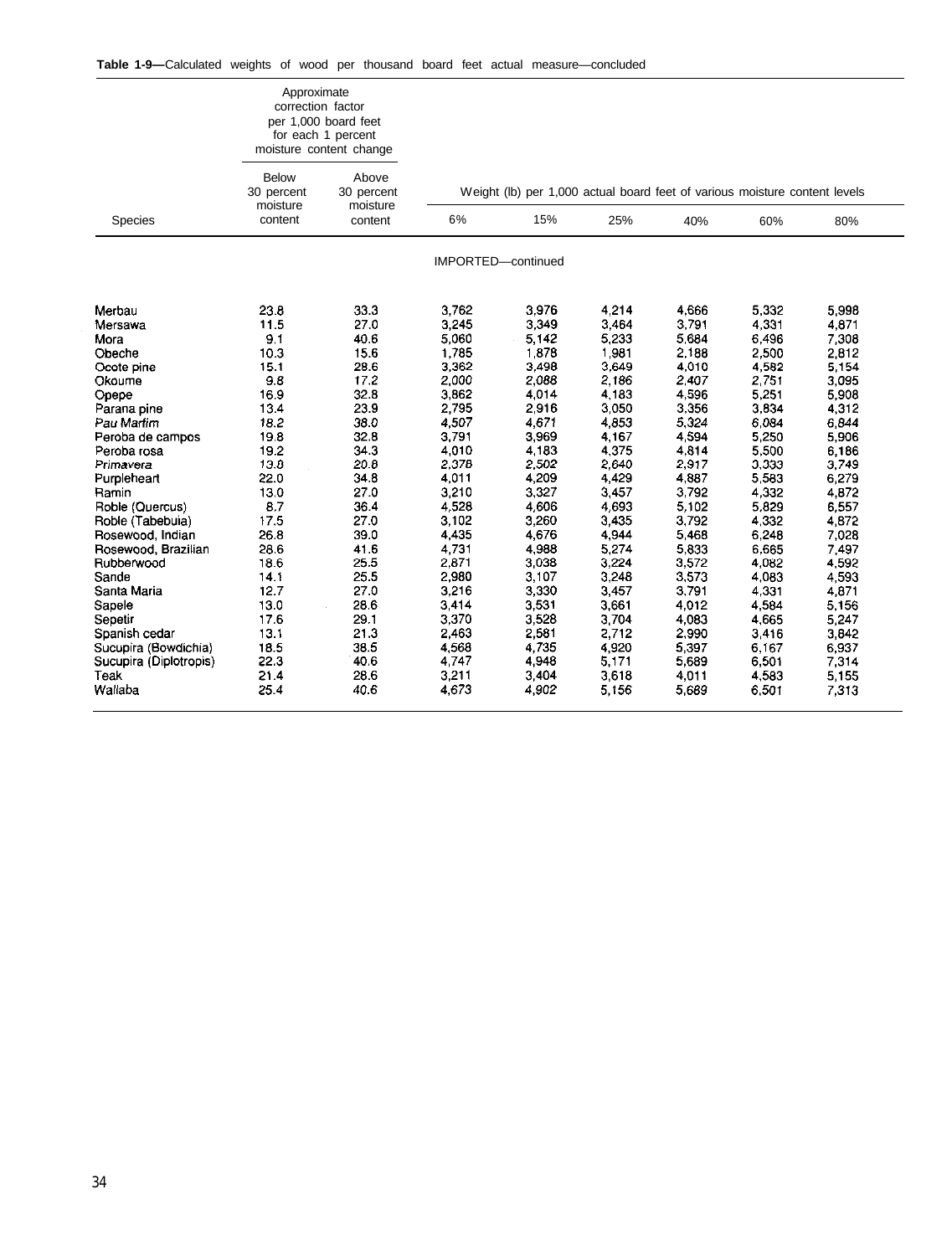**Table 1-9—**Calculated weights of wood per thousand board feet actual measure—concluded

| Species | Approximate correction factor per 1,000 board feet for each 1 percent moisture content change | | Weight (lb) per 1,000 actual board feet of various moisture content levels | | | | | |
|---|---|---|---|---|---|---|---|---|
| | Below 30 percent moisture content | Above 30 percent moisture content | 6% | 15% | 25% | 40% | 60% | 80% |
| | | | IMPORTED—continued | | | | | |
| Merbau | 23.8 | 33.3 | 3,762 | 3,976 | 4,214 | 4,666 | 5,332 | 5,998 |
| Mersawa | 11.5 | 27.0 | 3,245 | 3,349 | 3,464 | 3,791 | 4,331 | 4,871 |
| Mora | 9.1 | 40.6 | 5,060 | 5,142 | 5,233 | 5,684 | 6,496 | 7,308 |
| Obeche | 10.3 | 15.6 | 1,785 | 1,878 | 1,981 | 2,188 | 2,500 | 2,812 |
| Ocote pine | 15.1 | 28.6 | 3,362 | 3,498 | 3,649 | 4,010 | 4,582 | 5,154 |
| Okoume | 9.8 | 17.2 | 2,000 | 2,088 | 2,186 | 2,407 | 2,751 | 3,095 |
| Opepe | 16.9 | 32.8 | 3,862 | 4,014 | 4,183 | 4,596 | 5,251 | 5,908 |
| Parana pine | 13.4 | 23.9 | 2,795 | 2,916 | 3,050 | 3,356 | 3,834 | 4,312 |
| Pau Marfim | 18.2 | 38.0 | 4,507 | 4,671 | 4,853 | 5,324 | 6,084 | 6,844 |
| Peroba de campos | 19.8 | 32.8 | 3,791 | 3,969 | 4,167 | 4,594 | 5,250 | 5,906 |
| Peroba rosa | 19.2 | 34.3 | 4,010 | 4,183 | 4,375 | 4,814 | 5,500 | 6,186 |
| Primavera | 13.8 | 20.8 | 2,378 | 2,502 | 2,640 | 2,917 | 3,333 | 3,749 |
| Purpleheart | 22.0 | 34.8 | 4,011 | 4,209 | 4,429 | 4,887 | 5,583 | 6,279 |
| Ramin | 13.0 | 27.0 | 3,210 | 3,327 | 3,457 | 3,792 | 4,332 | 4,872 |
| Roble (Quercus) | 8.7 | 36.4 | 4,528 | 4,606 | 4,693 | 5,102 | 5,829 | 6,557 |
| Roble (Tabebuia) | 17.5 | 27.0 | 3,102 | 3,260 | 3,435 | 3,792 | 4,332 | 4,872 |
| Rosewood, Indian | 26.8 | 39.0 | 4,435 | 4,676 | 4,944 | 5,468 | 6,248 | 7,028 |
| Rosewood, Brazilian | 28.6 | 41.6 | 4,731 | 4,988 | 5,274 | 5,833 | 6,665 | 7,497 |
| Rubberwood | 18.6 | 25.5 | 2,871 | 3,038 | 3,224 | 3,572 | 4,082 | 4,592 |
| Sande | 14.1 | 25.5 | 2,980 | 3,107 | 3,248 | 3,573 | 4,083 | 4,593 |
| Santa Maria | 12.7 | 27.0 | 3,216 | 3,330 | 3,457 | 3,791 | 4,331 | 4,871 |
| Sapele | 13.0 | 28.6 | 3,414 | 3,531 | 3,661 | 4,012 | 4,584 | 5,156 |
| Sepetir | 17.6 | 29.1 | 3,370 | 3,528 | 3,704 | 4,083 | 4,665 | 5,247 |
| Spanish cedar | 13.1 | 21.3 | 2,463 | 2,581 | 2,712 | 2,990 | 3,416 | 3,842 |
| Sucupira (Bowdichia) | 18.5 | 38.5 | 4,568 | 4,735 | 4,920 | 5,397 | 6,167 | 6,937 |
| Sucupira (Diplotropis) | 22.3 | 40.6 | 4,747 | 4,948 | 5,171 | 5,689 | 6,501 | 7,314 |
| Teak | 21.4 | 28.6 | 3,211 | 3,404 | 3,618 | 4,011 | 4,583 | 5,155 |
| Wallaba | 25.4 | 40.6 | 4,673 | 4,902 | 5,156 | 5,689 | 6,501 | 7,313 |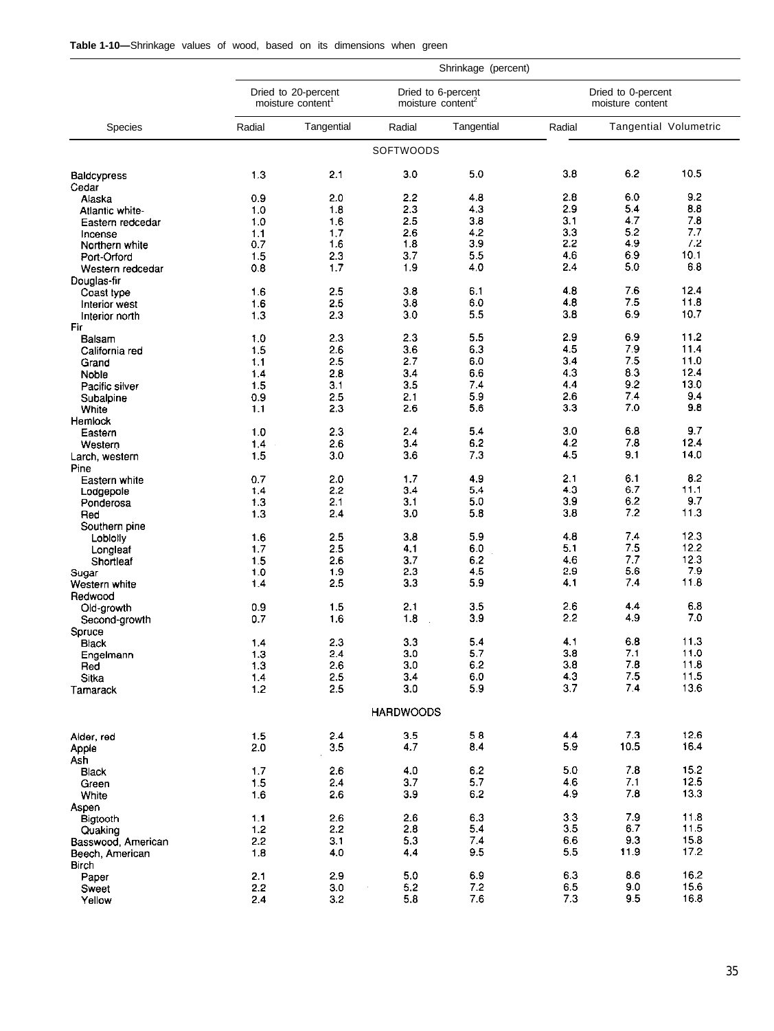**Table 1-10—**Shrinkage values of wood, based on its dimensions when green

| | Shrinkage (percent) | | | | | | |
|---|---|---|---|---|---|---|---|
| | Dried to 20-percent moisture content[1] | | Dried to 6-percent moisture content[2] | | Dried to 0-percent moisture content | | |
| Species | Radial | Tangential | Radial | Tangential | Radial | Tangential | Volumetric |
| | | | SOFTWOODS | | | | |
| Baldcypress | 1.3 | 2.1 | 3.0 | 5.0 | 3.8 | 6.2 | 10.5 |
| Cedar | | | | | | | |
| Alaska | 0.9 | 2.0 | 2.2 | 4.8 | 2.8 | 6.0 | 9.2 |
| Atlantic white- | 1.0 | 1.8 | 2.3 | 4.3 | 2.9 | 5.4 | 8.8 |
| Eastern redcedar | 1.0 | 1.6 | 2.5 | 3.8 | 3.1 | 4.7 | 7.8 |
| Incense | 1.1 | 1.7 | 2.6 | 4.2 | 3.3 | 5.2 | 7.7 |
| Northern white | 0.7 | 1.6 | 1.8 | 3.9 | 2.2 | 4.9 | 7.2 |
| Port-Orford | 1.5 | 2.3 | 3.7 | 5.5 | 4.6 | 6.9 | 10.1 |
| Western redcedar | 0.8 | 1.7 | 1.9 | 4.0 | 2.4 | 5.0 | 6.8 |
| Douglas-fir | | | | | | | |
| Coast type | 1.6 | 2.5 | 3.8 | 6.1 | 4.8 | 7.6 | 12.4 |
| Interior west | 1.6 | 2.5 | 3.8 | 6.0 | 4.8 | 7.5 | 11.8 |
| Interior north | 1.3 | 2.3 | 3.0 | 5.5 | 3.8 | 6.9 | 10.7 |
| Fir | | | | | | | |
| Balsam | 1.0 | 2.3 | 2.3 | 5.5 | 2.9 | 6.9 | 11.2 |
| California red | 1.5 | 2.6 | 3.6 | 6.3 | 4.5 | 7.9 | 11.4 |
| Grand | 1.1 | 2.5 | 2.7 | 6.0 | 3.4 | 7.5 | 11.0 |
| Noble | 1.4 | 2.8 | 3.4 | 6.6 | 4.3 | 8.3 | 12.4 |
| Pacific silver | 1.5 | 3.1 | 3.5 | 7.4 | 4.4 | 9.2 | 13.0 |
| Subalpine | 0.9 | 2.5 | 2.1 | 5.9 | 2.6 | 7.4 | 9.4 |
| White | 1.1 | 2.3 | 2.6 | 5.6 | 3.3 | 7.0 | 9.8 |
| Hemlock | | | | | | | |
| Eastern | 1.0 | 2.3 | 2.4 | 5.4 | 3.0 | 6.8 | 9.7 |
| Western | 1.4 | 2.6 | 3.4 | 6.2 | 4.2 | 7.8 | 12.4 |
| Larch, western | 1.5 | 3.0 | 3.6 | 7.3 | 4.5 | 9.1 | 14.0 |
| Pine | | | | | | | |
| Eastern white | 0.7 | 2.0 | 1.7 | 4.9 | 2.1 | 6.1 | 8.2 |
| Lodgepole | 1.4 | 2.2 | 3.4 | 5.4 | 4.3 | 6.7 | 11.1 |
| Ponderosa | 1.3 | 2.1 | 3.1 | 5.0 | 3.9 | 6.2 | 9.7 |
| Red | 1.3 | 2.4 | 3.0 | 5.8 | 3.8 | 7.2 | 11.3 |
| Southern pine | | | | | | | |
| Loblolly | 1.6 | 2.5 | 3.8 | 5.9 | 4.8 | 7.4 | 12.3 |
| Longleaf | 1.7 | 2.5 | 4.1 | 6.0 | 5.1 | 7.5 | 12.2 |
| Shortleaf | 1.5 | 2.6 | 3.7 | 6.2 | 4.6 | 7.7 | 12.3 |
| Sugar | 1.0 | 1.9 | 2.3 | 4.5 | 2.9 | 5.6 | 7.9 |
| Western white | 1.4 | 2.5 | 3.3 | 5.9 | 4.1 | 7.4 | 11.8 |
| Redwood | | | | | | | |
| Old-growth | 0.9 | 1.5 | 2.1 | 3.5 | 2.6 | 4.4 | 6.8 |
| Second-growth | 0.7 | 1.6 | 1.8 | 3.9 | 2.2 | 4.9 | 7.0 |
| Spruce | | | | | | | |
| Black | 1.4 | 2.3 | 3.3 | 5.4 | 4.1 | 6.8 | 11.3 |
| Engelmann | 1.3 | 2.4 | 3.0 | 5.7 | 3.8 | 7.1 | 11.0 |
| Red | 1.3 | 2.6 | 3.0 | 6.2 | 3.8 | 7.8 | 11.8 |
| Sitka | 1.4 | 2.5 | 3.4 | 6.0 | 4.3 | 7.5 | 11.5 |
| Tamarack | 1.2 | 2.5 | 3.0 | 5.9 | 3.7 | 7.4 | 13.6 |
| | | | HARDWOODS | | | | |
| Alder, red | 1.5 | 2.4 | 3.5 | 5.8 | 4.4 | 7.3 | 12.6 |
| Apple | 2.0 | 3.5 | 4.7 | 8.4 | 5.9 | 10.5 | 16.4 |
| Ash | | | | | | | |
| Black | 1.7 | 2.6 | 4.0 | 6.2 | 5.0 | 7.8 | 15.2 |
| Green | 1.5 | 2.4 | 3.7 | 5.7 | 4.6 | 7.1 | 12.5 |
| White | 1.6 | 2.6 | 3.9 | 6.2 | 4.9 | 7.8 | 13.3 |
| Aspen | | | | | | | |
| Bigtooth | 1.1 | 2.6 | 2.6 | 6.3 | 3.3 | 7.9 | 11.8 |
| Quaking | 1.2 | 2.2 | 2.8 | 5.4 | 3.5 | 6.7 | 11.5 |
| Basswood, American | 2.2 | 3.1 | 5.3 | 7.4 | 6.6 | 9.3 | 15.8 |
| Beech, American | 1.8 | 4.0 | 4.4 | 9.5 | 5.5 | 11.9 | 17.2 |
| Birch | | | | | | | |
| Paper | 2.1 | 2.9 | 5.0 | 6.9 | 6.3 | 8.6 | 16.2 |
| Sweet | 2.2 | 3.0 | 5.2 | 7.2 | 6.5 | 9.0 | 15.6 |
| Yellow | 2.4 | 3.2 | 5.8 | 7.6 | 7.3 | 9.5 | 16.8 |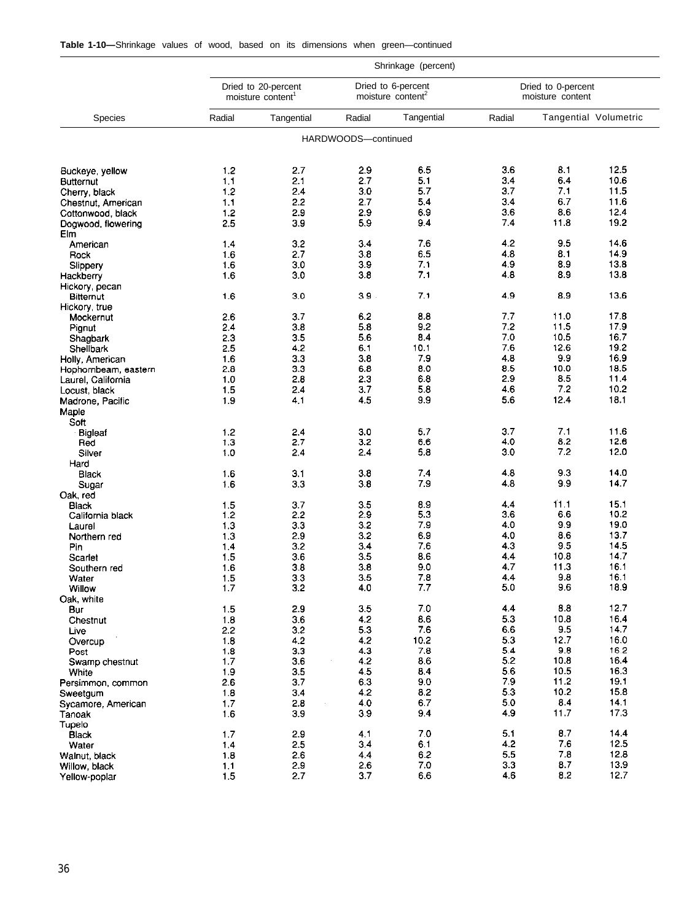**Table 1-10—**Shrinkage values of wood, based on its dimensions when green—continued

| Species | Shrinkage (percent) | | | | | | |
|---|---|---|---|---|---|---|---|
| | Dried to 20-percent moisture content[1] | | Dried to 6-percent moisture content[2] | | Dried to 0-percent moisture content | | |
| | Radial | Tangential | Radial | Tangential | Radial | Tangential | Volumetric |
| HARDWOODS—continued | | | | | | | |
| Buckeye, yellow | 1.2 | 2.7 | 2.9 | 6.5 | 3.6 | 8.1 | 12.5 |
| Butternut | 1.1 | 2.1 | 2.7 | 5.1 | 3.4 | 6.4 | 10.6 |
| Cherry, black | 1.2 | 2.4 | 3.0 | 5.7 | 3.7 | 7.1 | 11.5 |
| Chestnut, American | 1.1 | 2.2 | 2.7 | 5.4 | 3.4 | 6.7 | 11.6 |
| Cottonwood, black | 1.2 | 2.9 | 2.9 | 6.9 | 3.6 | 8.6 | 12.4 |
| Dogwood, flowering | 2.5 | 3.9 | 5.9 | 9.4 | 7.4 | 11.8 | 19.2 |
| Elm | | | | | | | |
| American | 1.4 | 3.2 | 3.4 | 7.6 | 4.2 | 9.5 | 14.6 |
| Rock | 1.6 | 2.7 | 3.8 | 6.5 | 4.8 | 8.1 | 14.9 |
| Slippery | 1.6 | 3.0 | 3.9 | 7.1 | 4.9 | 8.9 | 13.8 |
| Hackberry | 1.6 | 3.0 | 3.8 | 7.1 | 4.8 | 8.9 | 13.8 |
| Hickory, pecan | | | | | | | |
| Bitternut | 1.6 | 3.0 | 3.9 | 7.1 | 4.9 | 8.9 | 13.6 |
| Hickory, true | | | | | | | |
| Mockernut | 2.6 | 3.7 | 6.2 | 8.8 | 7.7 | 11.0 | 17.8 |
| Pignut | 2.4 | 3.8 | 5.8 | 9.2 | 7.2 | 11.5 | 17.9 |
| Shagbark | 2.3 | 3.5 | 5.6 | 8.4 | 7.0 | 10.5 | 16.7 |
| Shellbark | 2.5 | 4.2 | 6.1 | 10.1 | 7.6 | 12.6 | 19.2 |
| Holly, American | 1.6 | 3.3 | 3.8 | 7.9 | 4.8 | 9.9 | 16.9 |
| Hophornbeam, eastern | 2.8 | 3.3 | 6.8 | 8.0 | 8.5 | 10.0 | 18.5 |
| Laurel, California | 1.0 | 2.8 | 2.3 | 6.8 | 2.9 | 8.5 | 11.4 |
| Locust, black | 1.5 | 2.4 | 3.7 | 5.8 | 4.6 | 7.2 | 10.2 |
| Madrone, Pacific | 1.9 | 4.1 | 4.5 | 9.9 | 5.6 | 12.4 | 18.1 |
| Maple | | | | | | | |
| Soft | | | | | | | |
| Bigleaf | 1.2 | 2.4 | 3.0 | 5.7 | 3.7 | 7.1 | 11.6 |
| Red | 1.3 | 2.7 | 3.2 | 6.6 | 4.0 | 8.2 | 12.6 |
| Silver | 1.0 | 2.4 | 2.4 | 5.8 | 3.0 | 7.2 | 12.0 |
| Hard | | | | | | | |
| Black | 1.6 | 3.1 | 3.8 | 7.4 | 4.8 | 9.3 | 14.0 |
| Sugar | 1.6 | 3.3 | 3.8 | 7.9 | 4.8 | 9.9 | 14.7 |
| Oak, red | | | | | | | |
| Black | 1.5 | 3.7 | 3.5 | 8.9 | 4.4 | 11.1 | 15.1 |
| California black | 1.2 | 2.2 | 2.9 | 5.3 | 3.6 | 6.6 | 10.2 |
| Laurel | 1.3 | 3.3 | 3.2 | 7.9 | 4.0 | 9.9 | 19.0 |
| Northern red | 1.3 | 2.9 | 3.2 | 6.9 | 4.0 | 8.6 | 13.7 |
| Pin | 1.4 | 3.2 | 3.4 | 7.6 | 4.3 | 9.5 | 14.5 |
| Scarlet | 1.5 | 3.6 | 3.5 | 8.6 | 4.4 | 10.8 | 14.7 |
| Southern red | 1.6 | 3.8 | 3.8 | 9.0 | 4.7 | 11.3 | 16.1 |
| Water | 1.5 | 3.3 | 3.5 | 7.8 | 4.4 | 9.8 | 16.1 |
| Willow | 1.7 | 3.2 | 4.0 | 7.7 | 5.0 | 9.6 | 18.9 |
| Oak, white | | | | | | | |
| Bur | 1.5 | 2.9 | 3.5 | 7.0 | 4.4 | 8.8 | 12.7 |
| Chestnut | 1.8 | 3.6 | 4.2 | 8.6 | 5.3 | 10.8 | 16.4 |
| Live | 2.2 | 3.2 | 5.3 | 7.6 | 6.6 | 9.5 | 14.7 |
| Overcup | 1.8 | 4.2 | 4.2 | 10.2 | 5.3 | 12.7 | 16.0 |
| Post | 1.8 | 3.3 | 4.3 | 7.8 | 5.4 | 9.8 | 16.2 |
| Swamp chestnut | 1.7 | 3.6 | 4.2 | 8.6 | 5.2 | 10.8 | 16.4 |
| White | 1.9 | 3.5 | 4.5 | 8.4 | 5.6 | 10.5 | 16.3 |
| Persimmon, common | 2.6 | 3.7 | 6.3 | 9.0 | 7.9 | 11.2 | 19.1 |
| Sweetgum | 1.8 | 3.4 | 4.2 | 8.2 | 5.3 | 10.2 | 15.8 |
| Sycamore, American | 1.7 | 2.8 | 4.0 | 6.7 | 5.0 | 8.4 | 14.1 |
| Tanoak | 1.6 | 3.9 | 3.9 | 9.4 | 4.9 | 11.7 | 17.3 |
| Tupelo | | | | | | | |
| Black | 1.7 | 2.9 | 4.1 | 7.0 | 5.1 | 8.7 | 14.4 |
| Water | 1.4 | 2.5 | 3.4 | 6.1 | 4.2 | 7.6 | 12.5 |
| Walnut, black | 1.8 | 2.6 | 4.4 | 6.2 | 5.5 | 7.8 | 12.8 |
| Willow, black | 1.1 | 2.9 | 2.6 | 7.0 | 3.3 | 8.7 | 13.9 |
| Yellow-poplar | 1.5 | 2.7 | 3.7 | 6.6 | 4.6 | 8.2 | 12.7 |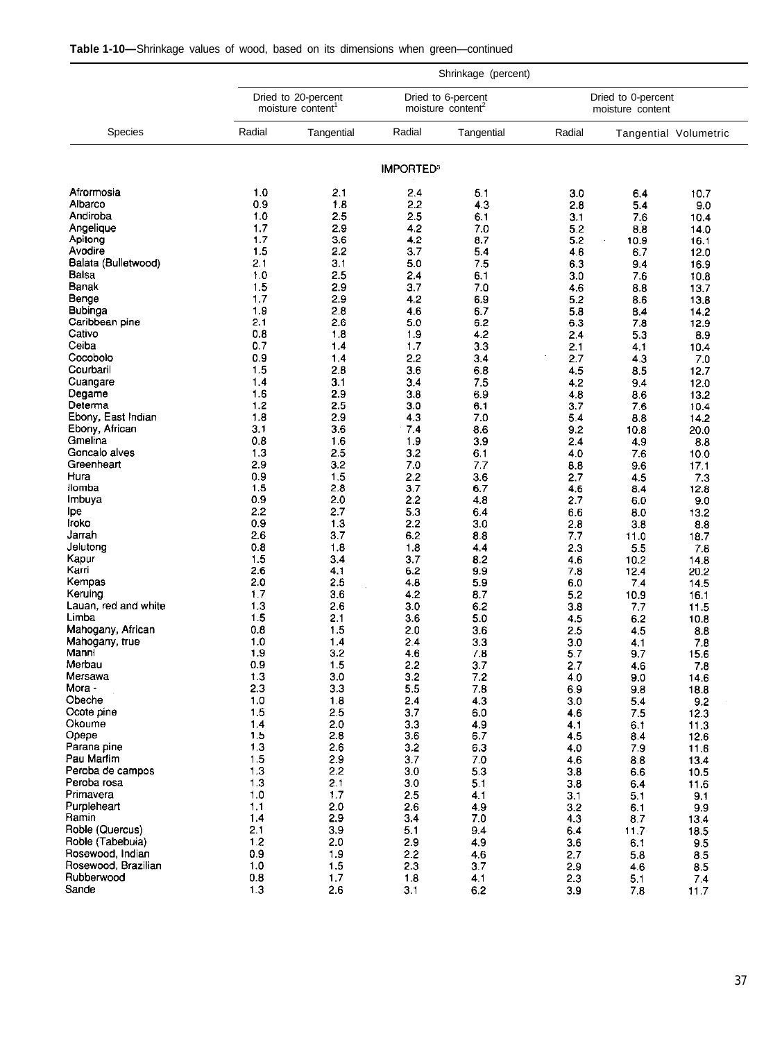**Table 1-10—**Shrinkage values of wood, based on its dimensions when green—continued

| Species | Shrinkage (percent) | | | | | | |
|---|---|---|---|---|---|---|---|
| | Dried to 20-percent moisture content[1] | | Dried to 6-percent moisture content[2] | | Dried to 0-percent moisture content | | |
| | Radial | Tangential | Radial | Tangential | Radial | Tangential | Volumetric |
| **IMPORTED[3]** | | | | | | | |
| Afrormosia | 1.0 | 2.1 | 2.4 | 5.1 | 3.0 | 6.4 | 10.7 |
| Albarco | 0.9 | 1.8 | 2.2 | 4.3 | 2.8 | 5.4 | 9.0 |
| Andiroba | 1.0 | 2.5 | 2.5 | 6.1 | 3.1 | 7.6 | 10.4 |
| Angelique | 1.7 | 2.9 | 4.2 | 7.0 | 5.2 | 8.8 | 14.0 |
| Apitong | 1.7 | 3.6 | 4.2 | 8.7 | 5.2 | 10.9 | 16.1 |
| Avodire | 1.5 | 2.2 | 3.7 | 5.4 | 4.6 | 6.7 | 12.0 |
| Balata (Bulletwood) | 2.1 | 3.1 | 5.0 | 7.5 | 6.3 | 9.4 | 16.9 |
| Balsa | 1.0 | 2.5 | 2.4 | 6.1 | 3.0 | 7.6 | 10.8 |
| Banak | 1.5 | 2.9 | 3.7 | 7.0 | 4.6 | 8.8 | 13.7 |
| Benge | 1.7 | 2.9 | 4.2 | 6.9 | 5.2 | 8.6 | 13.8 |
| Bubinga | 1.9 | 2.8 | 4.6 | 6.7 | 5.8 | 8.4 | 14.2 |
| Caribbean pine | 2.1 | 2.6 | 5.0 | 6.2 | 6.3 | 7.8 | 12.9 |
| Cativo | 0.8 | 1.8 | 1.9 | 4.2 | 2.4 | 5.3 | 8.9 |
| Ceiba | 0.7 | 1.4 | 1.7 | 3.3 | 2.1 | 4.1 | 10.4 |
| Cocobolo | 0.9 | 1.4 | 2.2 | 3.4 | 2.7 | 4.3 | 7.0 |
| Courbaril | 1.5 | 2.8 | 3.6 | 6.8 | 4.5 | 8.5 | 12.7 |
| Cuangare | 1.4 | 3.1 | 3.4 | 7.5 | 4.2 | 9.4 | 12.0 |
| Degame | 1.6 | 2.9 | 3.8 | 6.9 | 4.8 | 8.6 | 13.2 |
| Determa | 1.2 | 2.5 | 3.0 | 6.1 | 3.7 | 7.6 | 10.4 |
| Ebony, East Indian | 1.8 | 2.9 | 4.3 | 7.0 | 5.4 | 8.8 | 14.2 |
| Ebony, African | 3.1 | 3.6 | 7.4 | 8.6 | 9.2 | 10.8 | 20.0 |
| Gmelina | 0.8 | 1.6 | 1.9 | 3.9 | 2.4 | 4.9 | 8.8 |
| Goncalo alves | 1.3 | 2.5 | 3.2 | 6.1 | 4.0 | 7.6 | 10.0 |
| Greenheart | 2.9 | 3.2 | 7.0 | 7.7 | 8.8 | 9.6 | 17.1 |
| Hura | 0.9 | 1.5 | 2.2 | 3.6 | 2.7 | 4.5 | 7.3 |
| Ilomba | 1.5 | 2.8 | 3.7 | 6.7 | 4.6 | 8.4 | 12.8 |
| Imbuya | 0.9 | 2.0 | 2.2 | 4.8 | 2.7 | 6.0 | 9.0 |
| Ipe | 2.2 | 2.7 | 5.3 | 6.4 | 6.6 | 8.0 | 13.2 |
| Iroko | 0.9 | 1.3 | 2.2 | 3.0 | 2.8 | 3.8 | 8.8 |
| Jarrah | 2.6 | 3.7 | 6.2 | 8.8 | 7.7 | 11.0 | 18.7 |
| Jelutong | 0.8 | 1.8 | 1.8 | 4.4 | 2.3 | 5.5 | 7.8 |
| Kapur | 1.5 | 3.4 | 3.7 | 8.2 | 4.6 | 10.2 | 14.8 |
| Karri | 2.6 | 4.1 | 6.2 | 9.9 | 7.8 | 12.4 | 20.2 |
| Kempas | 2.0 | 2.5 | 4.8 | 5.9 | 6.0 | 7.4 | 14.5 |
| Keruing | 1.7 | 3.6 | 4.2 | 8.7 | 5.2 | 10.9 | 16.1 |
| Lauan, red and white | 1.3 | 2.6 | 3.0 | 6.2 | 3.8 | 7.7 | 11.5 |
| Limba | 1.5 | 2.1 | 3.6 | 5.0 | 4.5 | 6.2 | 10.8 |
| Mahogany, African | 0.8 | 1.5 | 2.0 | 3.6 | 2.5 | 4.5 | 8.8 |
| Mahogany, true | 1.0 | 1.4 | 2.4 | 3.3 | 3.0 | 4.1 | 7.8 |
| Manni | 1.9 | 3.2 | 4.6 | 7.8 | 5.7 | 9.7 | 15.6 |
| Merbau | 0.9 | 1.5 | 2.2 | 3.7 | 2.7 | 4.6 | 7.8 |
| Mersawa | 1.3 | 3.0 | 3.2 | 7.2 | 4.0 | 9.0 | 14.6 |
| Mora | 2.3 | 3.3 | 5.5 | 7.8 | 6.9 | 9.8 | 18.8 |
| Obeche | 1.0 | 1.8 | 2.4 | 4.3 | 3.0 | 5.4 | 9.2 |
| Ocote pine | 1.5 | 2.5 | 3.7 | 6.0 | 4.6 | 7.5 | 12.3 |
| Okoume | 1.4 | 2.0 | 3.3 | 4.9 | 4.1 | 6.1 | 11.3 |
| Opepe | 1.5 | 2.8 | 3.6 | 6.7 | 4.5 | 8.4 | 12.6 |
| Parana pine | 1.3 | 2.6 | 3.2 | 6.3 | 4.0 | 7.9 | 11.6 |
| Pau Marfim | 1.5 | 2.9 | 3.7 | 7.0 | 4.6 | 8.8 | 13.4 |
| Peroba de campos | 1.3 | 2.2 | 3.0 | 5.3 | 3.8 | 6.6 | 10.5 |
| Peroba rosa | 1.3 | 2.1 | 3.0 | 5.1 | 3.8 | 6.4 | 11.6 |
| Primavera | 1.0 | 1.7 | 2.5 | 4.1 | 3.1 | 5.1 | 9.1 |
| Purpleheart | 1.1 | 2.0 | 2.6 | 4.9 | 3.2 | 6.1 | 9.9 |
| Ramin | 1.4 | 2.9 | 3.4 | 7.0 | 4.3 | 8.7 | 13.4 |
| Roble (Quercus) | 2.1 | 3.9 | 5.1 | 9.4 | 6.4 | 11.7 | 18.5 |
| Roble (Tabebuia) | 1.2 | 2.0 | 2.9 | 4.9 | 3.6 | 6.1 | 9.5 |
| Rosewood, Indian | 0.9 | 1.9 | 2.2 | 4.6 | 2.7 | 5.8 | 8.5 |
| Rosewood, Brazilian | 1.0 | 1.5 | 2.3 | 3.7 | 2.9 | 4.6 | 8.5 |
| Rubberwood | 0.8 | 1.7 | 1.8 | 4.1 | 2.3 | 5.1 | 7.4 |
| Sande | 1.3 | 2.6 | 3.1 | 6.2 | 3.9 | 7.8 | 11.7 |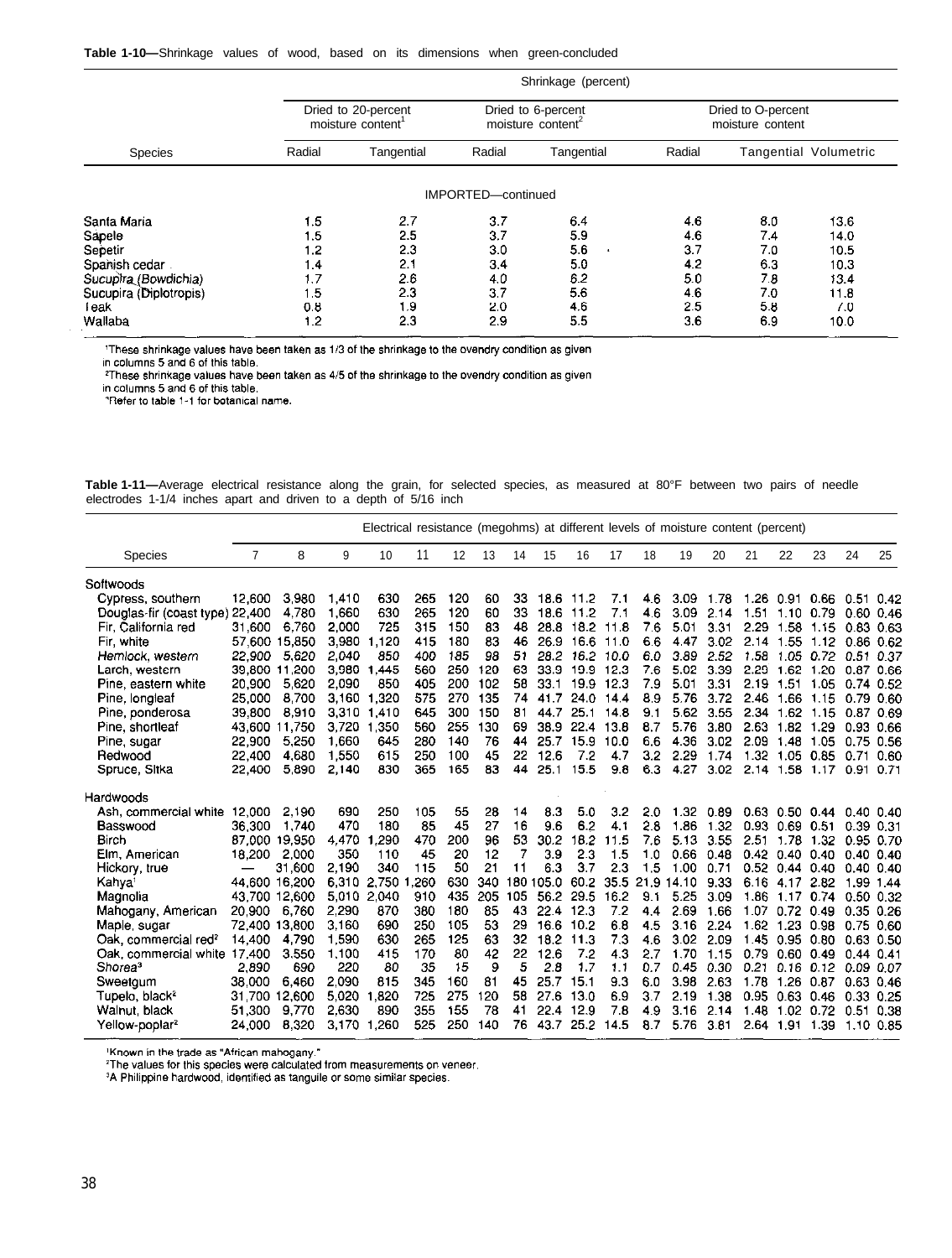**Table 1-10**—Shrinkage values of wood, based on its dimensions when green-concluded

| Species | Shrinkage (percent) | | | | | | |
|---|---|---|---|---|---|---|---|
| | Dried to 20-percent moisture content[1] | | Dried to 6-percent moisture content[2] | | Dried to O-percent moisture content | | |
| | Radial | Tangential | Radial | Tangential | Radial | Tangential | Volumetric |
| IMPORTED—continued | | | | | | | |
| Santa Maria | 1.5 | 2.7 | 3.7 | 6.4 | 4.6 | 8.0 | 13.6 |
| Sapele | 1.5 | 2.5 | 3.7 | 5.9 | 4.6 | 7.4 | 14.0 |
| Sepetir | 1.2 | 2.3 | 3.0 | 5.6 | 3.7 | 7.0 | 10.5 |
| Spanish cedar | 1.4 | 2.1 | 3.4 | 5.0 | 4.2 | 6.3 | 10.3 |
| *Sucupira (Bowdichia)* | 1.7 | 2.6 | 4.0 | 6.2 | 5.0 | 7.8 | 13.4 |
| Sucupira (Diplotropis) | 1.5 | 2.3 | 3.7 | 5.6 | 4.6 | 7.0 | 11.8 |
| Teak | 0.8 | 1.9 | 2.0 | 4.6 | 2.5 | 5.8 | 7.0 |
| Wallaba | 1.2 | 2.3 | 2.9 | 5.5 | 3.6 | 6.9 | 10.0 |

[1]These shrinkage values have been taken as 1/3 of the shrinkage to the ovendry condition as given in columns 5 and 6 of this table.
[2]These shrinkage values have been taken as 4/5 of the shrinkage to the ovendry condition as given in columns 5 and 6 of this table.
[3]Refer to table 1-1 for botanical name.

**Table 1-11**—Average electrical resistance along the grain, for selected species, as measured at 80°F between two pairs of needle electrodes 1-1/4 inches apart and driven to a depth of 5/16 inch

| Species | Electrical resistance (megohms) at different levels of moisture content (percent) | | | | | | | | | | | | | | | | | | |
|---|---|---|---|---|---|---|---|---|---|---|---|---|---|---|---|---|---|---|---|
| | 7 | 8 | 9 | 10 | 11 | 12 | 13 | 14 | 15 | 16 | 17 | 18 | 19 | 20 | 21 | 22 | 23 | 24 | 25 |
| **Softwoods** | | | | | | | | | | | | | | | | | | | |
| Cypress, southern | 12,600 | 3,980 | 1,410 | 630 | 265 | 120 | 60 | 33 | 18.6 | 11.2 | 7.1 | 4.6 | 3.09 | 1.78 | 1.26 | 0.91 | 0.66 | 0.51 | 0.42 |
| Douglas-fir (coast type) | 22,400 | 4,780 | 1,660 | 630 | 265 | 120 | 60 | 33 | 18.6 | 11.2 | 7.1 | 4.6 | 3.09 | 2.14 | 1.51 | 1.10 | 0.79 | 0.60 | 0.46 |
| Fir, California red | 31,600 | 6,760 | 2,000 | 725 | 315 | 150 | 83 | 48 | 28.8 | 18.2 | 11.8 | 7.6 | 5.01 | 3.31 | 2.29 | 1.58 | 1.15 | 0.83 | 0.63 |
| Fir, white | 57,600 | 15,850 | 3,980 | 1,120 | 415 | 180 | 83 | 46 | 26.9 | 16.6 | 11.0 | 6.6 | 4.47 | 3.02 | 2.14 | 1.55 | 1.12 | 0.86 | 0.62 |
| *Hemlock, western* | 22,900 | 5,620 | 2,040 | 850 | 400 | 185 | 98 | 51 | 28.2 | 16.2 | 10.0 | 6.0 | 3.89 | 2.52 | 1.58 | 1.05 | 0.72 | 0.51 | 0.37 |
| Larch, western | 39,800 | 11,200 | 3,980 | 1,445 | 560 | 250 | 120 | 63 | 33.9 | 19.9 | 12.3 | 7.6 | 5.02 | 3.39 | 2.29 | 1.62 | 1.20 | 0.87 | 0.66 |
| Pine, eastern white | 20,900 | 5,620 | 2,090 | 850 | 405 | 200 | 102 | 58 | 33.1 | 19.9 | 12.3 | 7.9 | 5.01 | 3.31 | 2.19 | 1.51 | 1.05 | 0.74 | 0.52 |
| Pine, longleaf | 25,000 | 8,700 | 3,160 | 1,320 | 575 | 270 | 135 | 74 | 41.7 | 24.0 | 14.4 | 8.9 | 5.76 | 3.72 | 2.46 | 1.66 | 1.15 | 0.79 | 0.60 |
| Pine, ponderosa | 39,800 | 8,910 | 3,310 | 1,410 | 645 | 300 | 150 | 81 | 44.7 | 25.1 | 14.8 | 9.1 | 5.62 | 3.55 | 2.34 | 1.62 | 1.15 | 0.87 | 0.69 |
| Pine, shortleaf | 43,600 | 11,750 | 3,720 | 1,350 | 560 | 255 | 130 | 69 | 38.9 | 22.4 | 13.8 | 8.7 | 5.76 | 3.80 | 2.63 | 1.82 | 1.29 | 0.93 | 0.66 |
| Pine, sugar | 22,900 | 5,250 | 1,660 | 645 | 280 | 140 | 76 | 44 | 25.7 | 15.9 | 10.0 | 6.6 | 4.36 | 3.02 | 2.09 | 1.48 | 1.05 | 0.75 | 0.56 |
| Redwood | 22,400 | 4,680 | 1,550 | 615 | 250 | 100 | 45 | 22 | 12.6 | 7.2 | 4.7 | 3.2 | 2.29 | 1.74 | 1.32 | 1.05 | 0.85 | 0.71 | 0.60 |
| Spruce, Sitka | 22,400 | 5,890 | 2,140 | 830 | 365 | 165 | 83 | 44 | 25.1 | 15.5 | 9.8 | 6.3 | 4.27 | 3.02 | 2.14 | 1.58 | 1.17 | 0.91 | 0.71 |
| **Hardwoods** | | | | | | | | | | | | | | | | | | | |
| Ash, commercial white | 12,000 | 2,190 | 690 | 250 | 105 | 55 | 28 | 14 | 8.3 | 5.0 | 3.2 | 2.0 | 1.32 | 0.89 | 0.63 | 0.50 | 0.44 | 0.40 | 0.40 |
| Basswood | 36,300 | 1,740 | 470 | 180 | 85 | 45 | 27 | 16 | 9.6 | 6.2 | 4.1 | 2.8 | 1.86 | 1.32 | 0.93 | 0.69 | 0.51 | 0.39 | 0.31 |
| Birch | 87,000 | 19,950 | 4,470 | 1,290 | 470 | 200 | 96 | 53 | 30.2 | 18.2 | 11.5 | 7.6 | 5.13 | 3.55 | 2.51 | 1.78 | 1.32 | 0.95 | 0.70 |
| Elm, American | 18,200 | 2,000 | 350 | 110 | 45 | 20 | 12 | 7 | 3.9 | 2.3 | 1.5 | 1.0 | 0.66 | 0.48 | 0.42 | 0.40 | 0.40 | 0.40 | 0.40 |
| Hickory, true | — | 31,600 | 2,190 | 340 | 115 | 50 | 21 | 11 | 6.3 | 3.7 | 2.3 | 1.5 | 1.00 | 0.71 | 0.52 | 0.44 | 0.40 | 0.40 | 0.40 |
| Kahya[1] | 44,600 | 16,200 | 6,310 | 2,750 | 1,260 | 630 | 340 | 180 | 105.0 | 60.2 | 35.5 | 21.9 | 14.10 | 9.33 | 6.16 | 4.17 | 2.82 | 1.99 | 1.44 |
| Magnolia | 43,700 | 12,600 | 5,010 | 2,040 | 910 | 435 | 205 | 105 | 56.2 | 29.5 | 16.2 | 9.1 | 5.25 | 3.09 | 1.86 | 1.17 | 0.74 | 0.50 | 0.32 |
| Mahogany, American | 20,900 | 6,760 | 2,290 | 870 | 380 | 180 | 85 | 43 | 22.4 | 12.3 | 7.2 | 4.4 | 2.69 | 1.66 | 1.07 | 0.72 | 0.49 | 0.35 | 0.26 |
| Maple, sugar | 72,400 | 13,800 | 3,160 | 690 | 250 | 105 | 53 | 29 | 16.6 | 10.2 | 6.8 | 4.5 | 3.16 | 2.24 | 1.62 | 1.23 | 0.98 | 0.75 | 0.60 |
| Oak, commercial red[2] | 14,400 | 4,790 | 1,590 | 630 | 265 | 125 | 63 | 32 | 18.2 | 11.3 | 7.3 | 4.6 | 3.02 | 2.09 | 1.45 | 0.95 | 0.80 | 0.63 | 0.50 |
| Oak, commercial white | 17,400 | 3,550 | 1,100 | 415 | 170 | 80 | 42 | 22 | 12.6 | 7.2 | 4.3 | 2.7 | 1.70 | 1.15 | 0.79 | 0.60 | 0.49 | 0.44 | 0.41 |
| *Shorea*[3] | 2,890 | 690 | 220 | 80 | 35 | 15 | 9 | 5 | 2.8 | 1.7 | 1.1 | 0.7 | 0.45 | 0.30 | 0.21 | 0.16 | 0.12 | 0.09 | 0.07 |
| Sweetgum | 38,000 | 6,460 | 2,090 | 815 | 345 | 160 | 81 | 45 | 25.7 | 15.1 | 9.3 | 6.0 | 3.98 | 2.63 | 1.78 | 1.26 | 0.87 | 0.63 | 0.46 |
| Tupelo, black[2] | 31,700 | 12,600 | 5,020 | 1,820 | 725 | 275 | 120 | 58 | 27.6 | 13.0 | 6.9 | 3.7 | 2.19 | 1.38 | 0.95 | 0.63 | 0.46 | 0.33 | 0.25 |
| Walnut, black | 51,300 | 9,770 | 2,630 | 890 | 355 | 155 | 78 | 41 | 22.4 | 12.9 | 7.8 | 4.9 | 3.16 | 2.14 | 1.48 | 1.02 | 0.72 | 0.51 | 0.38 |
| Yellow-poplar[2] | 24,000 | 8,320 | 3,170 | 1,260 | 525 | 250 | 140 | 76 | 43.7 | 25.2 | 14.5 | 8.7 | 5.76 | 3.81 | 2.64 | 1.91 | 1.39 | 1.10 | 0.85 |

[1]Known in the trade as "African mahogany."
[2]The values for this species were calculated from measurements on veneer.
[3]A Philippine hardwood, identified as tanguile or some similar species.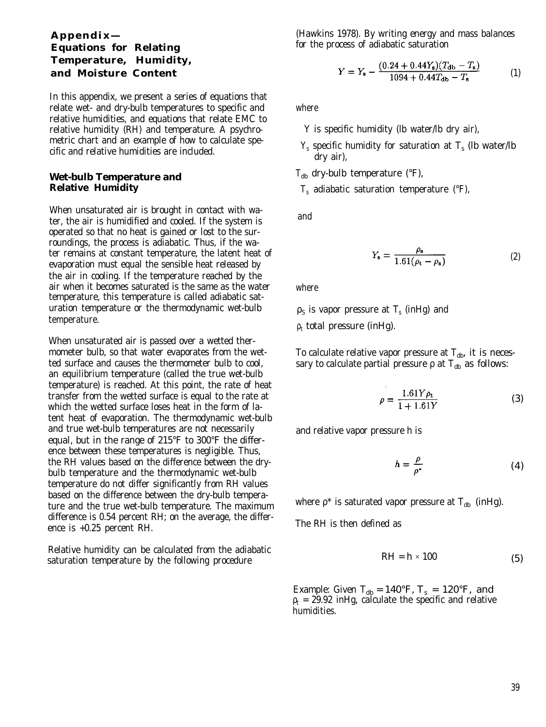## Appendix— Equations for Relating Temperature, Humidity, and Moisture Content

In this appendix, we present a series of equations that relate wet- and dry-bulb temperatures to specific and relative humidities, and equations that relate EMC to relative humidity (RH) and temperature. A psychrometric chart and an example of how to calculate specific and relative humidities are included.

### Wet-bulb Temperature and Relative Humidity

When unsaturated air is brought in contact with water, the air is humidified and cooled. If the system is operated so that no heat is gained or lost to the surroundings, the process is adiabatic. Thus, if the water remains at constant temperature, the latent heat of evaporation must equal the sensible heat released by the air in cooling. If the temperature reached by the air when it becomes saturated is the same as the water temperature, this temperature is called adiabatic saturation temperature or the thermodynamic wet-bulb temperature.

When unsaturated air is passed over a wetted thermometer bulb, so that water evaporates from the wetted surface and causes the thermometer bulb to cool, an equilibrium temperature (called the true wet-bulb temperature) is reached. At this point, the rate of heat transfer from the wetted surface is equal to the rate at which the wetted surface loses heat in the form of latent heat of evaporation. The thermodynamic wet-bulb and true wet-bulb temperatures are not necessarily equal, but in the range of 215°F to 300°F the difference between these temperatures is negligible. Thus, the RH values based on the difference between the dry-bulb temperature and the thermodynamic wet-bulb temperature do not differ significantly from RH values based on the difference between the dry-bulb temperature and the true wet-bulb temperature. The maximum difference is 0.54 percent RH; on the average, the difference is +0.25 percent RH.

Relative humidity can be calculated from the adiabatic saturation temperature by the following procedure (Hawkins 1978). By writing energy and mass balances for the process of adiabatic saturation

$$Y = Y_s - \frac{(0.24 + 0.44Y_s)(T_{db} - T_s)}{1094 + 0.44T_{db} - T_s} \quad (1)$$

where

$Y$ is specific humidity (lb water/lb dry air),

$Y_s$ specific humidity for saturation at $T_s$ (lb water/lb dry air),

$T_{db}$ dry-bulb temperature (°F),

$T_s$ adiabatic saturation temperature (°F),

and

$$Y_s = \frac{\rho_s}{1.61(\rho_t - \rho_s)} \quad (2)$$

where

$\rho_s$ is vapor pressure at $T_s$ (inHg) and

$\rho_t$ total pressure (inHg).

To calculate relative vapor pressure at $T_{db}$, it is necessary to calculate partial pressure $\rho$ at $T_{db}$ as follows:

$$\rho = \frac{1.61Y\rho_t}{1 + 1.61Y} \quad (3)$$

and relative vapor pressure $h$ is

$$h = \frac{\rho}{\rho^*} \quad (4)$$

where $\rho^*$ is saturated vapor pressure at $T_{db}$ (inHg).

The RH is then defined as

$$RH = h \times 100 \quad (5)$$

Example: Given $T_{db} = 140$°F, $T_s = 120$°F, and $\rho_t = 29.92$ inHg, calculate the specific and relative humidities.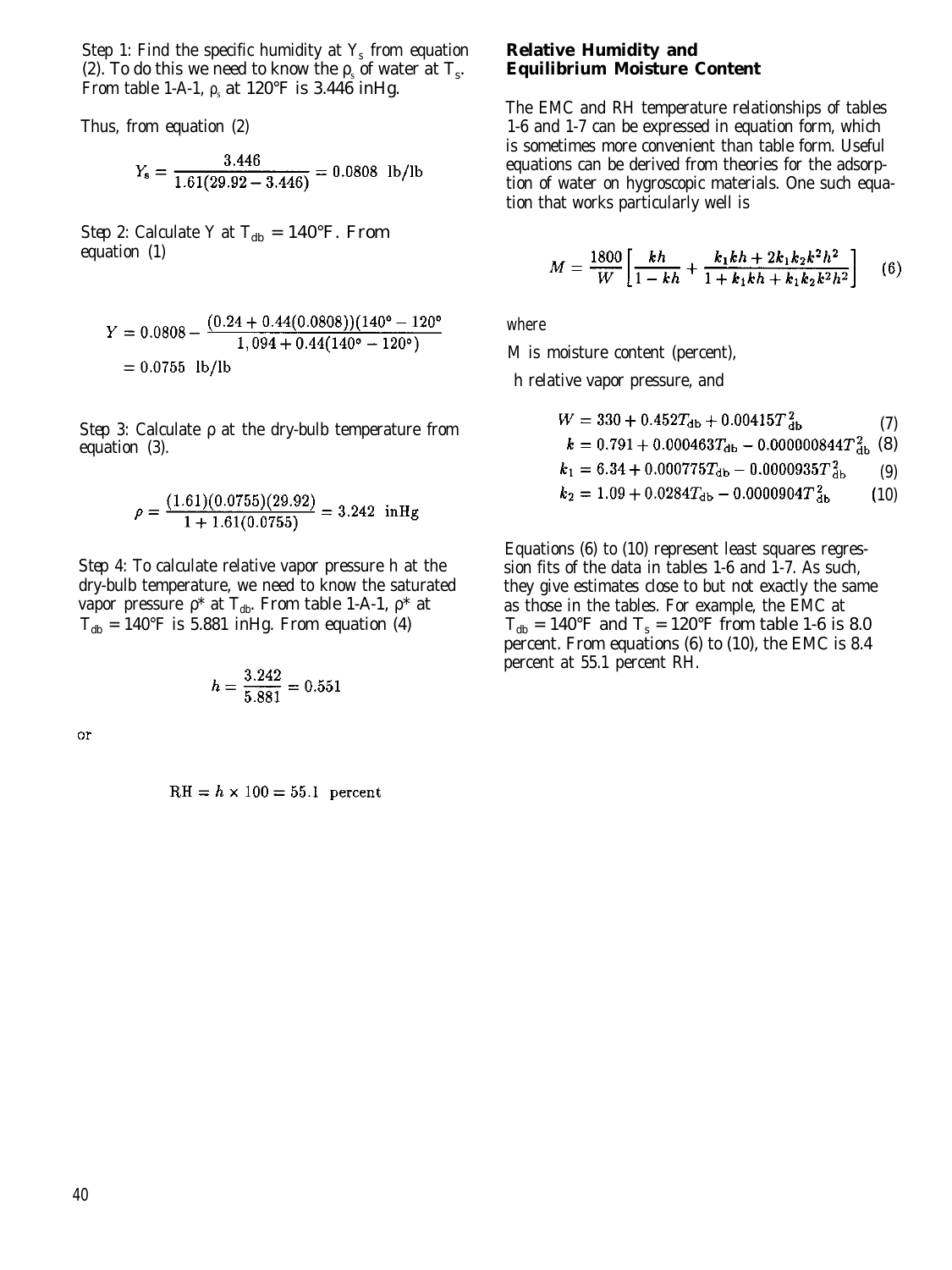Step 1: Find the specific humidity at $Y_s$ from equation (2). To do this we need to know the $\rho_s$ of water at $T_s$. From table 1-A-1, $\rho_s$ at 120°F is 3.446 inHg.

Thus, from equation (2)

$$Y_s = \frac{3.446}{1.61(29.92 - 3.446)} = 0.0808 \text{ lb/lb}$$

Step 2: Calculate Y at $T_{db}$ = 140°F. From equation (1)

$$Y = 0.0808 - \frac{(0.24 + 0.44(0.0808))(140° - 120°)}{1,094 + 0.44(140° - 120°)}$$
$$= 0.0755 \text{ lb/lb}$$

Step 3: Calculate ρ at the dry-bulb temperature from equation (3).

$$\rho = \frac{(1.61)(0.0755)(29.92)}{1 + 1.61(0.0755)} = 3.242 \text{ inHg}$$

Step 4: To calculate relative vapor pressure h at the dry-bulb temperature, we need to know the saturated vapor pressure ρ* at $T_{db}$. From table 1-A-1, ρ* at $T_{db}$ = 140°F is 5.881 inHg. From equation (4)

$$h = \frac{3.242}{5.881} = 0.551$$

or

$$\text{RH} = h \times 100 = 55.1 \text{ percent}$$

## Relative Humidity and Equilibrium Moisture Content

The EMC and RH temperature relationships of tables 1-6 and 1-7 can be expressed in equation form, which is sometimes more convenient than table form. Useful equations can be derived from theories for the adsorption of water on hygroscopic materials. One such equation that works particularly well is

$$M = \frac{1800}{W}\left[\frac{kh}{1 - kh} + \frac{k_1 kh + 2k_1 k_2 k^2 h^2}{1 + k_1 kh + k_1 k_2 k^2 h^2}\right] \quad (6)$$

where

M is moisture content (percent),

h relative vapor pressure, and

$$W = 330 + 0.452T_{db} + 0.00415T_{db}^2 \quad (7)$$

$$k = 0.791 + 0.000463T_{db} - 0.000000844T_{db}^2 \quad (8)$$

$$k_1 = 6.34 + 0.000775T_{db} - 0.0000935T_{db}^2 \quad (9)$$

$$k_2 = 1.09 + 0.0284T_{db} - 0.0000904T_{db}^2 \quad (10)$$

Equations (6) to (10) represent least squares regression fits of the data in tables 1-6 and 1-7. As such, they give estimates close to but not exactly the same as those in the tables. For example, the EMC at $T_{db}$ = 140°F and $T_s$ = 120°F from table 1-6 is 8.0 percent. From equations (6) to (10), the EMC is 8.4 percent at 55.1 percent RH.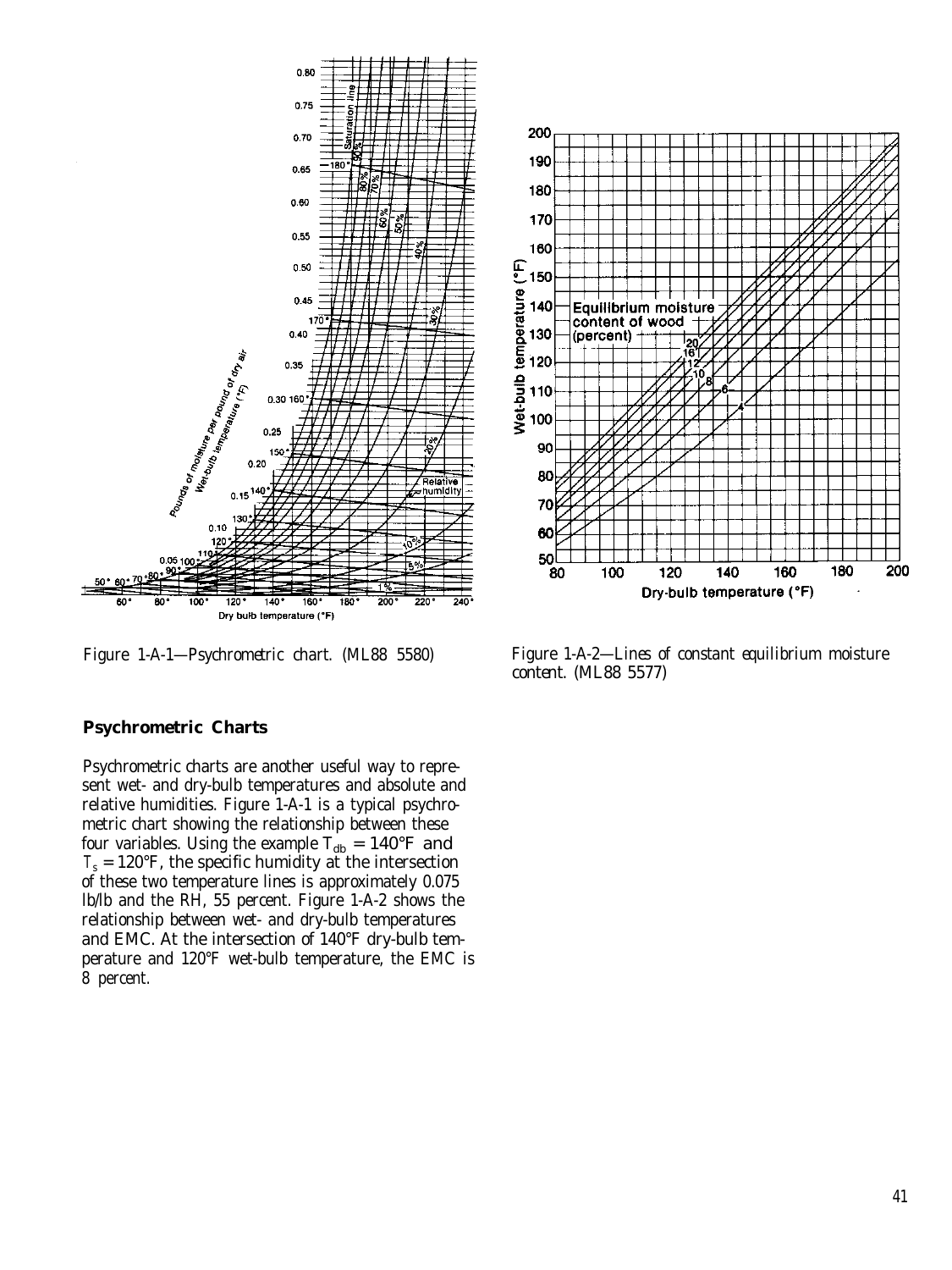0.80
0.75
0.70
0.65
0.60
0.55
0.50
0.45
0.40
0.35
0.30
0.25
0.20
0.15
0.10
0.05

Saturation line
90%
80%
70%
60%
50%
40%
30%
20%
10%
5%
1%
Relative humidity

180°
170°
160°
150°
140°
130°
120°
110°
100°
90°
80°
70°
60°
50°

Pounds of moisture per pound of dry air
Wet-bulb temperature (°F)

60° 80° 100° 120° 140° 160° 180° 200° 220° 240°
Dry bulb temperature (°F)

Figure 1-A-1—Psychrometric chart. (ML88 5580)

200
190
180
170
160
150
140
130
120
110
100
90
80
70
60
50

Wet-bulb temperature (°F)

Equilibrium moisture content of wood (percent)

20
16
12
10
8
6
4

80 100 120 140 160 180 200
Dry-bulb temperature (°F)

Figure 1-A-2—Lines of constant equilibrium moisture content. (ML88 5577)

### Psychrometric Charts

Psychrometric charts are another useful way to represent wet- and dry-bulb temperatures and absolute and relative humidities. Figure 1-A-1 is a typical psychrometric chart showing the relationship between these four variables. Using the example $T_{db} = 140°F$ and $T_s = 120°F$, the specific humidity at the intersection of these two temperature lines is approximately 0.075 lb/lb and the RH, 55 percent. Figure 1-A-2 shows the relationship between wet- and dry-bulb temperatures and EMC. At the intersection of 140°F dry-bulb temperature and 120°F wet-bulb temperature, the EMC is 8 percent.